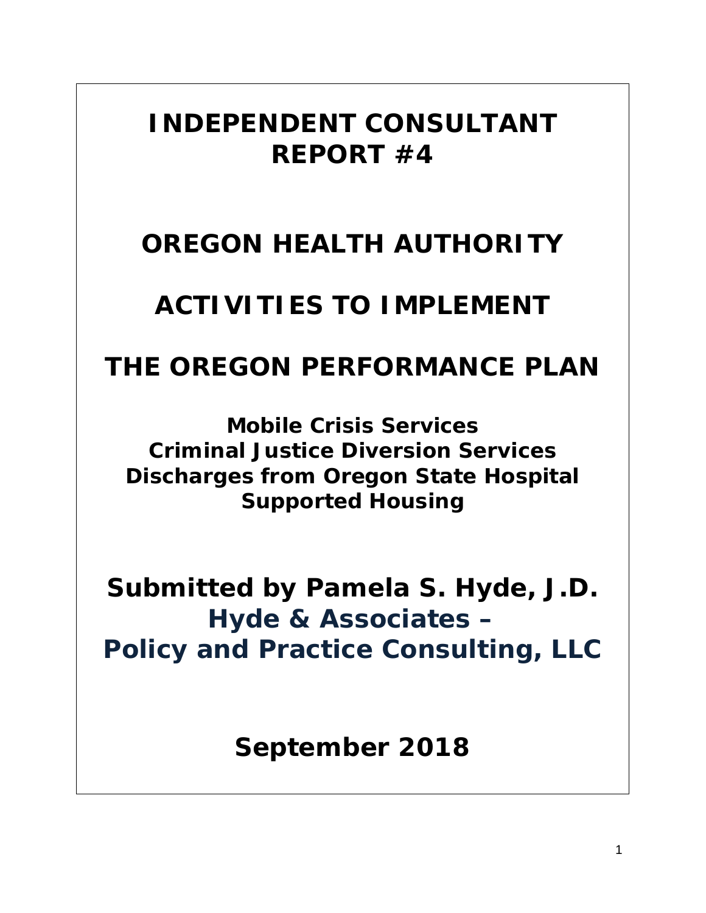# INDEPENDENT CONSULTANT REPORT #4

# OREGON HEALTH AUTHORITY

# ACTIVITIES TO IMPLEMENT

# THE OREGON PERFORMANCE PLAN

**Mobile Crisis Services**
**Criminal Justice Diversion Services**
**Discharges from Oregon State Hospital**
**Supported Housing**

## Submitted by Pamela S. Hyde, J.D.

## Hyde & Associates – Policy and Practice Consulting, LLC

## September 2018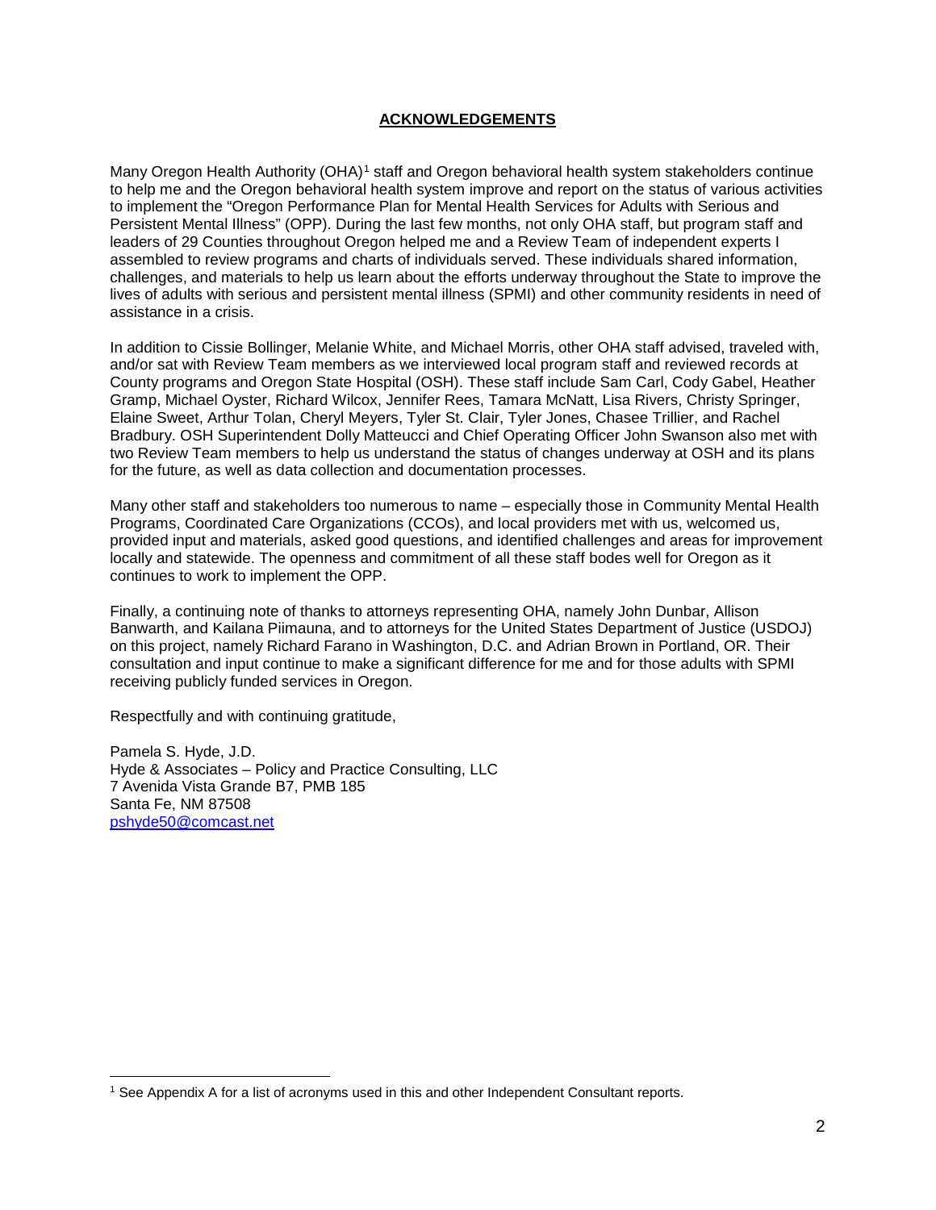## ACKNOWLEDGEMENTS

Many Oregon Health Authority (OHA)[1] staff and Oregon behavioral health system stakeholders continue to help me and the Oregon behavioral health system improve and report on the status of various activities to implement the "Oregon Performance Plan for Mental Health Services for Adults with Serious and Persistent Mental Illness" (OPP). During the last few months, not only OHA staff, but program staff and leaders of 29 Counties throughout Oregon helped me and a Review Team of independent experts I assembled to review programs and charts of individuals served. These individuals shared information, challenges, and materials to help us learn about the efforts underway throughout the State to improve the lives of adults with serious and persistent mental illness (SPMI) and other community residents in need of assistance in a crisis.

In addition to Cissie Bollinger, Melanie White, and Michael Morris, other OHA staff advised, traveled with, and/or sat with Review Team members as we interviewed local program staff and reviewed records at County programs and Oregon State Hospital (OSH). These staff include Sam Carl, Cody Gabel, Heather Gramp, Michael Oyster, Richard Wilcox, Jennifer Rees, Tamara McNatt, Lisa Rivers, Christy Springer, Elaine Sweet, Arthur Tolan, Cheryl Meyers, Tyler St. Clair, Tyler Jones, Chasee Trillier, and Rachel Bradbury. OSH Superintendent Dolly Matteucci and Chief Operating Officer John Swanson also met with two Review Team members to help us understand the status of changes underway at OSH and its plans for the future, as well as data collection and documentation processes.

Many other staff and stakeholders too numerous to name – especially those in Community Mental Health Programs, Coordinated Care Organizations (CCOs), and local providers met with us, welcomed us, provided input and materials, asked good questions, and identified challenges and areas for improvement locally and statewide. The openness and commitment of all these staff bodes well for Oregon as it continues to work to implement the OPP.

Finally, a continuing note of thanks to attorneys representing OHA, namely John Dunbar, Allison Banwarth, and Kailana Piimauna, and to attorneys for the United States Department of Justice (USDOJ) on this project, namely Richard Farano in Washington, D.C. and Adrian Brown in Portland, OR. Their consultation and input continue to make a significant difference for me and for those adults with SPMI receiving publicly funded services in Oregon.

Respectfully and with continuing gratitude,

Pamela S. Hyde, J.D.
Hyde & Associates – Policy and Practice Consulting, LLC
7 Avenida Vista Grande B7, PMB 185
Santa Fe, NM 87508
pshyde50@comcast.net

[1] See Appendix A for a list of acronyms used in this and other Independent Consultant reports.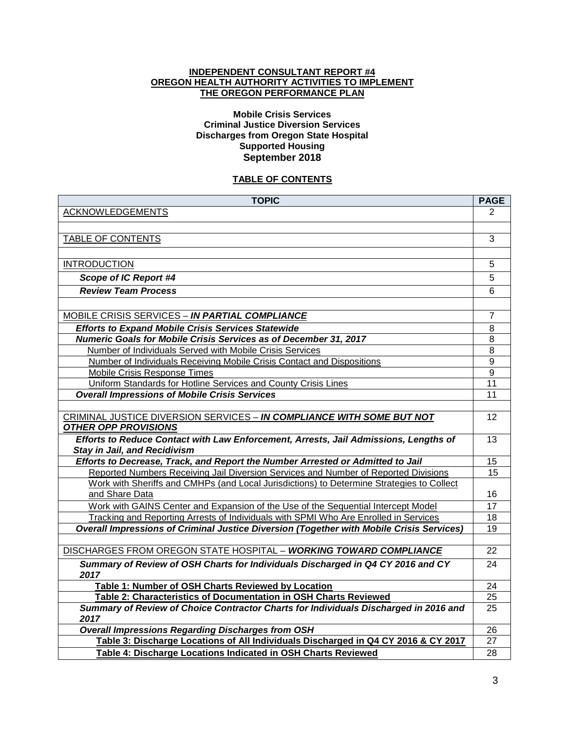**INDEPENDENT CONSULTANT REPORT #4**
**OREGON HEALTH AUTHORITY ACTIVITIES TO IMPLEMENT THE OREGON PERFORMANCE PLAN**

**Mobile Crisis Services**
**Criminal Justice Diversion Services**
**Discharges from Oregon State Hospital**
**Supported Housing**
**September 2018**

## TABLE OF CONTENTS

| TOPIC | PAGE |
|---|---|
| ACKNOWLEDGEMENTS | 2 |
| | |
| TABLE OF CONTENTS | 3 |
| | |
| INTRODUCTION | 5 |
| ***Scope of IC Report #4*** | 5 |
| ***Review Team Process*** | 6 |
| | |
| MOBILE CRISIS SERVICES – ***IN PARTIAL COMPLIANCE*** | 7 |
| ***Efforts to Expand Mobile Crisis Services Statewide*** | 8 |
| ***Numeric Goals for Mobile Crisis Services as of December 31, 2017*** | 8 |
| Number of Individuals Served with Mobile Crisis Services | 8 |
| Number of Individuals Receiving Mobile Crisis Contact and Dispositions | 9 |
| Mobile Crisis Response Times | 9 |
| Uniform Standards for Hotline Services and County Crisis Lines | 11 |
| ***Overall Impressions of Mobile Crisis Services*** | 11 |
| | |
| CRIMINAL JUSTICE DIVERSION SERVICES – ***IN COMPLIANCE WITH SOME BUT NOT OTHER OPP PROVISIONS*** | 12 |
| ***Efforts to Reduce Contact with Law Enforcement, Arrests, Jail Admissions, Lengths of Stay in Jail, and Recidivism*** | 13 |
| ***Efforts to Decrease, Track, and Report the Number Arrested or Admitted to Jail*** | 15 |
| Reported Numbers Receiving Jail Diversion Services and Number of Reported Divisions | 15 |
| Work with Sheriffs and CMHPs (and Local Jurisdictions) to Determine Strategies to Collect and Share Data | 16 |
| Work with GAINS Center and Expansion of the Use of the Sequential Intercept Model | 17 |
| Tracking and Reporting Arrests of Individuals with SPMI Who Are Enrolled in Services | 18 |
| ***Overall Impressions of Criminal Justice Diversion (Together with Mobile Crisis Services)*** | 19 |
| | |
| DISCHARGES FROM OREGON STATE HOSPITAL – ***WORKING TOWARD COMPLIANCE*** | 22 |
| ***Summary of Review of OSH Charts for Individuals Discharged in Q4 CY 2016 and CY 2017*** | 24 |
| **Table 1: Number of OSH Charts Reviewed by Location** | 24 |
| **Table 2: Characteristics of Documentation in OSH Charts Reviewed** | 25 |
| ***Summary of Review of Choice Contractor Charts for Individuals Discharged in 2016 and 2017*** | 25 |
| ***Overall Impressions Regarding Discharges from OSH*** | 26 |
| **Table 3: Discharge Locations of All Individuals Discharged in Q4 CY 2016 & CY 2017** | 27 |
| **Table 4: Discharge Locations Indicated in OSH Charts Reviewed** | 28 |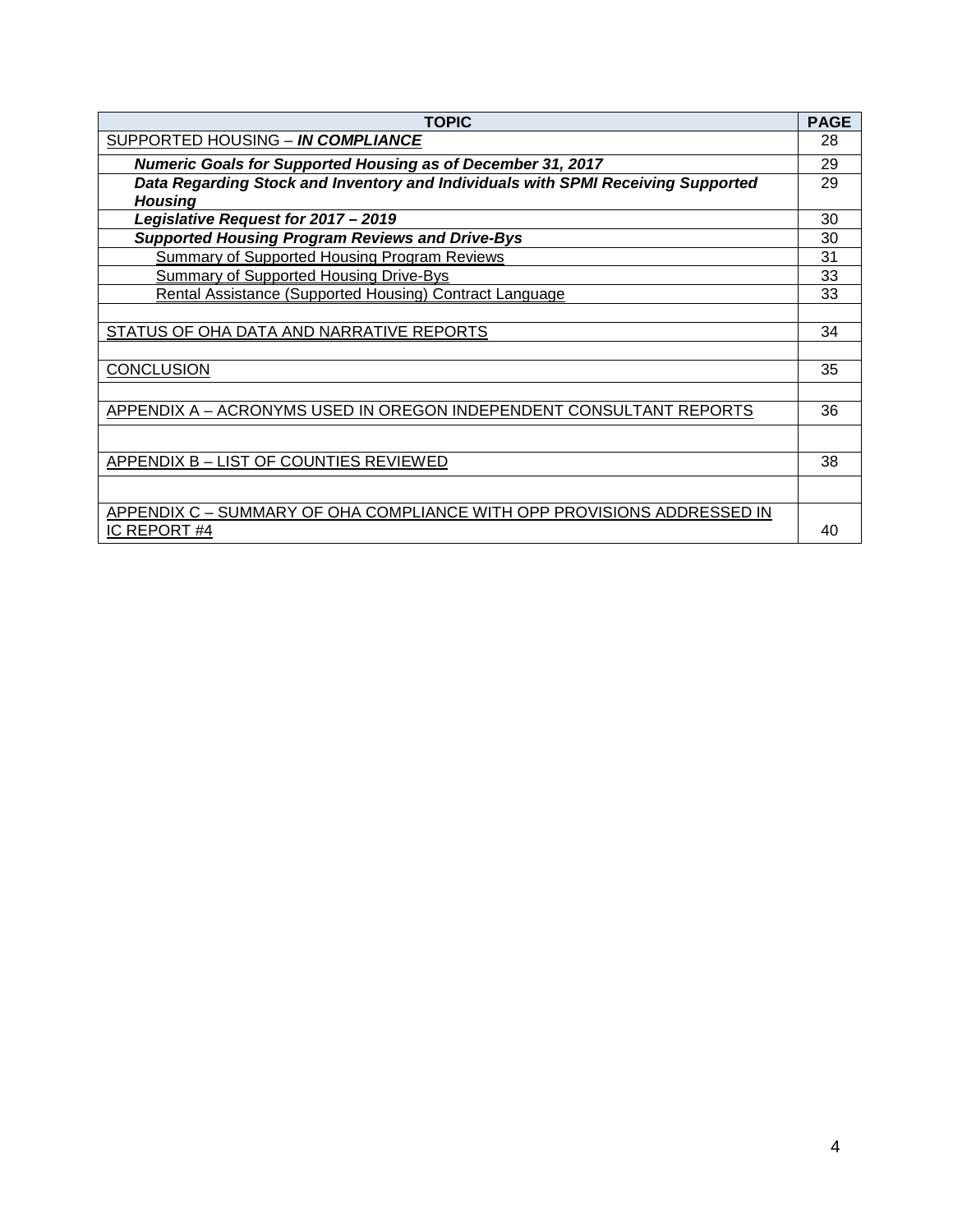| TOPIC | PAGE |
|---|---|
| SUPPORTED HOUSING – ***IN COMPLIANCE*** | 28 |
| ***Numeric Goals for Supported Housing as of December 31, 2017*** | 29 |
| ***Data Regarding Stock and Inventory and Individuals with SPMI Receiving Supported Housing*** | 29 |
| ***Legislative Request for 2017 – 2019*** | 30 |
| ***Supported Housing Program Reviews and Drive-Bys*** | 30 |
| Summary of Supported Housing Program Reviews | 31 |
| Summary of Supported Housing Drive-Bys | 33 |
| Rental Assistance (Supported Housing) Contract Language | 33 |
| | |
| STATUS OF OHA DATA AND NARRATIVE REPORTS | 34 |
| | |
| CONCLUSION | 35 |
| | |
| APPENDIX A – ACRONYMS USED IN OREGON INDEPENDENT CONSULTANT REPORTS | 36 |
| | |
| APPENDIX B – LIST OF COUNTIES REVIEWED | 38 |
| | |
| APPENDIX C – SUMMARY OF OHA COMPLIANCE WITH OPP PROVISIONS ADDRESSED IN IC REPORT #4 | 40 |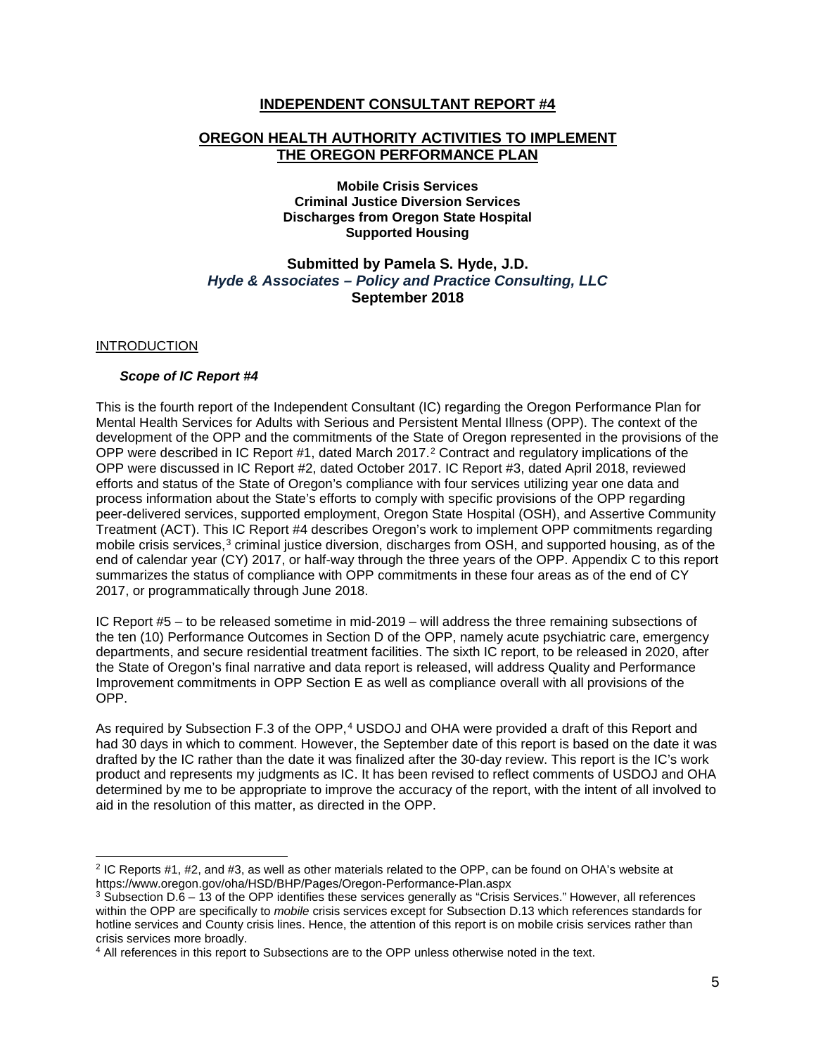# INDEPENDENT CONSULTANT REPORT #4

## OREGON HEALTH AUTHORITY ACTIVITIES TO IMPLEMENT THE OREGON PERFORMANCE PLAN

**Mobile Crisis Services**
**Criminal Justice Diversion Services**
**Discharges from Oregon State Hospital**
**Supported Housing**

**Submitted by Pamela S. Hyde, J.D.**
***Hyde & Associates – Policy and Practice Consulting, LLC***
**September 2018**

## INTRODUCTION

### *Scope of IC Report #4*

This is the fourth report of the Independent Consultant (IC) regarding the Oregon Performance Plan for Mental Health Services for Adults with Serious and Persistent Mental Illness (OPP). The context of the development of the OPP and the commitments of the State of Oregon represented in the provisions of the OPP were described in IC Report #1, dated March 2017.[2] Contract and regulatory implications of the OPP were discussed in IC Report #2, dated October 2017. IC Report #3, dated April 2018, reviewed efforts and status of the State of Oregon's compliance with four services utilizing year one data and process information about the State's efforts to comply with specific provisions of the OPP regarding peer-delivered services, supported employment, Oregon State Hospital (OSH), and Assertive Community Treatment (ACT). This IC Report #4 describes Oregon's work to implement OPP commitments regarding mobile crisis services,[3] criminal justice diversion, discharges from OSH, and supported housing, as of the end of calendar year (CY) 2017, or half-way through the three years of the OPP. Appendix C to this report summarizes the status of compliance with OPP commitments in these four areas as of the end of CY 2017, or programmatically through June 2018.

IC Report #5 – to be released sometime in mid-2019 – will address the three remaining subsections of the ten (10) Performance Outcomes in Section D of the OPP, namely acute psychiatric care, emergency departments, and secure residential treatment facilities. The sixth IC report, to be released in 2020, after the State of Oregon's final narrative and data report is released, will address Quality and Performance Improvement commitments in OPP Section E as well as compliance overall with all provisions of the OPP.

As required by Subsection F.3 of the OPP,[4] USDOJ and OHA were provided a draft of this Report and had 30 days in which to comment. However, the September date of this report is based on the date it was drafted by the IC rather than the date it was finalized after the 30-day review. This report is the IC's work product and represents my judgments as IC. It has been revised to reflect comments of USDOJ and OHA determined by me to be appropriate to improve the accuracy of the report, with the intent of all involved to aid in the resolution of this matter, as directed in the OPP.

---

[2] IC Reports #1, #2, and #3, as well as other materials related to the OPP, can be found on OHA's website at https://www.oregon.gov/oha/HSD/BHP/Pages/Oregon-Performance-Plan.aspx

[3] Subsection D.6 – 13 of the OPP identifies these services generally as "Crisis Services." However, all references within the OPP are specifically to *mobile* crisis services except for Subsection D.13 which references standards for hotline services and County crisis lines. Hence, the attention of this report is on mobile crisis services rather than crisis services more broadly.

[4] All references in this report to Subsections are to the OPP unless otherwise noted in the text.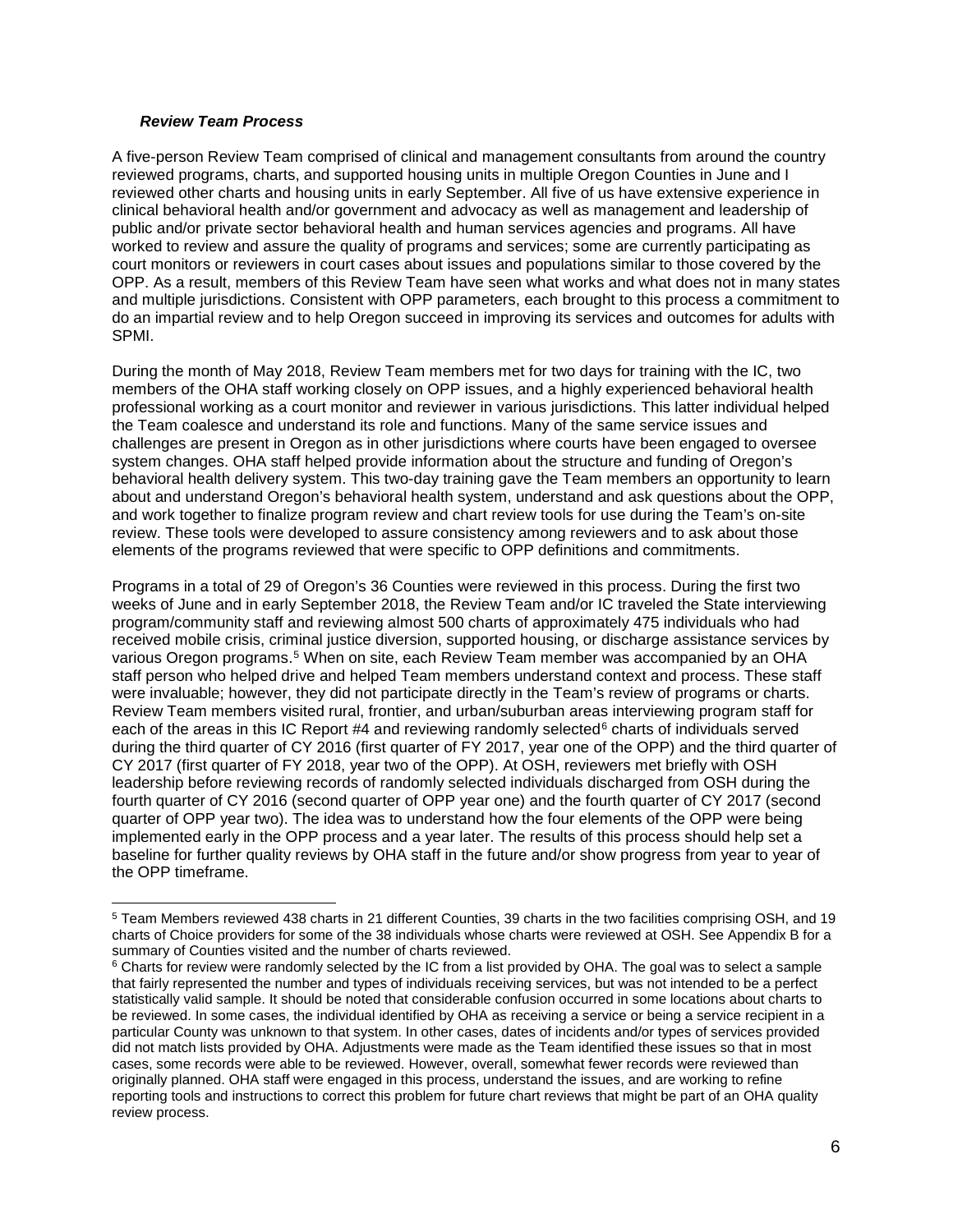***Review Team Process***

A five-person Review Team comprised of clinical and management consultants from around the country reviewed programs, charts, and supported housing units in multiple Oregon Counties in June and I reviewed other charts and housing units in early September. All five of us have extensive experience in clinical behavioral health and/or government and advocacy as well as management and leadership of public and/or private sector behavioral health and human services agencies and programs. All have worked to review and assure the quality of programs and services; some are currently participating as court monitors or reviewers in court cases about issues and populations similar to those covered by the OPP. As a result, members of this Review Team have seen what works and what does not in many states and multiple jurisdictions. Consistent with OPP parameters, each brought to this process a commitment to do an impartial review and to help Oregon succeed in improving its services and outcomes for adults with SPMI.

During the month of May 2018, Review Team members met for two days for training with the IC, two members of the OHA staff working closely on OPP issues, and a highly experienced behavioral health professional working as a court monitor and reviewer in various jurisdictions. This latter individual helped the Team coalesce and understand its role and functions. Many of the same service issues and challenges are present in Oregon as in other jurisdictions where courts have been engaged to oversee system changes. OHA staff helped provide information about the structure and funding of Oregon's behavioral health delivery system. This two-day training gave the Team members an opportunity to learn about and understand Oregon's behavioral health system, understand and ask questions about the OPP, and work together to finalize program review and chart review tools for use during the Team's on-site review. These tools were developed to assure consistency among reviewers and to ask about those elements of the programs reviewed that were specific to OPP definitions and commitments.

Programs in a total of 29 of Oregon's 36 Counties were reviewed in this process. During the first two weeks of June and in early September 2018, the Review Team and/or IC traveled the State interviewing program/community staff and reviewing almost 500 charts of approximately 475 individuals who had received mobile crisis, criminal justice diversion, supported housing, or discharge assistance services by various Oregon programs.[5] When on site, each Review Team member was accompanied by an OHA staff person who helped drive and helped Team members understand context and process. These staff were invaluable; however, they did not participate directly in the Team's review of programs or charts. Review Team members visited rural, frontier, and urban/suburban areas interviewing program staff for each of the areas in this IC Report #4 and reviewing randomly selected[6] charts of individuals served during the third quarter of CY 2016 (first quarter of FY 2017, year one of the OPP) and the third quarter of CY 2017 (first quarter of FY 2018, year two of the OPP). At OSH, reviewers met briefly with OSH leadership before reviewing records of randomly selected individuals discharged from OSH during the fourth quarter of CY 2016 (second quarter of OPP year one) and the fourth quarter of CY 2017 (second quarter of OPP year two). The idea was to understand how the four elements of the OPP were being implemented early in the OPP process and a year later. The results of this process should help set a baseline for further quality reviews by OHA staff in the future and/or show progress from year to year of the OPP timeframe.

---

[5] Team Members reviewed 438 charts in 21 different Counties, 39 charts in the two facilities comprising OSH, and 19 charts of Choice providers for some of the 38 individuals whose charts were reviewed at OSH. See Appendix B for a summary of Counties visited and the number of charts reviewed.

[6] Charts for review were randomly selected by the IC from a list provided by OHA. The goal was to select a sample that fairly represented the number and types of individuals receiving services, but was not intended to be a perfect statistically valid sample. It should be noted that considerable confusion occurred in some locations about charts to be reviewed. In some cases, the individual identified by OHA as receiving a service or being a service recipient in a particular County was unknown to that system. In other cases, dates of incidents and/or types of services provided did not match lists provided by OHA. Adjustments were made as the Team identified these issues so that in most cases, some records were able to be reviewed. However, overall, somewhat fewer records were reviewed than originally planned. OHA staff were engaged in this process, understand the issues, and are working to refine reporting tools and instructions to correct this problem for future chart reviews that might be part of an OHA quality review process.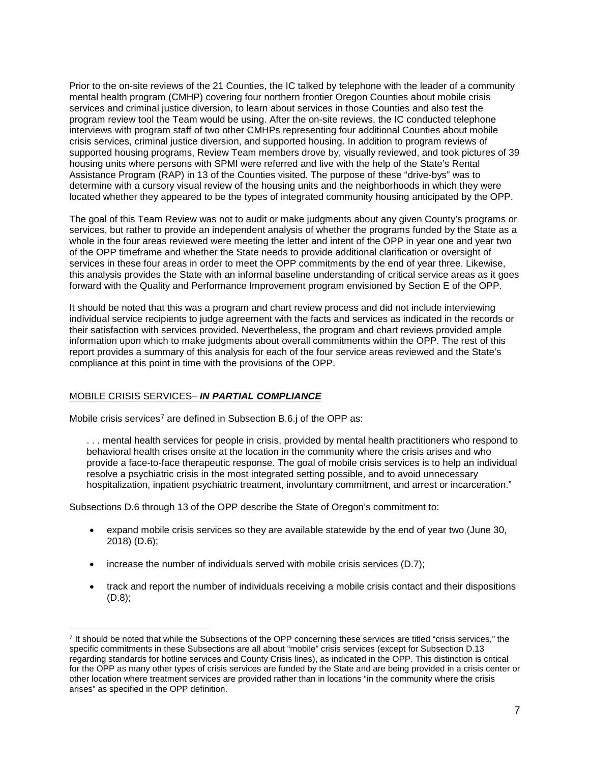Prior to the on-site reviews of the 21 Counties, the IC talked by telephone with the leader of a community mental health program (CMHP) covering four northern frontier Oregon Counties about mobile crisis services and criminal justice diversion, to learn about services in those Counties and also test the program review tool the Team would be using. After the on-site reviews, the IC conducted telephone interviews with program staff of two other CMHPs representing four additional Counties about mobile crisis services, criminal justice diversion, and supported housing. In addition to program reviews of supported housing programs, Review Team members drove by, visually reviewed, and took pictures of 39 housing units where persons with SPMI were referred and live with the help of the State's Rental Assistance Program (RAP) in 13 of the Counties visited. The purpose of these "drive-bys" was to determine with a cursory visual review of the housing units and the neighborhoods in which they were located whether they appeared to be the types of integrated community housing anticipated by the OPP.

The goal of this Team Review was not to audit or make judgments about any given County's programs or services, but rather to provide an independent analysis of whether the programs funded by the State as a whole in the four areas reviewed were meeting the letter and intent of the OPP in year one and year two of the OPP timeframe and whether the State needs to provide additional clarification or oversight of services in these four areas in order to meet the OPP commitments by the end of year three. Likewise, this analysis provides the State with an informal baseline understanding of critical service areas as it goes forward with the Quality and Performance Improvement program envisioned by Section E of the OPP.

It should be noted that this was a program and chart review process and did not include interviewing individual service recipients to judge agreement with the facts and services as indicated in the records or their satisfaction with services provided. Nevertheless, the program and chart reviews provided ample information upon which to make judgments about overall commitments within the OPP. The rest of this report provides a summary of this analysis for each of the four service areas reviewed and the State's compliance at this point in time with the provisions of the OPP.

## MOBILE CRISIS SERVICES– ***IN PARTIAL COMPLIANCE***

Mobile crisis services[7] are defined in Subsection B.6.j of the OPP as:

> . . . mental health services for people in crisis, provided by mental health practitioners who respond to behavioral health crises onsite at the location in the community where the crisis arises and who provide a face-to-face therapeutic response. The goal of mobile crisis services is to help an individual resolve a psychiatric crisis in the most integrated setting possible, and to avoid unnecessary hospitalization, inpatient psychiatric treatment, involuntary commitment, and arrest or incarceration."

Subsections D.6 through 13 of the OPP describe the State of Oregon's commitment to:

- expand mobile crisis services so they are available statewide by the end of year two (June 30, 2018) (D.6);
- increase the number of individuals served with mobile crisis services (D.7);
- track and report the number of individuals receiving a mobile crisis contact and their dispositions (D.8);

---

[7] It should be noted that while the Subsections of the OPP concerning these services are titled "crisis services," the specific commitments in these Subsections are all about "mobile" crisis services (except for Subsection D.13 regarding standards for hotline services and County Crisis lines), as indicated in the OPP. This distinction is critical for the OPP as many other types of crisis services are funded by the State and are being provided in a crisis center or other location where treatment services are provided rather than in locations "in the community where the crisis arises" as specified in the OPP definition.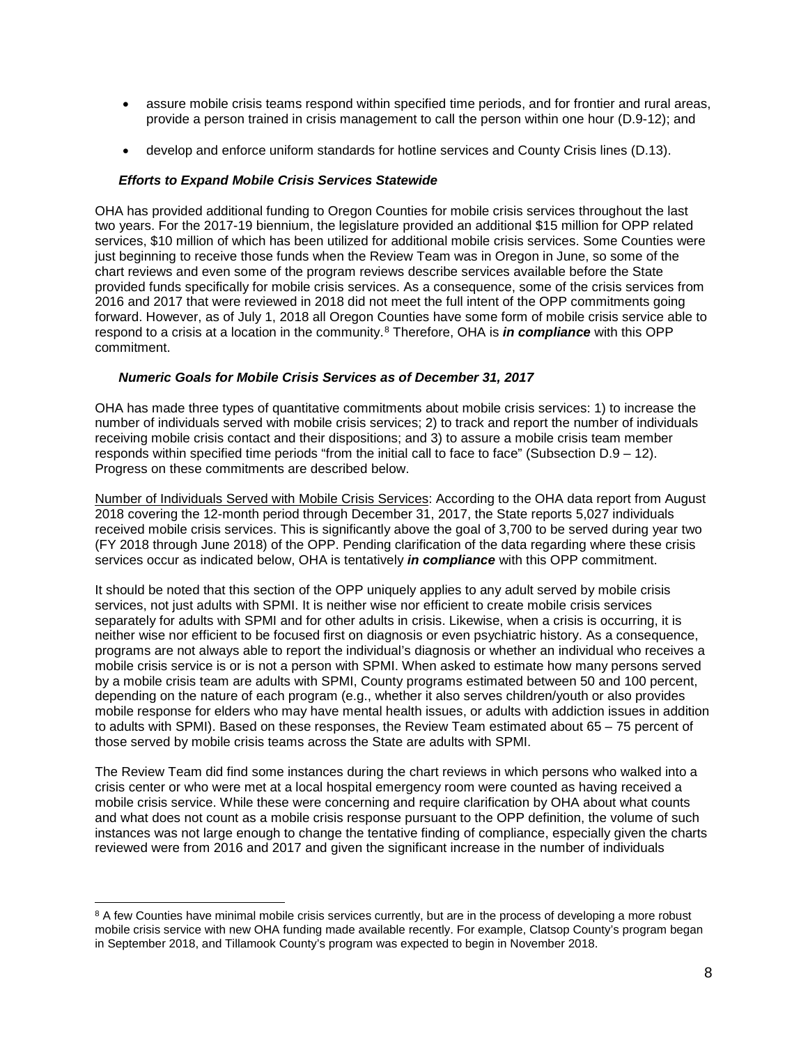- assure mobile crisis teams respond within specified time periods, and for frontier and rural areas, provide a person trained in crisis management to call the person within one hour (D.9-12); and
- develop and enforce uniform standards for hotline services and County Crisis lines (D.13).

### *Efforts to Expand Mobile Crisis Services Statewide*

OHA has provided additional funding to Oregon Counties for mobile crisis services throughout the last two years. For the 2017-19 biennium, the legislature provided an additional $15 million for OPP related services, $10 million of which has been utilized for additional mobile crisis services. Some Counties were just beginning to receive those funds when the Review Team was in Oregon in June, so some of the chart reviews and even some of the program reviews describe services available before the State provided funds specifically for mobile crisis services. As a consequence, some of the crisis services from 2016 and 2017 that were reviewed in 2018 did not meet the full intent of the OPP commitments going forward. However, as of July 1, 2018 all Oregon Counties have some form of mobile crisis service able to respond to a crisis at a location in the community.[8] Therefore, OHA is ***in compliance*** with this OPP commitment.

### *Numeric Goals for Mobile Crisis Services as of December 31, 2017*

OHA has made three types of quantitative commitments about mobile crisis services: 1) to increase the number of individuals served with mobile crisis services; 2) to track and report the number of individuals receiving mobile crisis contact and their dispositions; and 3) to assure a mobile crisis team member responds within specified time periods "from the initial call to face to face" (Subsection D.9 – 12). Progress on these commitments are described below.

Number of Individuals Served with Mobile Crisis Services: According to the OHA data report from August 2018 covering the 12-month period through December 31, 2017, the State reports 5,027 individuals received mobile crisis services. This is significantly above the goal of 3,700 to be served during year two (FY 2018 through June 2018) of the OPP. Pending clarification of the data regarding where these crisis services occur as indicated below, OHA is tentatively ***in compliance*** with this OPP commitment.

It should be noted that this section of the OPP uniquely applies to any adult served by mobile crisis services, not just adults with SPMI. It is neither wise nor efficient to create mobile crisis services separately for adults with SPMI and for other adults in crisis. Likewise, when a crisis is occurring, it is neither wise nor efficient to be focused first on diagnosis or even psychiatric history. As a consequence, programs are not always able to report the individual's diagnosis or whether an individual who receives a mobile crisis service is or is not a person with SPMI. When asked to estimate how many persons served by a mobile crisis team are adults with SPMI, County programs estimated between 50 and 100 percent, depending on the nature of each program (e.g., whether it also serves children/youth or also provides mobile response for elders who may have mental health issues, or adults with addiction issues in addition to adults with SPMI). Based on these responses, the Review Team estimated about 65 – 75 percent of those served by mobile crisis teams across the State are adults with SPMI.

The Review Team did find some instances during the chart reviews in which persons who walked into a crisis center or who were met at a local hospital emergency room were counted as having received a mobile crisis service. While these were concerning and require clarification by OHA about what counts and what does not count as a mobile crisis response pursuant to the OPP definition, the volume of such instances was not large enough to change the tentative finding of compliance, especially given the charts reviewed were from 2016 and 2017 and given the significant increase in the number of individuals

[8] A few Counties have minimal mobile crisis services currently, but are in the process of developing a more robust mobile crisis service with new OHA funding made available recently. For example, Clatsop County's program began in September 2018, and Tillamook County's program was expected to begin in November 2018.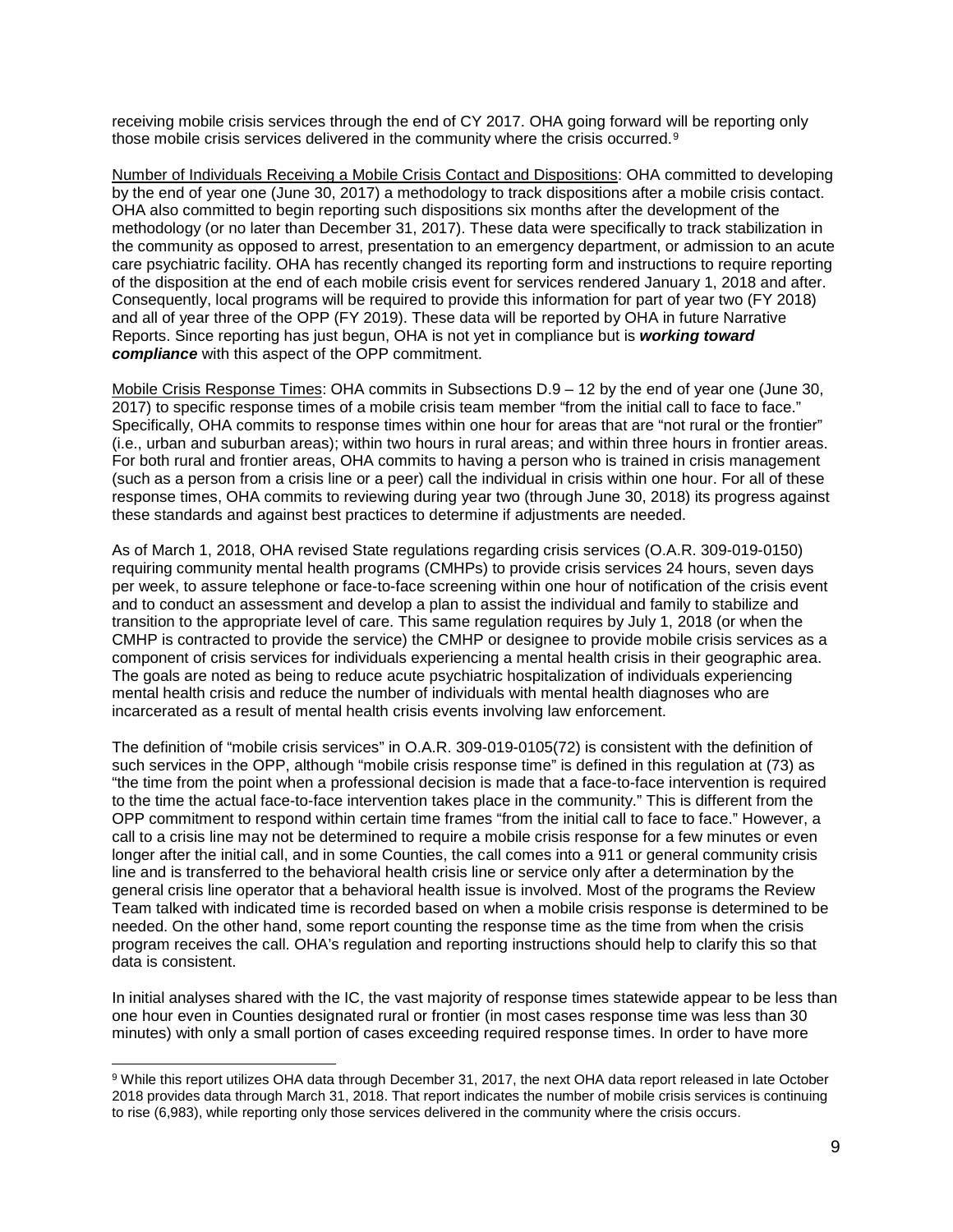receiving mobile crisis services through the end of CY 2017. OHA going forward will be reporting only those mobile crisis services delivered in the community where the crisis occurred.[9]

Number of Individuals Receiving a Mobile Crisis Contact and Dispositions: OHA committed to developing by the end of year one (June 30, 2017) a methodology to track dispositions after a mobile crisis contact. OHA also committed to begin reporting such dispositions six months after the development of the methodology (or no later than December 31, 2017). These data were specifically to track stabilization in the community as opposed to arrest, presentation to an emergency department, or admission to an acute care psychiatric facility. OHA has recently changed its reporting form and instructions to require reporting of the disposition at the end of each mobile crisis event for services rendered January 1, 2018 and after. Consequently, local programs will be required to provide this information for part of year two (FY 2018) and all of year three of the OPP (FY 2019). These data will be reported by OHA in future Narrative Reports. Since reporting has just begun, OHA is not yet in compliance but is ***working toward compliance*** with this aspect of the OPP commitment.

Mobile Crisis Response Times: OHA commits in Subsections D.9 – 12 by the end of year one (June 30, 2017) to specific response times of a mobile crisis team member "from the initial call to face to face." Specifically, OHA commits to response times within one hour for areas that are "not rural or the frontier" (i.e., urban and suburban areas); within two hours in rural areas; and within three hours in frontier areas. For both rural and frontier areas, OHA commits to having a person who is trained in crisis management (such as a person from a crisis line or a peer) call the individual in crisis within one hour. For all of these response times, OHA commits to reviewing during year two (through June 30, 2018) its progress against these standards and against best practices to determine if adjustments are needed.

As of March 1, 2018, OHA revised State regulations regarding crisis services (O.A.R. 309-019-0150) requiring community mental health programs (CMHPs) to provide crisis services 24 hours, seven days per week, to assure telephone or face-to-face screening within one hour of notification of the crisis event and to conduct an assessment and develop a plan to assist the individual and family to stabilize and transition to the appropriate level of care. This same regulation requires by July 1, 2018 (or when the CMHP is contracted to provide the service) the CMHP or designee to provide mobile crisis services as a component of crisis services for individuals experiencing a mental health crisis in their geographic area. The goals are noted as being to reduce acute psychiatric hospitalization of individuals experiencing mental health crisis and reduce the number of individuals with mental health diagnoses who are incarcerated as a result of mental health crisis events involving law enforcement.

The definition of "mobile crisis services" in O.A.R. 309-019-0105(72) is consistent with the definition of such services in the OPP, although "mobile crisis response time" is defined in this regulation at (73) as "the time from the point when a professional decision is made that a face-to-face intervention is required to the time the actual face-to-face intervention takes place in the community." This is different from the OPP commitment to respond within certain time frames "from the initial call to face to face." However, a call to a crisis line may not be determined to require a mobile crisis response for a few minutes or even longer after the initial call, and in some Counties, the call comes into a 911 or general community crisis line and is transferred to the behavioral health crisis line or service only after a determination by the general crisis line operator that a behavioral health issue is involved. Most of the programs the Review Team talked with indicated time is recorded based on when a mobile crisis response is determined to be needed. On the other hand, some report counting the response time as the time from when the crisis program receives the call. OHA's regulation and reporting instructions should help to clarify this so that data is consistent.

In initial analyses shared with the IC, the vast majority of response times statewide appear to be less than one hour even in Counties designated rural or frontier (in most cases response time was less than 30 minutes) with only a small portion of cases exceeding required response times. In order to have more

[9] While this report utilizes OHA data through December 31, 2017, the next OHA data report released in late October 2018 provides data through March 31, 2018. That report indicates the number of mobile crisis services is continuing to rise (6,983), while reporting only those services delivered in the community where the crisis occurs.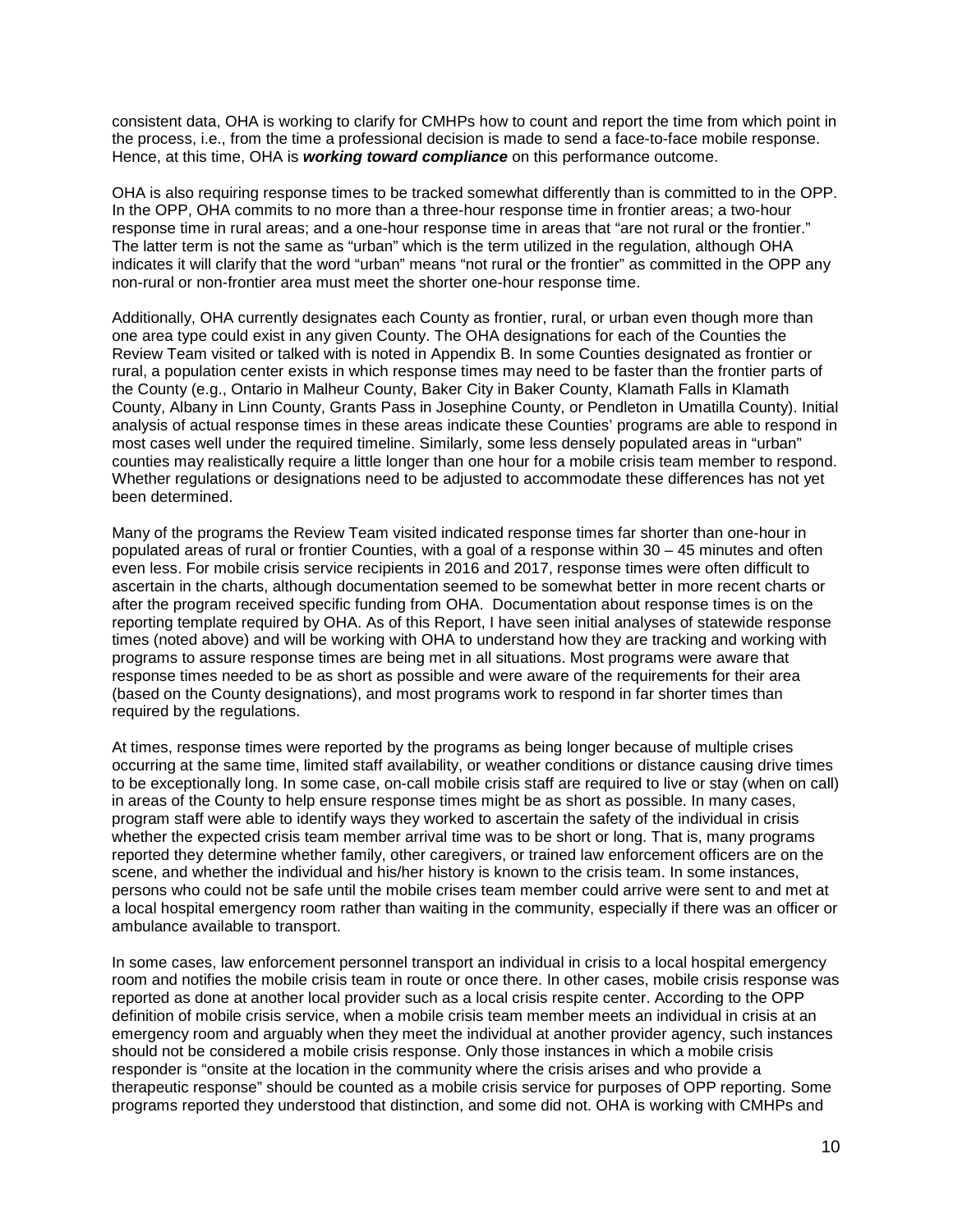consistent data, OHA is working to clarify for CMHPs how to count and report the time from which point in the process, i.e., from the time a professional decision is made to send a face-to-face mobile response. Hence, at this time, OHA is ***working toward compliance*** on this performance outcome.

OHA is also requiring response times to be tracked somewhat differently than is committed to in the OPP. In the OPP, OHA commits to no more than a three-hour response time in frontier areas; a two-hour response time in rural areas; and a one-hour response time in areas that "are not rural or the frontier." The latter term is not the same as "urban" which is the term utilized in the regulation, although OHA indicates it will clarify that the word "urban" means "not rural or the frontier" as committed in the OPP any non-rural or non-frontier area must meet the shorter one-hour response time.

Additionally, OHA currently designates each County as frontier, rural, or urban even though more than one area type could exist in any given County. The OHA designations for each of the Counties the Review Team visited or talked with is noted in Appendix B. In some Counties designated as frontier or rural, a population center exists in which response times may need to be faster than the frontier parts of the County (e.g., Ontario in Malheur County, Baker City in Baker County, Klamath Falls in Klamath County, Albany in Linn County, Grants Pass in Josephine County, or Pendleton in Umatilla County). Initial analysis of actual response times in these areas indicate these Counties' programs are able to respond in most cases well under the required timeline. Similarly, some less densely populated areas in "urban" counties may realistically require a little longer than one hour for a mobile crisis team member to respond. Whether regulations or designations need to be adjusted to accommodate these differences has not yet been determined.

Many of the programs the Review Team visited indicated response times far shorter than one-hour in populated areas of rural or frontier Counties, with a goal of a response within 30 – 45 minutes and often even less. For mobile crisis service recipients in 2016 and 2017, response times were often difficult to ascertain in the charts, although documentation seemed to be somewhat better in more recent charts or after the program received specific funding from OHA. Documentation about response times is on the reporting template required by OHA. As of this Report, I have seen initial analyses of statewide response times (noted above) and will be working with OHA to understand how they are tracking and working with programs to assure response times are being met in all situations. Most programs were aware that response times needed to be as short as possible and were aware of the requirements for their area (based on the County designations), and most programs work to respond in far shorter times than required by the regulations.

At times, response times were reported by the programs as being longer because of multiple crises occurring at the same time, limited staff availability, or weather conditions or distance causing drive times to be exceptionally long. In some case, on-call mobile crisis staff are required to live or stay (when on call) in areas of the County to help ensure response times might be as short as possible. In many cases, program staff were able to identify ways they worked to ascertain the safety of the individual in crisis whether the expected crisis team member arrival time was to be short or long. That is, many programs reported they determine whether family, other caregivers, or trained law enforcement officers are on the scene, and whether the individual and his/her history is known to the crisis team. In some instances, persons who could not be safe until the mobile crises team member could arrive were sent to and met at a local hospital emergency room rather than waiting in the community, especially if there was an officer or ambulance available to transport.

In some cases, law enforcement personnel transport an individual in crisis to a local hospital emergency room and notifies the mobile crisis team in route or once there. In other cases, mobile crisis response was reported as done at another local provider such as a local crisis respite center. According to the OPP definition of mobile crisis service, when a mobile crisis team member meets an individual in crisis at an emergency room and arguably when they meet the individual at another provider agency, such instances should not be considered a mobile crisis response. Only those instances in which a mobile crisis responder is "onsite at the location in the community where the crisis arises and who provide a therapeutic response" should be counted as a mobile crisis service for purposes of OPP reporting. Some programs reported they understood that distinction, and some did not. OHA is working with CMHPs and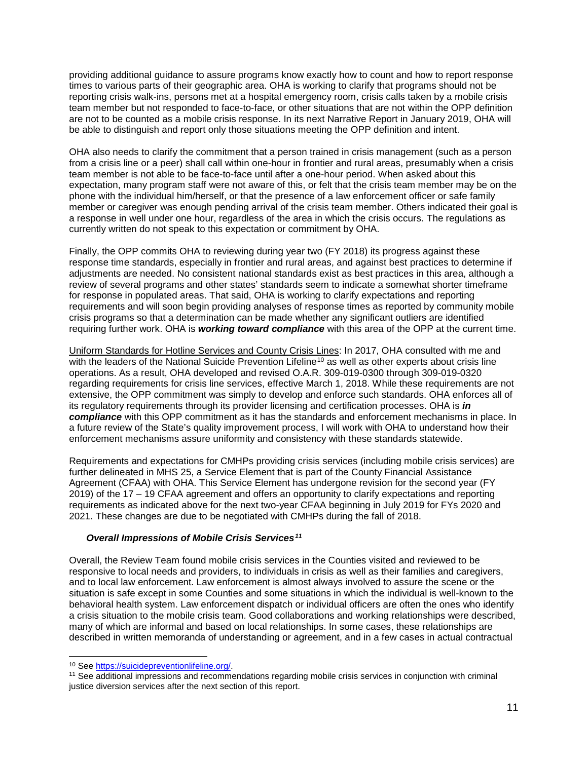providing additional guidance to assure programs know exactly how to count and how to report response times to various parts of their geographic area. OHA is working to clarify that programs should not be reporting crisis walk-ins, persons met at a hospital emergency room, crisis calls taken by a mobile crisis team member but not responded to face-to-face, or other situations that are not within the OPP definition are not to be counted as a mobile crisis response. In its next Narrative Report in January 2019, OHA will be able to distinguish and report only those situations meeting the OPP definition and intent.

OHA also needs to clarify the commitment that a person trained in crisis management (such as a person from a crisis line or a peer) shall call within one-hour in frontier and rural areas, presumably when a crisis team member is not able to be face-to-face until after a one-hour period. When asked about this expectation, many program staff were not aware of this, or felt that the crisis team member may be on the phone with the individual him/herself, or that the presence of a law enforcement officer or safe family member or caregiver was enough pending arrival of the crisis team member. Others indicated their goal is a response in well under one hour, regardless of the area in which the crisis occurs. The regulations as currently written do not speak to this expectation or commitment by OHA.

Finally, the OPP commits OHA to reviewing during year two (FY 2018) its progress against these response time standards, especially in frontier and rural areas, and against best practices to determine if adjustments are needed. No consistent national standards exist as best practices in this area, although a review of several programs and other states' standards seem to indicate a somewhat shorter timeframe for response in populated areas. That said, OHA is working to clarify expectations and reporting requirements and will soon begin providing analyses of response times as reported by community mobile crisis programs so that a determination can be made whether any significant outliers are identified requiring further work. OHA is ***working toward compliance*** with this area of the OPP at the current time.

Uniform Standards for Hotline Services and County Crisis Lines: In 2017, OHA consulted with me and with the leaders of the National Suicide Prevention Lifeline[10] as well as other experts about crisis line operations. As a result, OHA developed and revised O.A.R. 309-019-0300 through 309-019-0320 regarding requirements for crisis line services, effective March 1, 2018. While these requirements are not extensive, the OPP commitment was simply to develop and enforce such standards. OHA enforces all of its regulatory requirements through its provider licensing and certification processes. OHA is ***in compliance*** with this OPP commitment as it has the standards and enforcement mechanisms in place. In a future review of the State's quality improvement process, I will work with OHA to understand how their enforcement mechanisms assure uniformity and consistency with these standards statewide.

Requirements and expectations for CMHPs providing crisis services (including mobile crisis services) are further delineated in MHS 25, a Service Element that is part of the County Financial Assistance Agreement (CFAA) with OHA. This Service Element has undergone revision for the second year (FY 2019) of the 17 – 19 CFAA agreement and offers an opportunity to clarify expectations and reporting requirements as indicated above for the next two-year CFAA beginning in July 2019 for FYs 2020 and 2021. These changes are due to be negotiated with CMHPs during the fall of 2018.

### *Overall Impressions of Mobile Crisis Services*[11]

Overall, the Review Team found mobile crisis services in the Counties visited and reviewed to be responsive to local needs and providers, to individuals in crisis as well as their families and caregivers, and to local law enforcement. Law enforcement is almost always involved to assure the scene or the situation is safe except in some Counties and some situations in which the individual is well-known to the behavioral health system. Law enforcement dispatch or individual officers are often the ones who identify a crisis situation to the mobile crisis team. Good collaborations and working relationships were described, many of which are informal and based on local relationships. In some cases, these relationships are described in written memoranda of understanding or agreement, and in a few cases in actual contractual

---

[10] See https://suicidepreventionlifeline.org/.

[11] See additional impressions and recommendations regarding mobile crisis services in conjunction with criminal justice diversion services after the next section of this report.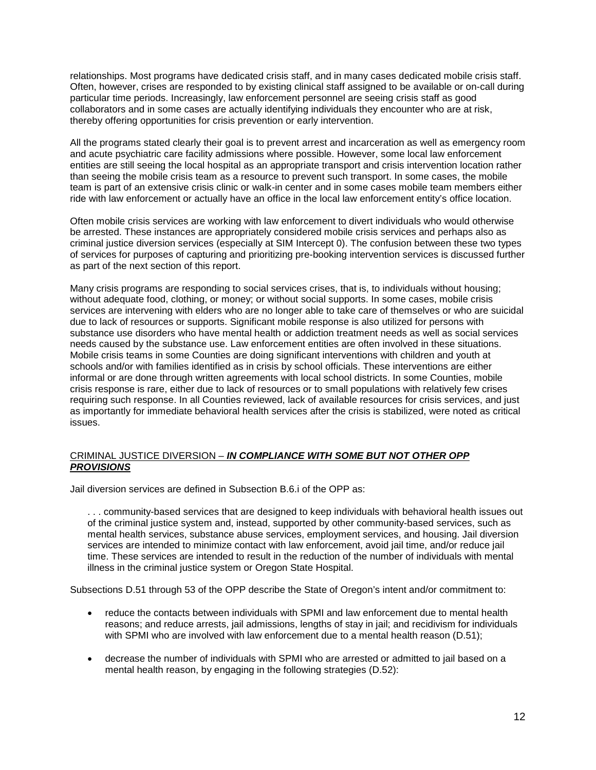relationships. Most programs have dedicated crisis staff, and in many cases dedicated mobile crisis staff. Often, however, crises are responded to by existing clinical staff assigned to be available or on-call during particular time periods. Increasingly, law enforcement personnel are seeing crisis staff as good collaborators and in some cases are actually identifying individuals they encounter who are at risk, thereby offering opportunities for crisis prevention or early intervention.

All the programs stated clearly their goal is to prevent arrest and incarceration as well as emergency room and acute psychiatric care facility admissions where possible. However, some local law enforcement entities are still seeing the local hospital as an appropriate transport and crisis intervention location rather than seeing the mobile crisis team as a resource to prevent such transport. In some cases, the mobile team is part of an extensive crisis clinic or walk-in center and in some cases mobile team members either ride with law enforcement or actually have an office in the local law enforcement entity's office location.

Often mobile crisis services are working with law enforcement to divert individuals who would otherwise be arrested. These instances are appropriately considered mobile crisis services and perhaps also as criminal justice diversion services (especially at SIM Intercept 0). The confusion between these two types of services for purposes of capturing and prioritizing pre-booking intervention services is discussed further as part of the next section of this report.

Many crisis programs are responding to social services crises, that is, to individuals without housing; without adequate food, clothing, or money; or without social supports. In some cases, mobile crisis services are intervening with elders who are no longer able to take care of themselves or who are suicidal due to lack of resources or supports. Significant mobile response is also utilized for persons with substance use disorders who have mental health or addiction treatment needs as well as social services needs caused by the substance use. Law enforcement entities are often involved in these situations. Mobile crisis teams in some Counties are doing significant interventions with children and youth at schools and/or with families identified as in crisis by school officials. These interventions are either informal or are done through written agreements with local school districts. In some Counties, mobile crisis response is rare, either due to lack of resources or to small populations with relatively few crises requiring such response. In all Counties reviewed, lack of available resources for crisis services, and just as importantly for immediate behavioral health services after the crisis is stabilized, were noted as critical issues.

## CRIMINAL JUSTICE DIVERSION – ***IN COMPLIANCE WITH SOME BUT NOT OTHER OPP PROVISIONS***

Jail diversion services are defined in Subsection B.6.i of the OPP as:

> . . . community-based services that are designed to keep individuals with behavioral health issues out of the criminal justice system and, instead, supported by other community-based services, such as mental health services, substance abuse services, employment services, and housing. Jail diversion services are intended to minimize contact with law enforcement, avoid jail time, and/or reduce jail time. These services are intended to result in the reduction of the number of individuals with mental illness in the criminal justice system or Oregon State Hospital.

Subsections D.51 through 53 of the OPP describe the State of Oregon's intent and/or commitment to:

- reduce the contacts between individuals with SPMI and law enforcement due to mental health reasons; and reduce arrests, jail admissions, lengths of stay in jail; and recidivism for individuals with SPMI who are involved with law enforcement due to a mental health reason (D.51);
- decrease the number of individuals with SPMI who are arrested or admitted to jail based on a mental health reason, by engaging in the following strategies (D.52):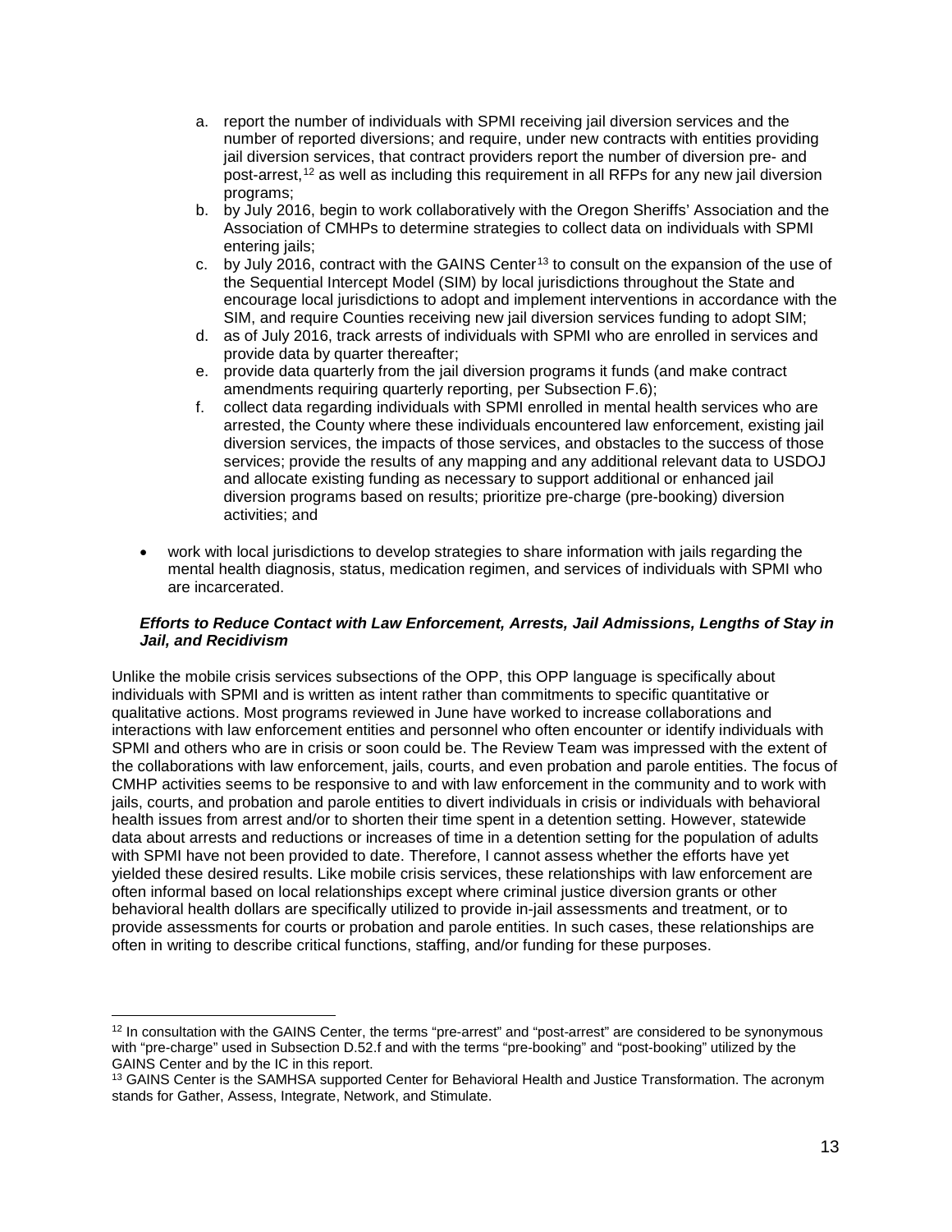a. report the number of individuals with SPMI receiving jail diversion services and the number of reported diversions; and require, under new contracts with entities providing jail diversion services, that contract providers report the number of diversion pre- and post-arrest,[12] as well as including this requirement in all RFPs for any new jail diversion programs;
   b. by July 2016, begin to work collaboratively with the Oregon Sheriffs' Association and the Association of CMHPs to determine strategies to collect data on individuals with SPMI entering jails;
   c. by July 2016, contract with the GAINS Center[13] to consult on the expansion of the use of the Sequential Intercept Model (SIM) by local jurisdictions throughout the State and encourage local jurisdictions to adopt and implement interventions in accordance with the SIM, and require Counties receiving new jail diversion services funding to adopt SIM;
   d. as of July 2016, track arrests of individuals with SPMI who are enrolled in services and provide data by quarter thereafter;
   e. provide data quarterly from the jail diversion programs it funds (and make contract amendments requiring quarterly reporting, per Subsection F.6);
   f. collect data regarding individuals with SPMI enrolled in mental health services who are arrested, the County where these individuals encountered law enforcement, existing jail diversion services, the impacts of those services, and obstacles to the success of those services; provide the results of any mapping and any additional relevant data to USDOJ and allocate existing funding as necessary to support additional or enhanced jail diversion programs based on results; prioritize pre-charge (pre-booking) diversion activities; and

- work with local jurisdictions to develop strategies to share information with jails regarding the mental health diagnosis, status, medication regimen, and services of individuals with SPMI who are incarcerated.

***Efforts to Reduce Contact with Law Enforcement, Arrests, Jail Admissions, Lengths of Stay in Jail, and Recidivism***

Unlike the mobile crisis services subsections of the OPP, this OPP language is specifically about individuals with SPMI and is written as intent rather than commitments to specific quantitative or qualitative actions. Most programs reviewed in June have worked to increase collaborations and interactions with law enforcement entities and personnel who often encounter or identify individuals with SPMI and others who are in crisis or soon could be. The Review Team was impressed with the extent of the collaborations with law enforcement, jails, courts, and even probation and parole entities. The focus of CMHP activities seems to be responsive to and with law enforcement in the community and to work with jails, courts, and probation and parole entities to divert individuals in crisis or individuals with behavioral health issues from arrest and/or to shorten their time spent in a detention setting. However, statewide data about arrests and reductions or increases of time in a detention setting for the population of adults with SPMI have not been provided to date. Therefore, I cannot assess whether the efforts have yet yielded these desired results. Like mobile crisis services, these relationships with law enforcement are often informal based on local relationships except where criminal justice diversion grants or other behavioral health dollars are specifically utilized to provide in-jail assessments and treatment, or to provide assessments for courts or probation and parole entities. In such cases, these relationships are often in writing to describe critical functions, staffing, and/or funding for these purposes.

---

[12] In consultation with the GAINS Center, the terms "pre-arrest" and "post-arrest" are considered to be synonymous with "pre-charge" used in Subsection D.52.f and with the terms "pre-booking" and "post-booking" utilized by the GAINS Center and by the IC in this report.

[13] GAINS Center is the SAMHSA supported Center for Behavioral Health and Justice Transformation. The acronym stands for Gather, Assess, Integrate, Network, and Stimulate.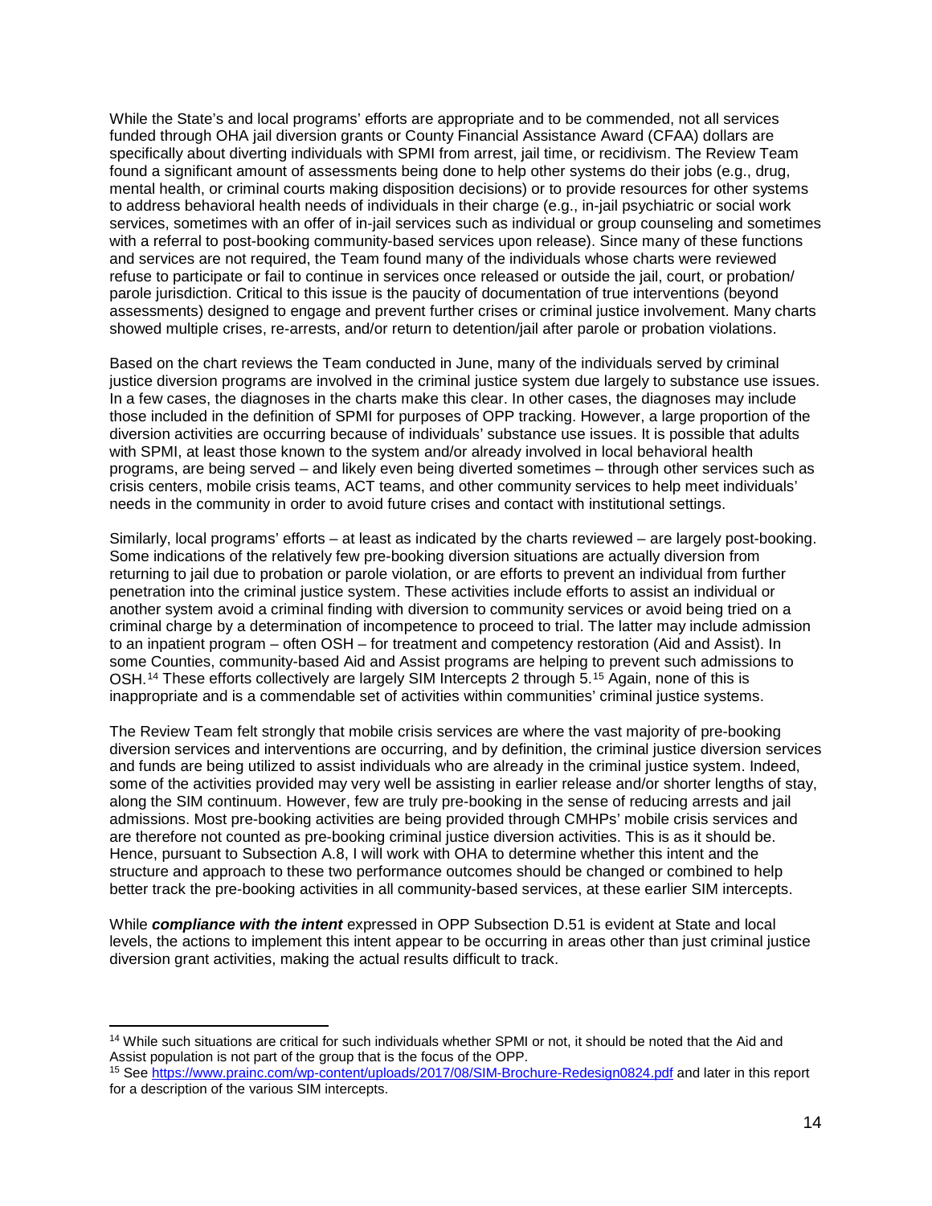While the State's and local programs' efforts are appropriate and to be commended, not all services funded through OHA jail diversion grants or County Financial Assistance Award (CFAA) dollars are specifically about diverting individuals with SPMI from arrest, jail time, or recidivism. The Review Team found a significant amount of assessments being done to help other systems do their jobs (e.g., drug, mental health, or criminal courts making disposition decisions) or to provide resources for other systems to address behavioral health needs of individuals in their charge (e.g., in-jail psychiatric or social work services, sometimes with an offer of in-jail services such as individual or group counseling and sometimes with a referral to post-booking community-based services upon release). Since many of these functions and services are not required, the Team found many of the individuals whose charts were reviewed refuse to participate or fail to continue in services once released or outside the jail, court, or probation/ parole jurisdiction. Critical to this issue is the paucity of documentation of true interventions (beyond assessments) designed to engage and prevent further crises or criminal justice involvement. Many charts showed multiple crises, re-arrests, and/or return to detention/jail after parole or probation violations.

Based on the chart reviews the Team conducted in June, many of the individuals served by criminal justice diversion programs are involved in the criminal justice system due largely to substance use issues. In a few cases, the diagnoses in the charts make this clear. In other cases, the diagnoses may include those included in the definition of SPMI for purposes of OPP tracking. However, a large proportion of the diversion activities are occurring because of individuals' substance use issues. It is possible that adults with SPMI, at least those known to the system and/or already involved in local behavioral health programs, are being served – and likely even being diverted sometimes – through other services such as crisis centers, mobile crisis teams, ACT teams, and other community services to help meet individuals' needs in the community in order to avoid future crises and contact with institutional settings.

Similarly, local programs' efforts – at least as indicated by the charts reviewed – are largely post-booking. Some indications of the relatively few pre-booking diversion situations are actually diversion from returning to jail due to probation or parole violation, or are efforts to prevent an individual from further penetration into the criminal justice system. These activities include efforts to assist an individual or another system avoid a criminal finding with diversion to community services or avoid being tried on a criminal charge by a determination of incompetence to proceed to trial. The latter may include admission to an inpatient program – often OSH – for treatment and competency restoration (Aid and Assist). In some Counties, community-based Aid and Assist programs are helping to prevent such admissions to OSH.[14] These efforts collectively are largely SIM Intercepts 2 through 5.[15] Again, none of this is inappropriate and is a commendable set of activities within communities' criminal justice systems.

The Review Team felt strongly that mobile crisis services are where the vast majority of pre-booking diversion services and interventions are occurring, and by definition, the criminal justice diversion services and funds are being utilized to assist individuals who are already in the criminal justice system. Indeed, some of the activities provided may very well be assisting in earlier release and/or shorter lengths of stay, along the SIM continuum. However, few are truly pre-booking in the sense of reducing arrests and jail admissions. Most pre-booking activities are being provided through CMHPs' mobile crisis services and are therefore not counted as pre-booking criminal justice diversion activities. This is as it should be. Hence, pursuant to Subsection A.8, I will work with OHA to determine whether this intent and the structure and approach to these two performance outcomes should be changed or combined to help better track the pre-booking activities in all community-based services, at these earlier SIM intercepts.

While ***compliance with the intent*** expressed in OPP Subsection D.51 is evident at State and local levels, the actions to implement this intent appear to be occurring in areas other than just criminal justice diversion grant activities, making the actual results difficult to track.

---

[14] While such situations are critical for such individuals whether SPMI or not, it should be noted that the Aid and Assist population is not part of the group that is the focus of the OPP.

[15] See https://www.prainc.com/wp-content/uploads/2017/08/SIM-Brochure-Redesign0824.pdf and later in this report for a description of the various SIM intercepts.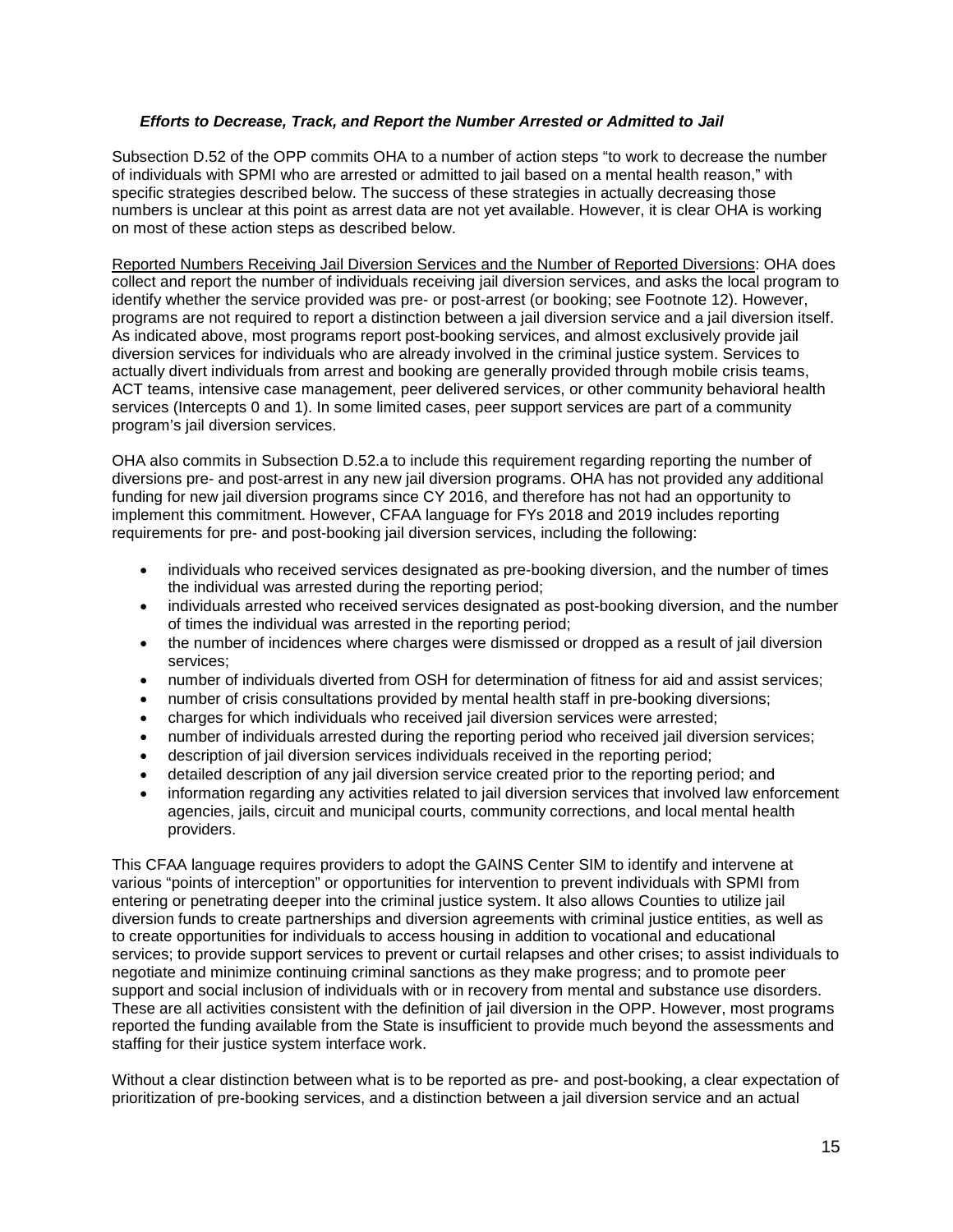### ***Efforts to Decrease, Track, and Report the Number Arrested or Admitted to Jail***

Subsection D.52 of the OPP commits OHA to a number of action steps "to work to decrease the number of individuals with SPMI who are arrested or admitted to jail based on a mental health reason," with specific strategies described below. The success of these strategies in actually decreasing those numbers is unclear at this point as arrest data are not yet available. However, it is clear OHA is working on most of these action steps as described below.

<u>Reported Numbers Receiving Jail Diversion Services and the Number of Reported Diversions</u>: OHA does collect and report the number of individuals receiving jail diversion services, and asks the local program to identify whether the service provided was pre- or post-arrest (or booking; see Footnote 12). However, programs are not required to report a distinction between a jail diversion service and a jail diversion itself. As indicated above, most programs report post-booking services, and almost exclusively provide jail diversion services for individuals who are already involved in the criminal justice system. Services to actually divert individuals from arrest and booking are generally provided through mobile crisis teams, ACT teams, intensive case management, peer delivered services, or other community behavioral health services (Intercepts 0 and 1). In some limited cases, peer support services are part of a community program's jail diversion services.

OHA also commits in Subsection D.52.a to include this requirement regarding reporting the number of diversions pre- and post-arrest in any new jail diversion programs. OHA has not provided any additional funding for new jail diversion programs since CY 2016, and therefore has not had an opportunity to implement this commitment. However, CFAA language for FYs 2018 and 2019 includes reporting requirements for pre- and post-booking jail diversion services, including the following:

- individuals who received services designated as pre-booking diversion, and the number of times the individual was arrested during the reporting period;
- individuals arrested who received services designated as post-booking diversion, and the number of times the individual was arrested in the reporting period;
- the number of incidences where charges were dismissed or dropped as a result of jail diversion services;
- number of individuals diverted from OSH for determination of fitness for aid and assist services;
- number of crisis consultations provided by mental health staff in pre-booking diversions;
- charges for which individuals who received jail diversion services were arrested;
- number of individuals arrested during the reporting period who received jail diversion services;
- description of jail diversion services individuals received in the reporting period;
- detailed description of any jail diversion service created prior to the reporting period; and
- information regarding any activities related to jail diversion services that involved law enforcement agencies, jails, circuit and municipal courts, community corrections, and local mental health providers.

This CFAA language requires providers to adopt the GAINS Center SIM to identify and intervene at various "points of interception" or opportunities for intervention to prevent individuals with SPMI from entering or penetrating deeper into the criminal justice system. It also allows Counties to utilize jail diversion funds to create partnerships and diversion agreements with criminal justice entities, as well as to create opportunities for individuals to access housing in addition to vocational and educational services; to provide support services to prevent or curtail relapses and other crises; to assist individuals to negotiate and minimize continuing criminal sanctions as they make progress; and to promote peer support and social inclusion of individuals with or in recovery from mental and substance use disorders. These are all activities consistent with the definition of jail diversion in the OPP. However, most programs reported the funding available from the State is insufficient to provide much beyond the assessments and staffing for their justice system interface work.

Without a clear distinction between what is to be reported as pre- and post-booking, a clear expectation of prioritization of pre-booking services, and a distinction between a jail diversion service and an actual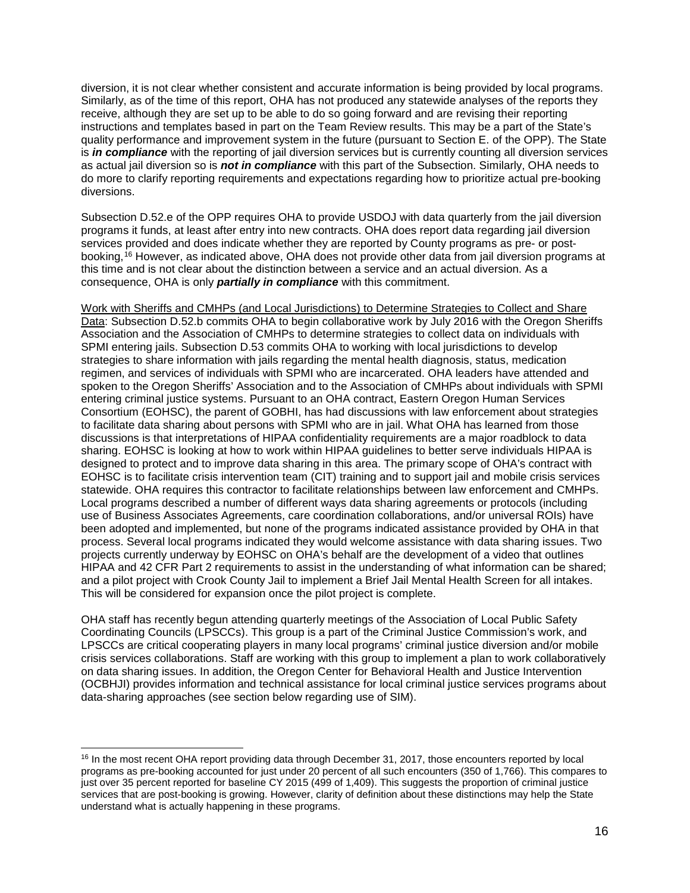diversion, it is not clear whether consistent and accurate information is being provided by local programs. Similarly, as of the time of this report, OHA has not produced any statewide analyses of the reports they receive, although they are set up to be able to do so going forward and are revising their reporting instructions and templates based in part on the Team Review results. This may be a part of the State's quality performance and improvement system in the future (pursuant to Section E. of the OPP). The State is ***in compliance*** with the reporting of jail diversion services but is currently counting all diversion services as actual jail diversion so is ***not in compliance*** with this part of the Subsection. Similarly, OHA needs to do more to clarify reporting requirements and expectations regarding how to prioritize actual pre-booking diversions.

Subsection D.52.e of the OPP requires OHA to provide USDOJ with data quarterly from the jail diversion programs it funds, at least after entry into new contracts. OHA does report data regarding jail diversion services provided and does indicate whether they are reported by County programs as pre- or post-booking,[16] However, as indicated above, OHA does not provide other data from jail diversion programs at this time and is not clear about the distinction between a service and an actual diversion. As a consequence, OHA is only ***partially in compliance*** with this commitment.

Work with Sheriffs and CMHPs (and Local Jurisdictions) to Determine Strategies to Collect and Share Data: Subsection D.52.b commits OHA to begin collaborative work by July 2016 with the Oregon Sheriffs Association and the Association of CMHPs to determine strategies to collect data on individuals with SPMI entering jails. Subsection D.53 commits OHA to working with local jurisdictions to develop strategies to share information with jails regarding the mental health diagnosis, status, medication regimen, and services of individuals with SPMI who are incarcerated. OHA leaders have attended and spoken to the Oregon Sheriffs' Association and to the Association of CMHPs about individuals with SPMI entering criminal justice systems. Pursuant to an OHA contract, Eastern Oregon Human Services Consortium (EOHSC), the parent of GOBHI, has had discussions with law enforcement about strategies to facilitate data sharing about persons with SPMI who are in jail. What OHA has learned from those discussions is that interpretations of HIPAA confidentiality requirements are a major roadblock to data sharing. EOHSC is looking at how to work within HIPAA guidelines to better serve individuals HIPAA is designed to protect and to improve data sharing in this area. The primary scope of OHA's contract with EOHSC is to facilitate crisis intervention team (CIT) training and to support jail and mobile crisis services statewide. OHA requires this contractor to facilitate relationships between law enforcement and CMHPs. Local programs described a number of different ways data sharing agreements or protocols (including use of Business Associates Agreements, care coordination collaborations, and/or universal ROIs) have been adopted and implemented, but none of the programs indicated assistance provided by OHA in that process. Several local programs indicated they would welcome assistance with data sharing issues. Two projects currently underway by EOHSC on OHA's behalf are the development of a video that outlines HIPAA and 42 CFR Part 2 requirements to assist in the understanding of what information can be shared; and a pilot project with Crook County Jail to implement a Brief Jail Mental Health Screen for all intakes. This will be considered for expansion once the pilot project is complete.

OHA staff has recently begun attending quarterly meetings of the Association of Local Public Safety Coordinating Councils (LPSCCs). This group is a part of the Criminal Justice Commission's work, and LPSCCs are critical cooperating players in many local programs' criminal justice diversion and/or mobile crisis services collaborations. Staff are working with this group to implement a plan to work collaboratively on data sharing issues. In addition, the Oregon Center for Behavioral Health and Justice Intervention (OCBHJI) provides information and technical assistance for local criminal justice services programs about data-sharing approaches (see section below regarding use of SIM).

---

[16] In the most recent OHA report providing data through December 31, 2017, those encounters reported by local programs as pre-booking accounted for just under 20 percent of all such encounters (350 of 1,766). This compares to just over 35 percent reported for baseline CY 2015 (499 of 1,409). This suggests the proportion of criminal justice services that are post-booking is growing. However, clarity of definition about these distinctions may help the State understand what is actually happening in these programs.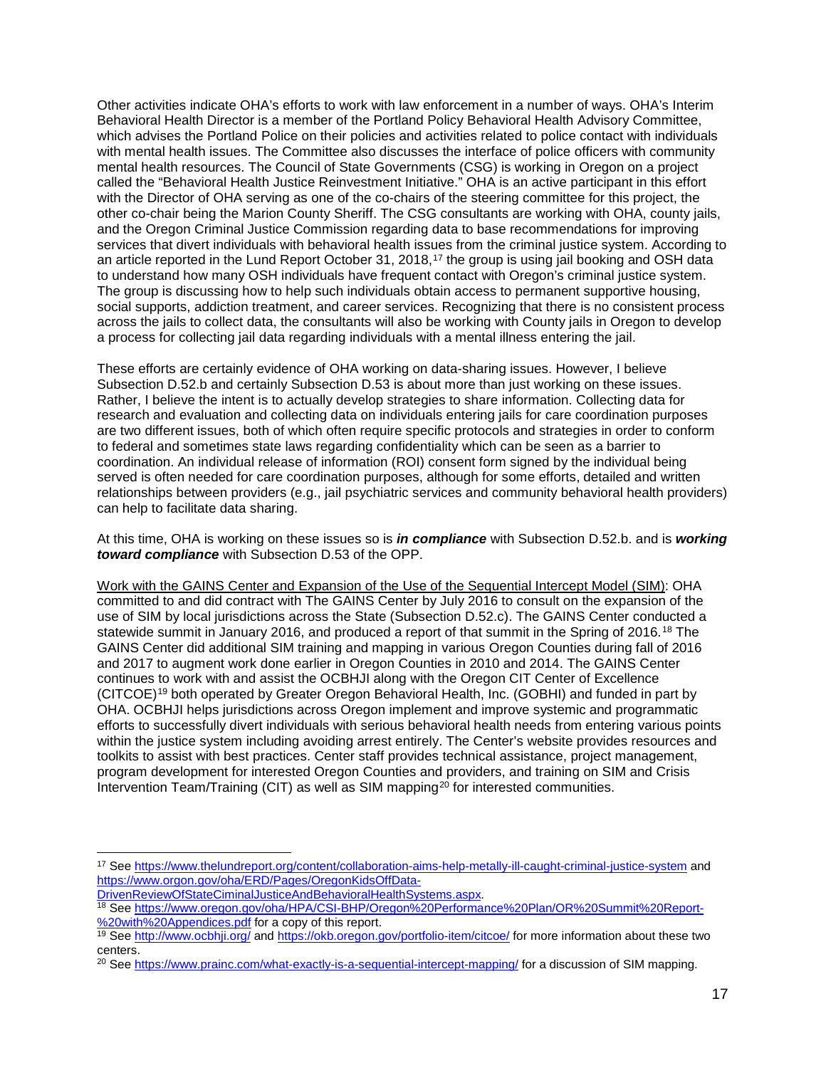Other activities indicate OHA's efforts to work with law enforcement in a number of ways. OHA's Interim Behavioral Health Director is a member of the Portland Policy Behavioral Health Advisory Committee, which advises the Portland Police on their policies and activities related to police contact with individuals with mental health issues. The Committee also discusses the interface of police officers with community mental health resources. The Council of State Governments (CSG) is working in Oregon on a project called the "Behavioral Health Justice Reinvestment Initiative." OHA is an active participant in this effort with the Director of OHA serving as one of the co-chairs of the steering committee for this project, the other co-chair being the Marion County Sheriff. The CSG consultants are working with OHA, county jails, and the Oregon Criminal Justice Commission regarding data to base recommendations for improving services that divert individuals with behavioral health issues from the criminal justice system. According to an article reported in the Lund Report October 31, 2018,[17] the group is using jail booking and OSH data to understand how many OSH individuals have frequent contact with Oregon's criminal justice system. The group is discussing how to help such individuals obtain access to permanent supportive housing, social supports, addiction treatment, and career services. Recognizing that there is no consistent process across the jails to collect data, the consultants will also be working with County jails in Oregon to develop a process for collecting jail data regarding individuals with a mental illness entering the jail.

These efforts are certainly evidence of OHA working on data-sharing issues. However, I believe Subsection D.52.b and certainly Subsection D.53 is about more than just working on these issues. Rather, I believe the intent is to actually develop strategies to share information. Collecting data for research and evaluation and collecting data on individuals entering jails for care coordination purposes are two different issues, both of which often require specific protocols and strategies in order to conform to federal and sometimes state laws regarding confidentiality which can be seen as a barrier to coordination. An individual release of information (ROI) consent form signed by the individual being served is often needed for care coordination purposes, although for some efforts, detailed and written relationships between providers (e.g., jail psychiatric services and community behavioral health providers) can help to facilitate data sharing.

At this time, OHA is working on these issues so is ***in compliance*** with Subsection D.52.b. and is ***working toward compliance*** with Subsection D.53 of the OPP.

Work with the GAINS Center and Expansion of the Use of the Sequential Intercept Model (SIM): OHA committed to and did contract with The GAINS Center by July 2016 to consult on the expansion of the use of SIM by local jurisdictions across the State (Subsection D.52.c). The GAINS Center conducted a statewide summit in January 2016, and produced a report of that summit in the Spring of 2016.[18] The GAINS Center did additional SIM training and mapping in various Oregon Counties during fall of 2016 and 2017 to augment work done earlier in Oregon Counties in 2010 and 2014. The GAINS Center continues to work with and assist the OCBHJI along with the Oregon CIT Center of Excellence (CITCOE)[19] both operated by Greater Oregon Behavioral Health, Inc. (GOBHI) and funded in part by OHA. OCBHJI helps jurisdictions across Oregon implement and improve systemic and programmatic efforts to successfully divert individuals with serious behavioral health needs from entering various points within the justice system including avoiding arrest entirely. The Center's website provides resources and toolkits to assist with best practices. Center staff provides technical assistance, project management, program development for interested Oregon Counties and providers, and training on SIM and Crisis Intervention Team/Training (CIT) as well as SIM mapping[20] for interested communities.

---

[17] See https://www.thelundreport.org/content/collaboration-aims-help-metally-ill-caught-criminal-justice-system and https://www.orgon.gov/oha/ERD/Pages/OregonKidsOffData-DrivenReviewOfStateCiminalJusticeAndBehavioralHealthSystems.aspx.

[18] See https://www.oregon.gov/oha/HPA/CSI-BHP/Oregon%20Performance%20Plan/OR%20Summit%20Report-%20with%20Appendices.pdf for a copy of this report.

[19] See http://www.ocbhji.org/ and https://okb.oregon.gov/portfolio-item/citcoe/ for more information about these two centers.

[20] See https://www.prainc.com/what-exactly-is-a-sequential-intercept-mapping/ for a discussion of SIM mapping.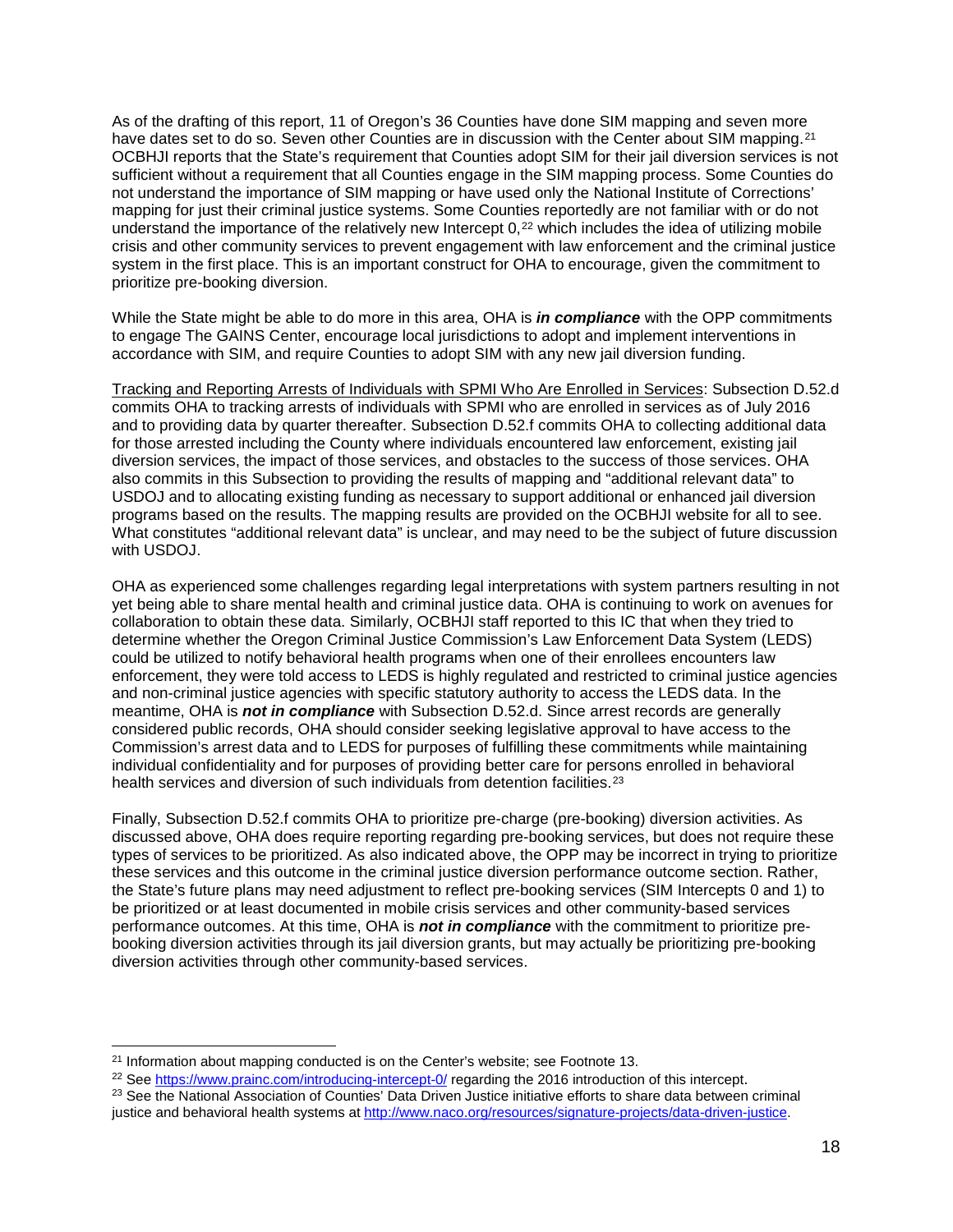As of the drafting of this report, 11 of Oregon's 36 Counties have done SIM mapping and seven more have dates set to do so. Seven other Counties are in discussion with the Center about SIM mapping.[21] OCBHJI reports that the State's requirement that Counties adopt SIM for their jail diversion services is not sufficient without a requirement that all Counties engage in the SIM mapping process. Some Counties do not understand the importance of SIM mapping or have used only the National Institute of Corrections' mapping for just their criminal justice systems. Some Counties reportedly are not familiar with or do not understand the importance of the relatively new Intercept 0,[22] which includes the idea of utilizing mobile crisis and other community services to prevent engagement with law enforcement and the criminal justice system in the first place. This is an important construct for OHA to encourage, given the commitment to prioritize pre-booking diversion.

While the State might be able to do more in this area, OHA is ***in compliance*** with the OPP commitments to engage The GAINS Center, encourage local jurisdictions to adopt and implement interventions in accordance with SIM, and require Counties to adopt SIM with any new jail diversion funding.

<u>Tracking and Reporting Arrests of Individuals with SPMI Who Are Enrolled in Services</u>: Subsection D.52.d commits OHA to tracking arrests of individuals with SPMI who are enrolled in services as of July 2016 and to providing data by quarter thereafter. Subsection D.52.f commits OHA to collecting additional data for those arrested including the County where individuals encountered law enforcement, existing jail diversion services, the impact of those services, and obstacles to the success of those services. OHA also commits in this Subsection to providing the results of mapping and "additional relevant data" to USDOJ and to allocating existing funding as necessary to support additional or enhanced jail diversion programs based on the results. The mapping results are provided on the OCBHJI website for all to see. What constitutes "additional relevant data" is unclear, and may need to be the subject of future discussion with USDOJ.

OHA as experienced some challenges regarding legal interpretations with system partners resulting in not yet being able to share mental health and criminal justice data. OHA is continuing to work on avenues for collaboration to obtain these data. Similarly, OCBHJI staff reported to this IC that when they tried to determine whether the Oregon Criminal Justice Commission's Law Enforcement Data System (LEDS) could be utilized to notify behavioral health programs when one of their enrollees encounters law enforcement, they were told access to LEDS is highly regulated and restricted to criminal justice agencies and non-criminal justice agencies with specific statutory authority to access the LEDS data. In the meantime, OHA is ***not in compliance*** with Subsection D.52.d. Since arrest records are generally considered public records, OHA should consider seeking legislative approval to have access to the Commission's arrest data and to LEDS for purposes of fulfilling these commitments while maintaining individual confidentiality and for purposes of providing better care for persons enrolled in behavioral health services and diversion of such individuals from detention facilities.[23]

Finally, Subsection D.52.f commits OHA to prioritize pre-charge (pre-booking) diversion activities. As discussed above, OHA does require reporting regarding pre-booking services, but does not require these types of services to be prioritized. As also indicated above, the OPP may be incorrect in trying to prioritize these services and this outcome in the criminal justice diversion performance outcome section. Rather, the State's future plans may need adjustment to reflect pre-booking services (SIM Intercepts 0 and 1) to be prioritized or at least documented in mobile crisis services and other community-based services performance outcomes. At this time, OHA is ***not in compliance*** with the commitment to prioritize pre-booking diversion activities through its jail diversion grants, but may actually be prioritizing pre-booking diversion activities through other community-based services.

---

[21] Information about mapping conducted is on the Center's website; see Footnote 13.

[22] See https://www.prainc.com/introducing-intercept-0/ regarding the 2016 introduction of this intercept.

[23] See the National Association of Counties' Data Driven Justice initiative efforts to share data between criminal justice and behavioral health systems at http://www.naco.org/resources/signature-projects/data-driven-justice.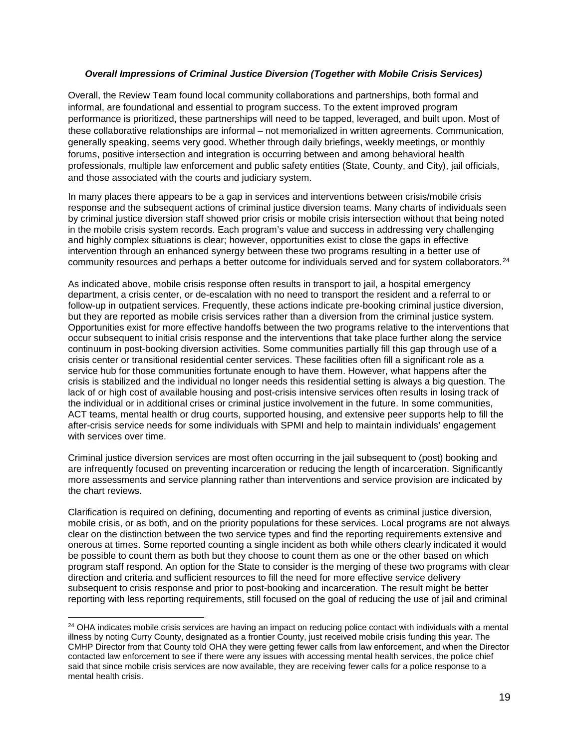***Overall Impressions of Criminal Justice Diversion (Together with Mobile Crisis Services)***

Overall, the Review Team found local community collaborations and partnerships, both formal and informal, are foundational and essential to program success. To the extent improved program performance is prioritized, these partnerships will need to be tapped, leveraged, and built upon. Most of these collaborative relationships are informal – not memorialized in written agreements. Communication, generally speaking, seems very good. Whether through daily briefings, weekly meetings, or monthly forums, positive intersection and integration is occurring between and among behavioral health professionals, multiple law enforcement and public safety entities (State, County, and City), jail officials, and those associated with the courts and judiciary system.

In many places there appears to be a gap in services and interventions between crisis/mobile crisis response and the subsequent actions of criminal justice diversion teams. Many charts of individuals seen by criminal justice diversion staff showed prior crisis or mobile crisis intersection without that being noted in the mobile crisis system records. Each program's value and success in addressing very challenging and highly complex situations is clear; however, opportunities exist to close the gaps in effective intervention through an enhanced synergy between these two programs resulting in a better use of community resources and perhaps a better outcome for individuals served and for system collaborators.[24]

As indicated above, mobile crisis response often results in transport to jail, a hospital emergency department, a crisis center, or de-escalation with no need to transport the resident and a referral to or follow-up in outpatient services. Frequently, these actions indicate pre-booking criminal justice diversion, but they are reported as mobile crisis services rather than a diversion from the criminal justice system. Opportunities exist for more effective handoffs between the two programs relative to the interventions that occur subsequent to initial crisis response and the interventions that take place further along the service continuum in post-booking diversion activities. Some communities partially fill this gap through use of a crisis center or transitional residential center services. These facilities often fill a significant role as a service hub for those communities fortunate enough to have them. However, what happens after the crisis is stabilized and the individual no longer needs this residential setting is always a big question. The lack of or high cost of available housing and post-crisis intensive services often results in losing track of the individual or in additional crises or criminal justice involvement in the future. In some communities, ACT teams, mental health or drug courts, supported housing, and extensive peer supports help to fill the after-crisis service needs for some individuals with SPMI and help to maintain individuals' engagement with services over time.

Criminal justice diversion services are most often occurring in the jail subsequent to (post) booking and are infrequently focused on preventing incarceration or reducing the length of incarceration. Significantly more assessments and service planning rather than interventions and service provision are indicated by the chart reviews.

Clarification is required on defining, documenting and reporting of events as criminal justice diversion, mobile crisis, or as both, and on the priority populations for these services. Local programs are not always clear on the distinction between the two service types and find the reporting requirements extensive and onerous at times. Some reported counting a single incident as both while others clearly indicated it would be possible to count them as both but they choose to count them as one or the other based on which program staff respond. An option for the State to consider is the merging of these two programs with clear direction and criteria and sufficient resources to fill the need for more effective service delivery subsequent to crisis response and prior to post-booking and incarceration. The result might be better reporting with less reporting requirements, still focused on the goal of reducing the use of jail and criminal

---

[24] OHA indicates mobile crisis services are having an impact on reducing police contact with individuals with a mental illness by noting Curry County, designated as a frontier County, just received mobile crisis funding this year. The CMHP Director from that County told OHA they were getting fewer calls from law enforcement, and when the Director contacted law enforcement to see if there were any issues with accessing mental health services, the police chief said that since mobile crisis services are now available, they are receiving fewer calls for a police response to a mental health crisis.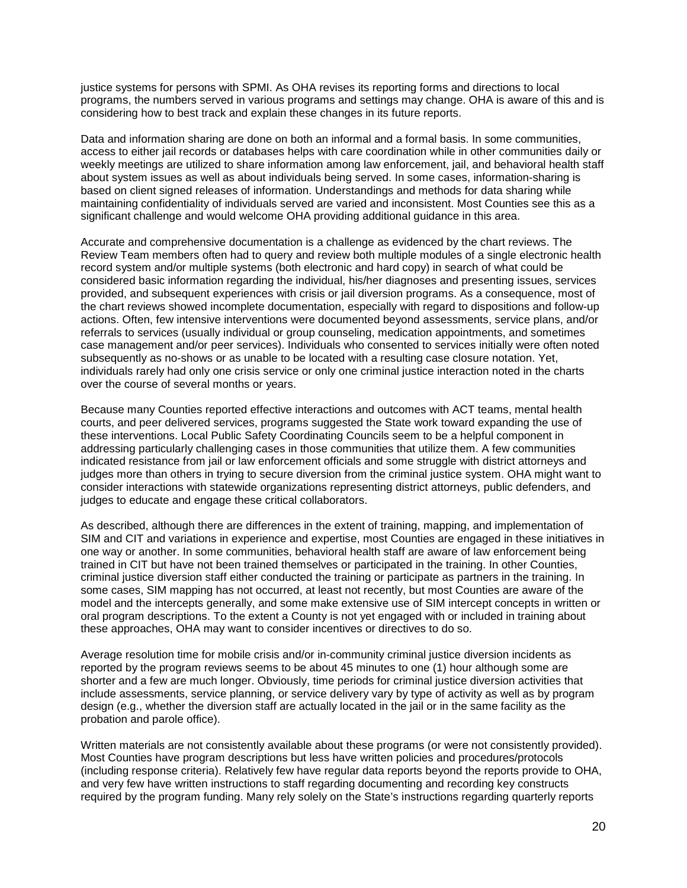justice systems for persons with SPMI. As OHA revises its reporting forms and directions to local programs, the numbers served in various programs and settings may change. OHA is aware of this and is considering how to best track and explain these changes in its future reports.

Data and information sharing are done on both an informal and a formal basis. In some communities, access to either jail records or databases helps with care coordination while in other communities daily or weekly meetings are utilized to share information among law enforcement, jail, and behavioral health staff about system issues as well as about individuals being served. In some cases, information-sharing is based on client signed releases of information. Understandings and methods for data sharing while maintaining confidentiality of individuals served are varied and inconsistent. Most Counties see this as a significant challenge and would welcome OHA providing additional guidance in this area.

Accurate and comprehensive documentation is a challenge as evidenced by the chart reviews. The Review Team members often had to query and review both multiple modules of a single electronic health record system and/or multiple systems (both electronic and hard copy) in search of what could be considered basic information regarding the individual, his/her diagnoses and presenting issues, services provided, and subsequent experiences with crisis or jail diversion programs. As a consequence, most of the chart reviews showed incomplete documentation, especially with regard to dispositions and follow-up actions. Often, few intensive interventions were documented beyond assessments, service plans, and/or referrals to services (usually individual or group counseling, medication appointments, and sometimes case management and/or peer services). Individuals who consented to services initially were often noted subsequently as no-shows or as unable to be located with a resulting case closure notation. Yet, individuals rarely had only one crisis service or only one criminal justice interaction noted in the charts over the course of several months or years.

Because many Counties reported effective interactions and outcomes with ACT teams, mental health courts, and peer delivered services, programs suggested the State work toward expanding the use of these interventions. Local Public Safety Coordinating Councils seem to be a helpful component in addressing particularly challenging cases in those communities that utilize them. A few communities indicated resistance from jail or law enforcement officials and some struggle with district attorneys and judges more than others in trying to secure diversion from the criminal justice system. OHA might want to consider interactions with statewide organizations representing district attorneys, public defenders, and judges to educate and engage these critical collaborators.

As described, although there are differences in the extent of training, mapping, and implementation of SIM and CIT and variations in experience and expertise, most Counties are engaged in these initiatives in one way or another. In some communities, behavioral health staff are aware of law enforcement being trained in CIT but have not been trained themselves or participated in the training. In other Counties, criminal justice diversion staff either conducted the training or participate as partners in the training. In some cases, SIM mapping has not occurred, at least not recently, but most Counties are aware of the model and the intercepts generally, and some make extensive use of SIM intercept concepts in written or oral program descriptions. To the extent a County is not yet engaged with or included in training about these approaches, OHA may want to consider incentives or directives to do so.

Average resolution time for mobile crisis and/or in-community criminal justice diversion incidents as reported by the program reviews seems to be about 45 minutes to one (1) hour although some are shorter and a few are much longer. Obviously, time periods for criminal justice diversion activities that include assessments, service planning, or service delivery vary by type of activity as well as by program design (e.g., whether the diversion staff are actually located in the jail or in the same facility as the probation and parole office).

Written materials are not consistently available about these programs (or were not consistently provided). Most Counties have program descriptions but less have written policies and procedures/protocols (including response criteria). Relatively few have regular data reports beyond the reports provide to OHA, and very few have written instructions to staff regarding documenting and recording key constructs required by the program funding. Many rely solely on the State's instructions regarding quarterly reports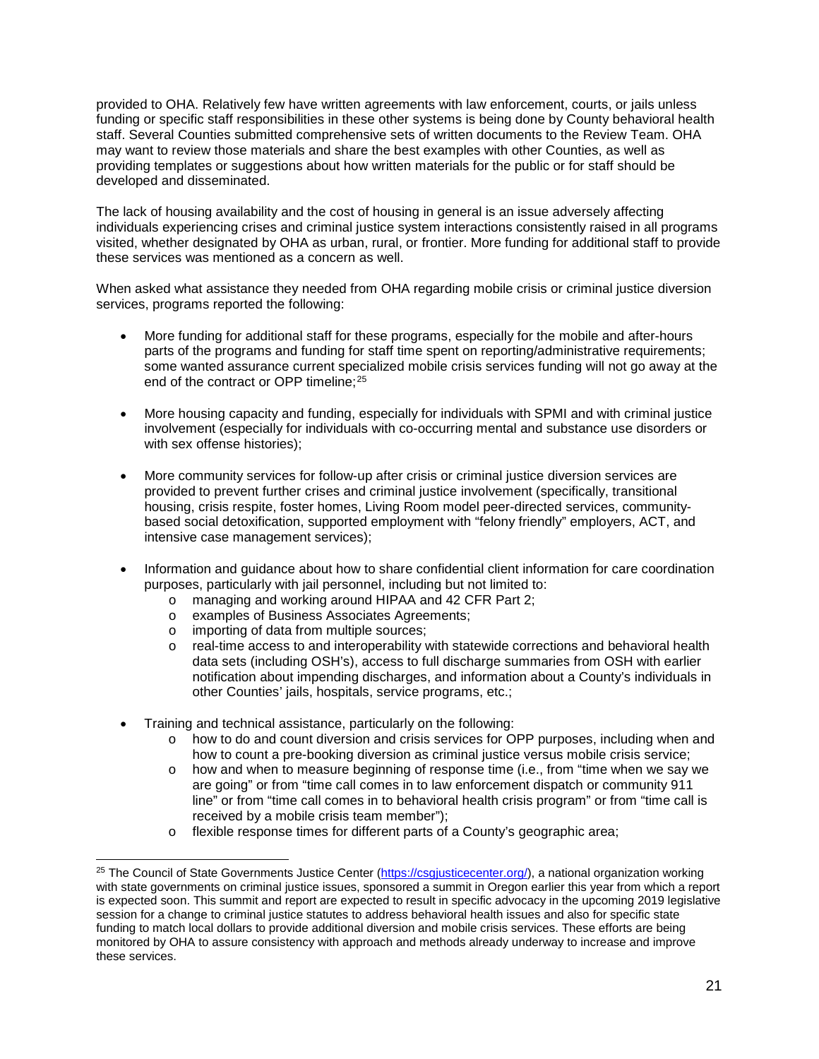provided to OHA. Relatively few have written agreements with law enforcement, courts, or jails unless funding or specific staff responsibilities in these other systems is being done by County behavioral health staff. Several Counties submitted comprehensive sets of written documents to the Review Team. OHA may want to review those materials and share the best examples with other Counties, as well as providing templates or suggestions about how written materials for the public or for staff should be developed and disseminated.

The lack of housing availability and the cost of housing in general is an issue adversely affecting individuals experiencing crises and criminal justice system interactions consistently raised in all programs visited, whether designated by OHA as urban, rural, or frontier. More funding for additional staff to provide these services was mentioned as a concern as well.

When asked what assistance they needed from OHA regarding mobile crisis or criminal justice diversion services, programs reported the following:

- More funding for additional staff for these programs, especially for the mobile and after-hours parts of the programs and funding for staff time spent on reporting/administrative requirements; some wanted assurance current specialized mobile crisis services funding will not go away at the end of the contract or OPP timeline;[25]

- More housing capacity and funding, especially for individuals with SPMI and with criminal justice involvement (especially for individuals with co-occurring mental and substance use disorders or with sex offense histories);

- More community services for follow-up after crisis or criminal justice diversion services are provided to prevent further crises and criminal justice involvement (specifically, transitional housing, crisis respite, foster homes, Living Room model peer-directed services, community-based social detoxification, supported employment with "felony friendly" employers, ACT, and intensive case management services);

- Information and guidance about how to share confidential client information for care coordination purposes, particularly with jail personnel, including but not limited to:
  - managing and working around HIPAA and 42 CFR Part 2;
  - examples of Business Associates Agreements;
  - importing of data from multiple sources;
  - real-time access to and interoperability with statewide corrections and behavioral health data sets (including OSH's), access to full discharge summaries from OSH with earlier notification about impending discharges, and information about a County's individuals in other Counties' jails, hospitals, service programs, etc.;

- Training and technical assistance, particularly on the following:
  - how to do and count diversion and crisis services for OPP purposes, including when and how to count a pre-booking diversion as criminal justice versus mobile crisis service;
  - how and when to measure beginning of response time (i.e., from "time when we say we are going" or from "time call comes in to law enforcement dispatch or community 911 line" or from "time call comes in to behavioral health crisis program" or from "time call is received by a mobile crisis team member");
  - flexible response times for different parts of a County's geographic area;

---

[25] The Council of State Governments Justice Center (https://csgjusticecenter.org/), a national organization working with state governments on criminal justice issues, sponsored a summit in Oregon earlier this year from which a report is expected soon. This summit and report are expected to result in specific advocacy in the upcoming 2019 legislative session for a change to criminal justice statutes to address behavioral health issues and also for specific state funding to match local dollars to provide additional diversion and mobile crisis services. These efforts are being monitored by OHA to assure consistency with approach and methods already underway to increase and improve these services.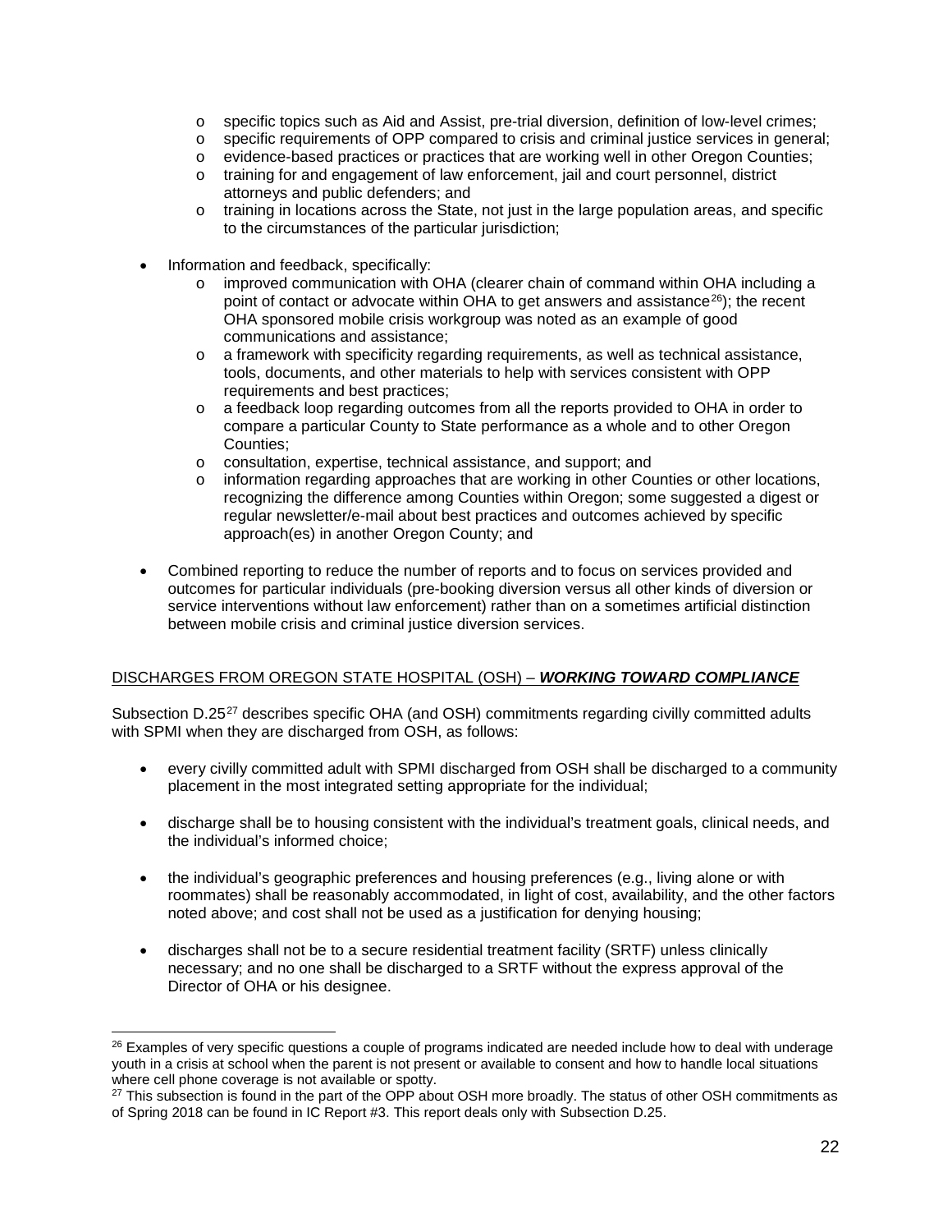- specific topics such as Aid and Assist, pre-trial diversion, definition of low-level crimes;
  - specific requirements of OPP compared to crisis and criminal justice services in general;
  - evidence-based practices or practices that are working well in other Oregon Counties;
  - training for and engagement of law enforcement, jail and court personnel, district attorneys and public defenders; and
  - training in locations across the State, not just in the large population areas, and specific to the circumstances of the particular jurisdiction;

- Information and feedback, specifically:
  - improved communication with OHA (clearer chain of command within OHA including a point of contact or advocate within OHA to get answers and assistance[26]); the recent OHA sponsored mobile crisis workgroup was noted as an example of good communications and assistance;
  - a framework with specificity regarding requirements, as well as technical assistance, tools, documents, and other materials to help with services consistent with OPP requirements and best practices;
  - a feedback loop regarding outcomes from all the reports provided to OHA in order to compare a particular County to State performance as a whole and to other Oregon Counties;
  - consultation, expertise, technical assistance, and support; and
  - information regarding approaches that are working in other Counties or other locations, recognizing the difference among Counties within Oregon; some suggested a digest or regular newsletter/e-mail about best practices and outcomes achieved by specific approach(es) in another Oregon County; and

- Combined reporting to reduce the number of reports and to focus on services provided and outcomes for particular individuals (pre-booking diversion versus all other kinds of diversion or service interventions without law enforcement) rather than on a sometimes artificial distinction between mobile crisis and criminal justice diversion services.

## DISCHARGES FROM OREGON STATE HOSPITAL (OSH) – ***WORKING TOWARD COMPLIANCE***

Subsection D.25[27] describes specific OHA (and OSH) commitments regarding civilly committed adults with SPMI when they are discharged from OSH, as follows:

- every civilly committed adult with SPMI discharged from OSH shall be discharged to a community placement in the most integrated setting appropriate for the individual;

- discharge shall be to housing consistent with the individual's treatment goals, clinical needs, and the individual's informed choice;

- the individual's geographic preferences and housing preferences (e.g., living alone or with roommates) shall be reasonably accommodated, in light of cost, availability, and the other factors noted above; and cost shall not be used as a justification for denying housing;

- discharges shall not be to a secure residential treatment facility (SRTF) unless clinically necessary; and no one shall be discharged to a SRTF without the express approval of the Director of OHA or his designee.

---

[26] Examples of very specific questions a couple of programs indicated are needed include how to deal with underage youth in a crisis at school when the parent is not present or available to consent and how to handle local situations where cell phone coverage is not available or spotty.

[27] This subsection is found in the part of the OPP about OSH more broadly. The status of other OSH commitments as of Spring 2018 can be found in IC Report #3. This report deals only with Subsection D.25.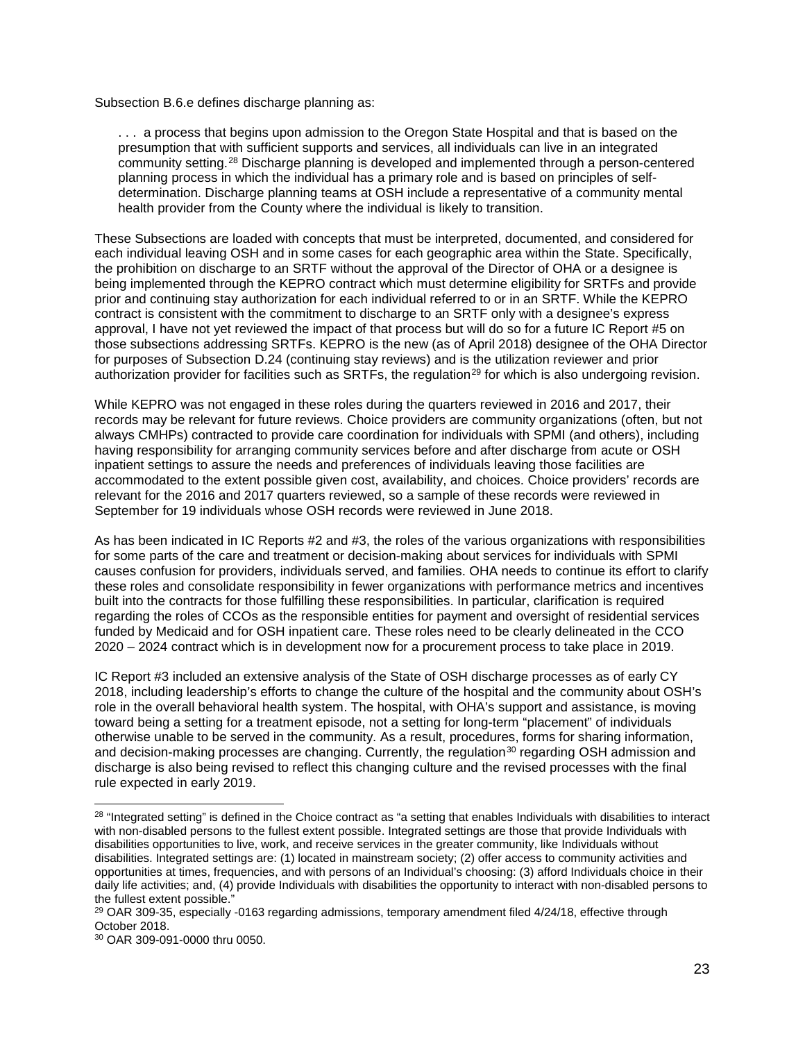Subsection B.6.e defines discharge planning as:

> . . . a process that begins upon admission to the Oregon State Hospital and that is based on the presumption that with sufficient supports and services, all individuals can live in an integrated community setting.[28] Discharge planning is developed and implemented through a person-centered planning process in which the individual has a primary role and is based on principles of self-determination. Discharge planning teams at OSH include a representative of a community mental health provider from the County where the individual is likely to transition.

These Subsections are loaded with concepts that must be interpreted, documented, and considered for each individual leaving OSH and in some cases for each geographic area within the State. Specifically, the prohibition on discharge to an SRTF without the approval of the Director of OHA or a designee is being implemented through the KEPRO contract which must determine eligibility for SRTFs and provide prior and continuing stay authorization for each individual referred to or in an SRTF. While the KEPRO contract is consistent with the commitment to discharge to an SRTF only with a designee's express approval, I have not yet reviewed the impact of that process but will do so for a future IC Report #5 on those subsections addressing SRTFs. KEPRO is the new (as of April 2018) designee of the OHA Director for purposes of Subsection D.24 (continuing stay reviews) and is the utilization reviewer and prior authorization provider for facilities such as SRTFs, the regulation[29] for which is also undergoing revision.

While KEPRO was not engaged in these roles during the quarters reviewed in 2016 and 2017, their records may be relevant for future reviews. Choice providers are community organizations (often, but not always CMHPs) contracted to provide care coordination for individuals with SPMI (and others), including having responsibility for arranging community services before and after discharge from acute or OSH inpatient settings to assure the needs and preferences of individuals leaving those facilities are accommodated to the extent possible given cost, availability, and choices. Choice providers' records are relevant for the 2016 and 2017 quarters reviewed, so a sample of these records were reviewed in September for 19 individuals whose OSH records were reviewed in June 2018.

As has been indicated in IC Reports #2 and #3, the roles of the various organizations with responsibilities for some parts of the care and treatment or decision-making about services for individuals with SPMI causes confusion for providers, individuals served, and families. OHA needs to continue its effort to clarify these roles and consolidate responsibility in fewer organizations with performance metrics and incentives built into the contracts for those fulfilling these responsibilities. In particular, clarification is required regarding the roles of CCOs as the responsible entities for payment and oversight of residential services funded by Medicaid and for OSH inpatient care. These roles need to be clearly delineated in the CCO 2020 – 2024 contract which is in development now for a procurement process to take place in 2019.

IC Report #3 included an extensive analysis of the State of OSH discharge processes as of early CY 2018, including leadership's efforts to change the culture of the hospital and the community about OSH's role in the overall behavioral health system. The hospital, with OHA's support and assistance, is moving toward being a setting for a treatment episode, not a setting for long-term "placement" of individuals otherwise unable to be served in the community. As a result, procedures, forms for sharing information, and decision-making processes are changing. Currently, the regulation[30] regarding OSH admission and discharge is also being revised to reflect this changing culture and the revised processes with the final rule expected in early 2019.

---

[28] "Integrated setting" is defined in the Choice contract as "a setting that enables Individuals with disabilities to interact with non-disabled persons to the fullest extent possible. Integrated settings are those that provide Individuals with disabilities opportunities to live, work, and receive services in the greater community, like Individuals without disabilities. Integrated settings are: (1) located in mainstream society; (2) offer access to community activities and opportunities at times, frequencies, and with persons of an Individual's choosing: (3) afford Individuals choice in their daily life activities; and, (4) provide Individuals with disabilities the opportunity to interact with non-disabled persons to the fullest extent possible."

[29] OAR 309-35, especially -0163 regarding admissions, temporary amendment filed 4/24/18, effective through October 2018.

[30] OAR 309-091-0000 thru 0050.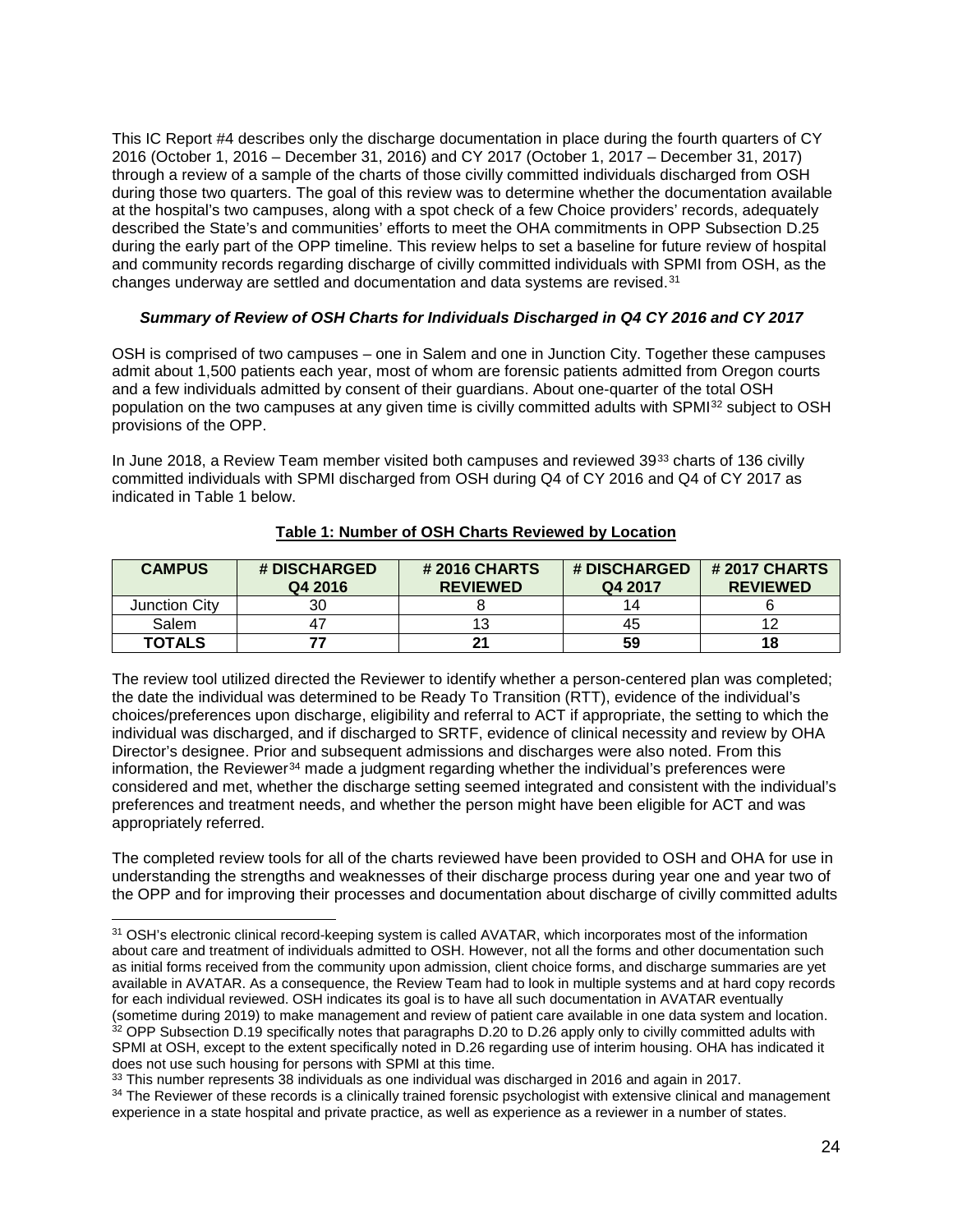This IC Report #4 describes only the discharge documentation in place during the fourth quarters of CY 2016 (October 1, 2016 – December 31, 2016) and CY 2017 (October 1, 2017 – December 31, 2017) through a review of a sample of the charts of those civilly committed individuals discharged from OSH during those two quarters. The goal of this review was to determine whether the documentation available at the hospital's two campuses, along with a spot check of a few Choice providers' records, adequately described the State's and communities' efforts to meet the OHA commitments in OPP Subsection D.25 during the early part of the OPP timeline. This review helps to set a baseline for future review of hospital and community records regarding discharge of civilly committed individuals with SPMI from OSH, as the changes underway are settled and documentation and data systems are revised.[31]

***Summary of Review of OSH Charts for Individuals Discharged in Q4 CY 2016 and CY 2017***

OSH is comprised of two campuses – one in Salem and one in Junction City. Together these campuses admit about 1,500 patients each year, most of whom are forensic patients admitted from Oregon courts and a few individuals admitted by consent of their guardians. About one-quarter of the total OSH population on the two campuses at any given time is civilly committed adults with SPMI[32] subject to OSH provisions of the OPP.

In June 2018, a Review Team member visited both campuses and reviewed 39[33] charts of 136 civilly committed individuals with SPMI discharged from OSH during Q4 of CY 2016 and Q4 of CY 2017 as indicated in Table 1 below.

**Table 1: Number of OSH Charts Reviewed by Location**

| CAMPUS | # DISCHARGED Q4 2016 | # 2016 CHARTS REVIEWED | # DISCHARGED Q4 2017 | # 2017 CHARTS REVIEWED |
|---|---|---|---|---|
| Junction City | 30 | 8 | 14 | 6 |
| Salem | 47 | 13 | 45 | 12 |
| **TOTALS** | **77** | **21** | **59** | **18** |

The review tool utilized directed the Reviewer to identify whether a person-centered plan was completed; the date the individual was determined to be Ready To Transition (RTT), evidence of the individual's choices/preferences upon discharge, eligibility and referral to ACT if appropriate, the setting to which the individual was discharged, and if discharged to SRTF, evidence of clinical necessity and review by OHA Director's designee. Prior and subsequent admissions and discharges were also noted. From this information, the Reviewer[34] made a judgment regarding whether the individual's preferences were considered and met, whether the discharge setting seemed integrated and consistent with the individual's preferences and treatment needs, and whether the person might have been eligible for ACT and was appropriately referred.

The completed review tools for all of the charts reviewed have been provided to OSH and OHA for use in understanding the strengths and weaknesses of their discharge process during year one and year two of the OPP and for improving their processes and documentation about discharge of civilly committed adults

---

[31] OSH's electronic clinical record-keeping system is called AVATAR, which incorporates most of the information about care and treatment of individuals admitted to OSH. However, not all the forms and other documentation such as initial forms received from the community upon admission, client choice forms, and discharge summaries are yet available in AVATAR. As a consequence, the Review Team had to look in multiple systems and at hard copy records for each individual reviewed. OSH indicates its goal is to have all such documentation in AVATAR eventually (sometime during 2019) to make management and review of patient care available in one data system and location.

[32] OPP Subsection D.19 specifically notes that paragraphs D.20 to D.26 apply only to civilly committed adults with SPMI at OSH, except to the extent specifically noted in D.26 regarding use of interim housing. OHA has indicated it does not use such housing for persons with SPMI at this time.

[33] This number represents 38 individuals as one individual was discharged in 2016 and again in 2017.

[34] The Reviewer of these records is a clinically trained forensic psychologist with extensive clinical and management experience in a state hospital and private practice, as well as experience as a reviewer in a number of states.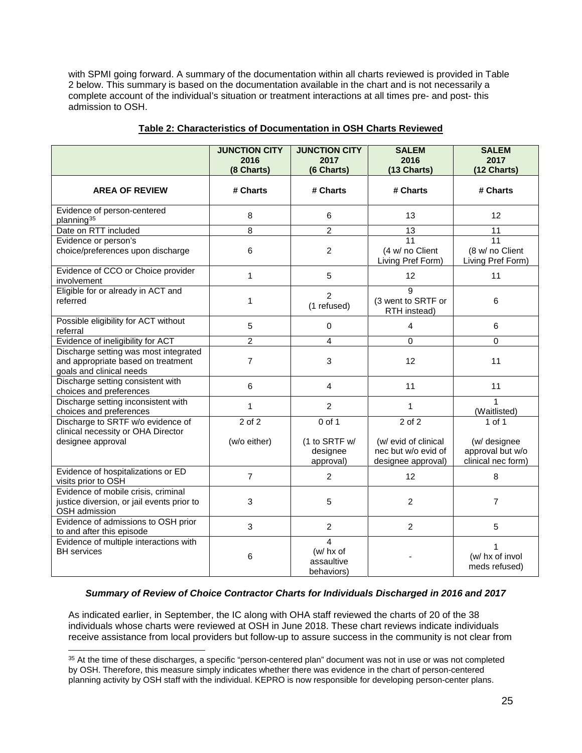with SPMI going forward. A summary of the documentation within all charts reviewed is provided in Table 2 below. This summary is based on the documentation available in the chart and is not necessarily a complete account of the individual's situation or treatment interactions at all times pre- and post- this admission to OSH.

**Table 2: Characteristics of Documentation in OSH Charts Reviewed**

| | **JUNCTION CITY 2016 (8 Charts)** | **JUNCTION CITY 2017 (6 Charts)** | **SALEM 2016 (13 Charts)** | **SALEM 2017 (12 Charts)** |
|---|---|---|---|---|
| **AREA OF REVIEW** | **# Charts** | **# Charts** | **# Charts** | **# Charts** |
| Evidence of person-centered planning[35] | 8 | 6 | 13 | 12 |
| Date on RTT included | 8 | 2 | 13 | 11 |
| Evidence or person's choice/preferences upon discharge | 6 | 2 | 11 (4 w/ no Client Living Pref Form) | 11 (8 w/ no Client Living Pref Form) |
| Evidence of CCO or Choice provider involvement | 1 | 5 | 12 | 11 |
| Eligible for or already in ACT and referred | 1 | 2 (1 refused) | 9 (3 went to SRTF or RTH instead) | 6 |
| Possible eligibility for ACT without referral | 5 | 0 | 4 | 6 |
| Evidence of ineligibility for ACT | 2 | 4 | 0 | 0 |
| Discharge setting was most integrated and appropriate based on treatment goals and clinical needs | 7 | 3 | 12 | 11 |
| Discharge setting consistent with choices and preferences | 6 | 4 | 11 | 11 |
| Discharge setting inconsistent with choices and preferences | 1 | 2 | 1 | 1 (Waitlisted) |
| Discharge to SRTF w/o evidence of clinical necessity or OHA Director designee approval | 2 of 2 (w/o either) | 0 of 1 (1 to SRTF w/ designee approval) | 2 of 2 (w/ evid of clinical nec but w/o evid of designee approval) | 1 of 1 (w/ designee approval but w/o clinical nec form) |
| Evidence of hospitalizations or ED visits prior to OSH | 7 | 2 | 12 | 8 |
| Evidence of mobile crisis, criminal justice diversion, or jail events prior to OSH admission | 3 | 5 | 2 | 7 |
| Evidence of admissions to OSH prior to and after this episode | 3 | 2 | 2 | 5 |
| Evidence of multiple interactions with BH services | 6 | 4 (w/ hx of assaultive behaviors) | - | 1 (w/ hx of invol meds refused) |

***Summary of Review of Choice Contractor Charts for Individuals Discharged in 2016 and 2017***

As indicated earlier, in September, the IC along with OHA staff reviewed the charts of 20 of the 38 individuals whose charts were reviewed at OSH in June 2018. These chart reviews indicate individuals receive assistance from local providers but follow-up to assure success in the community is not clear from

[35] At the time of these discharges, a specific "person-centered plan" document was not in use or was not completed by OSH. Therefore, this measure simply indicates whether there was evidence in the chart of person-centered planning activity by OSH staff with the individual. KEPRO is now responsible for developing person-center plans.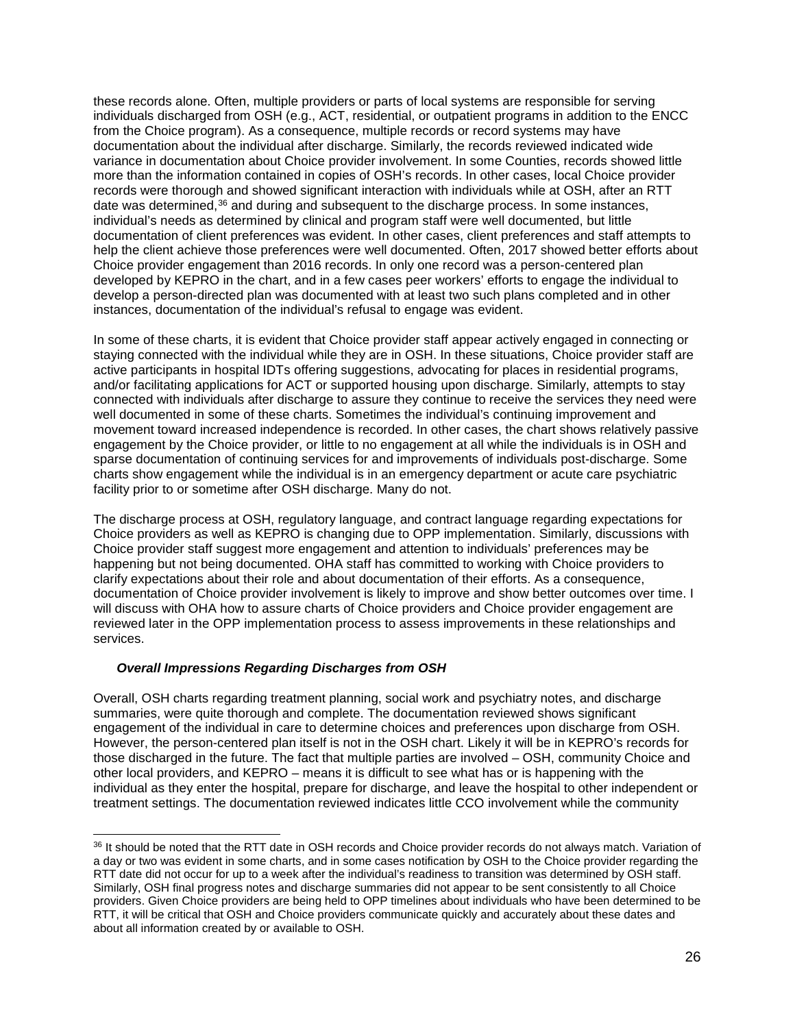these records alone. Often, multiple providers or parts of local systems are responsible for serving individuals discharged from OSH (e.g., ACT, residential, or outpatient programs in addition to the ENCC from the Choice program). As a consequence, multiple records or record systems may have documentation about the individual after discharge. Similarly, the records reviewed indicated wide variance in documentation about Choice provider involvement. In some Counties, records showed little more than the information contained in copies of OSH's records. In other cases, local Choice provider records were thorough and showed significant interaction with individuals while at OSH, after an RTT date was determined,[36] and during and subsequent to the discharge process. In some instances, individual's needs as determined by clinical and program staff were well documented, but little documentation of client preferences was evident. In other cases, client preferences and staff attempts to help the client achieve those preferences were well documented. Often, 2017 showed better efforts about Choice provider engagement than 2016 records. In only one record was a person-centered plan developed by KEPRO in the chart, and in a few cases peer workers' efforts to engage the individual to develop a person-directed plan was documented with at least two such plans completed and in other instances, documentation of the individual's refusal to engage was evident.

In some of these charts, it is evident that Choice provider staff appear actively engaged in connecting or staying connected with the individual while they are in OSH. In these situations, Choice provider staff are active participants in hospital IDTs offering suggestions, advocating for places in residential programs, and/or facilitating applications for ACT or supported housing upon discharge. Similarly, attempts to stay connected with individuals after discharge to assure they continue to receive the services they need were well documented in some of these charts. Sometimes the individual's continuing improvement and movement toward increased independence is recorded. In other cases, the chart shows relatively passive engagement by the Choice provider, or little to no engagement at all while the individuals is in OSH and sparse documentation of continuing services for and improvements of individuals post-discharge. Some charts show engagement while the individual is in an emergency department or acute care psychiatric facility prior to or sometime after OSH discharge. Many do not.

The discharge process at OSH, regulatory language, and contract language regarding expectations for Choice providers as well as KEPRO is changing due to OPP implementation. Similarly, discussions with Choice provider staff suggest more engagement and attention to individuals' preferences may be happening but not being documented. OHA staff has committed to working with Choice providers to clarify expectations about their role and about documentation of their efforts. As a consequence, documentation of Choice provider involvement is likely to improve and show better outcomes over time. I will discuss with OHA how to assure charts of Choice providers and Choice provider engagement are reviewed later in the OPP implementation process to assess improvements in these relationships and services.

#### *Overall Impressions Regarding Discharges from OSH*

Overall, OSH charts regarding treatment planning, social work and psychiatry notes, and discharge summaries, were quite thorough and complete. The documentation reviewed shows significant engagement of the individual in care to determine choices and preferences upon discharge from OSH. However, the person-centered plan itself is not in the OSH chart. Likely it will be in KEPRO's records for those discharged in the future. The fact that multiple parties are involved – OSH, community Choice and other local providers, and KEPRO – means it is difficult to see what has or is happening with the individual as they enter the hospital, prepare for discharge, and leave the hospital to other independent or treatment settings. The documentation reviewed indicates little CCO involvement while the community

---

[36] It should be noted that the RTT date in OSH records and Choice provider records do not always match. Variation of a day or two was evident in some charts, and in some cases notification by OSH to the Choice provider regarding the RTT date did not occur for up to a week after the individual's readiness to transition was determined by OSH staff. Similarly, OSH final progress notes and discharge summaries did not appear to be sent consistently to all Choice providers. Given Choice providers are being held to OPP timelines about individuals who have been determined to be RTT, it will be critical that OSH and Choice providers communicate quickly and accurately about these dates and about all information created by or available to OSH.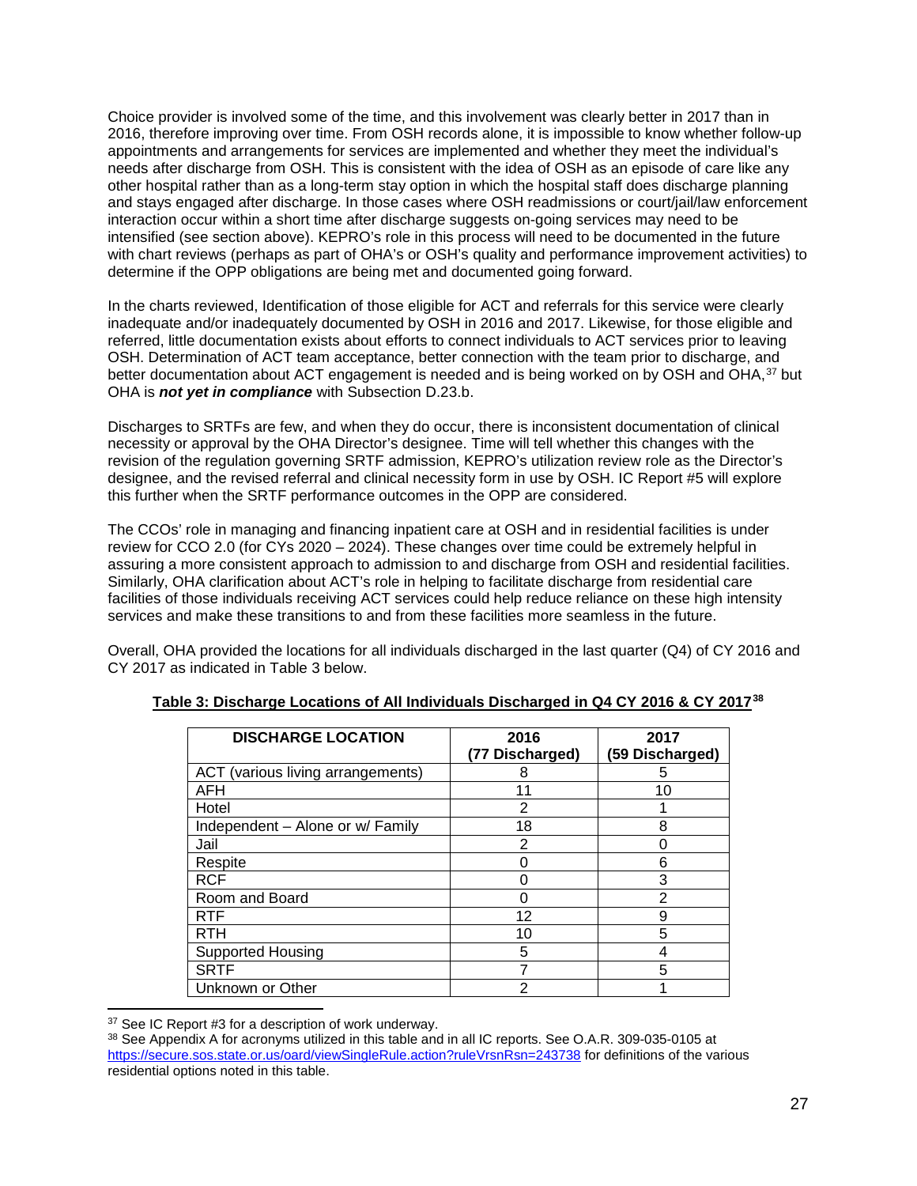Choice provider is involved some of the time, and this involvement was clearly better in 2017 than in 2016, therefore improving over time. From OSH records alone, it is impossible to know whether follow-up appointments and arrangements for services are implemented and whether they meet the individual's needs after discharge from OSH. This is consistent with the idea of OSH as an episode of care like any other hospital rather than as a long-term stay option in which the hospital staff does discharge planning and stays engaged after discharge. In those cases where OSH readmissions or court/jail/law enforcement interaction occur within a short time after discharge suggests on-going services may need to be intensified (see section above). KEPRO's role in this process will need to be documented in the future with chart reviews (perhaps as part of OHA's or OSH's quality and performance improvement activities) to determine if the OPP obligations are being met and documented going forward.

In the charts reviewed, Identification of those eligible for ACT and referrals for this service were clearly inadequate and/or inadequately documented by OSH in 2016 and 2017. Likewise, for those eligible and referred, little documentation exists about efforts to connect individuals to ACT services prior to leaving OSH. Determination of ACT team acceptance, better connection with the team prior to discharge, and better documentation about ACT engagement is needed and is being worked on by OSH and OHA,[37] but OHA is ***not yet in compliance*** with Subsection D.23.b.

Discharges to SRTFs are few, and when they do occur, there is inconsistent documentation of clinical necessity or approval by the OHA Director's designee. Time will tell whether this changes with the revision of the regulation governing SRTF admission, KEPRO's utilization review role as the Director's designee, and the revised referral and clinical necessity form in use by OSH. IC Report #5 will explore this further when the SRTF performance outcomes in the OPP are considered.

The CCOs' role in managing and financing inpatient care at OSH and in residential facilities is under review for CCO 2.0 (for CYs 2020 – 2024). These changes over time could be extremely helpful in assuring a more consistent approach to admission to and discharge from OSH and residential facilities. Similarly, OHA clarification about ACT's role in helping to facilitate discharge from residential care facilities of those individuals receiving ACT services could help reduce reliance on these high intensity services and make these transitions to and from these facilities more seamless in the future.

Overall, OHA provided the locations for all individuals discharged in the last quarter (Q4) of CY 2016 and CY 2017 as indicated in Table 3 below.

**Table 3: Discharge Locations of All Individuals Discharged in Q4 CY 2016 & CY 2017[38]**

| DISCHARGE LOCATION | 2016 (77 Discharged) | 2017 (59 Discharged) |
|---|---|---|
| ACT (various living arrangements) | 8 | 5 |
| AFH | 11 | 10 |
| Hotel | 2 | 1 |
| Independent – Alone or w/ Family | 18 | 8 |
| Jail | 2 | 0 |
| Respite | 0 | 6 |
| RCF | 0 | 3 |
| Room and Board | 0 | 2 |
| RTF | 12 | 9 |
| RTH | 10 | 5 |
| Supported Housing | 5 | 4 |
| SRTF | 7 | 5 |
| Unknown or Other | 2 | 1 |

[37] See IC Report #3 for a description of work underway.

[38] See Appendix A for acronyms utilized in this table and in all IC reports. See O.A.R. 309-035-0105 at https://secure.sos.state.or.us/oard/viewSingleRule.action?ruleVrsnRsn=243738 for definitions of the various residential options noted in this table.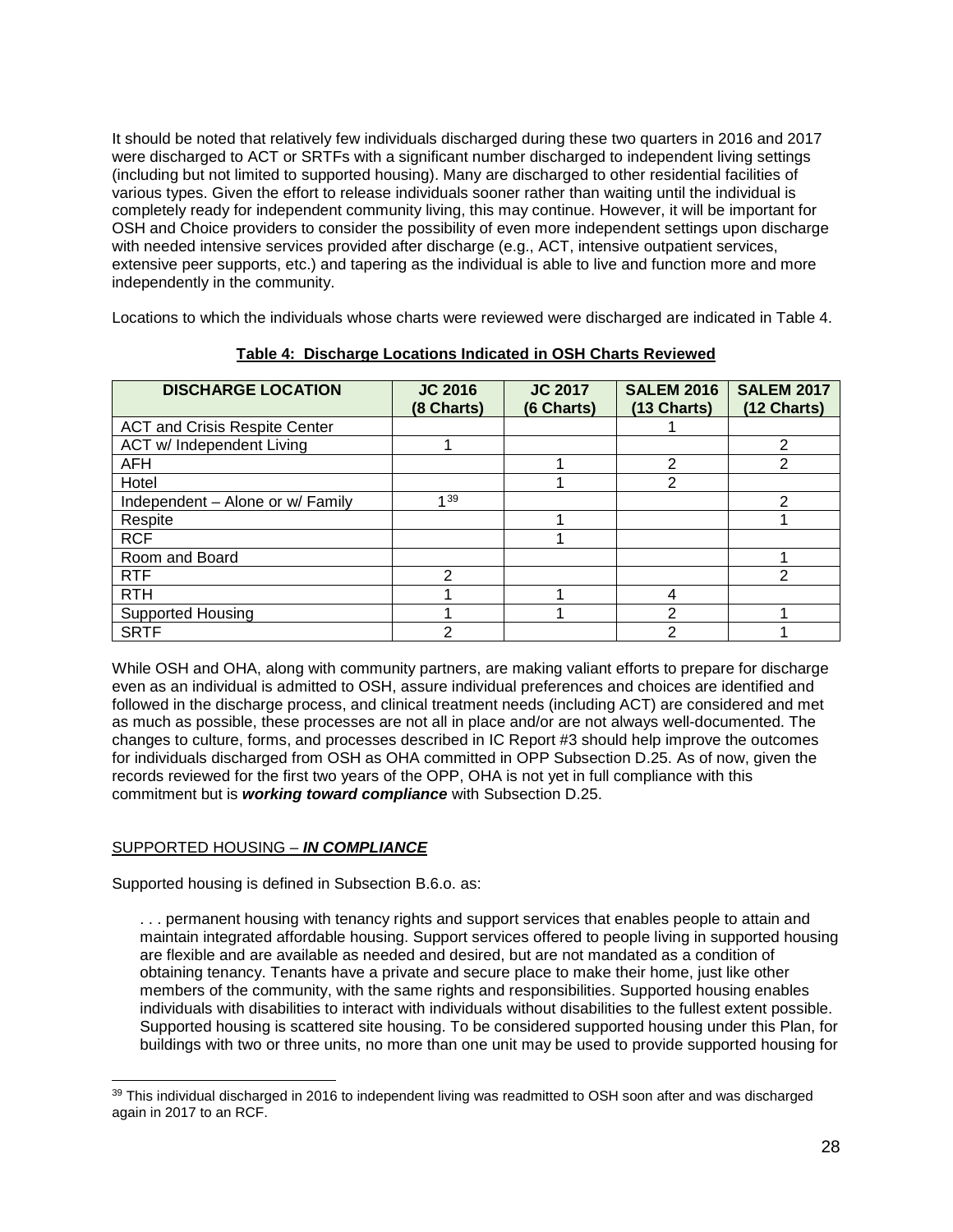It should be noted that relatively few individuals discharged during these two quarters in 2016 and 2017 were discharged to ACT or SRTFs with a significant number discharged to independent living settings (including but not limited to supported housing). Many are discharged to other residential facilities of various types. Given the effort to release individuals sooner rather than waiting until the individual is completely ready for independent community living, this may continue. However, it will be important for OSH and Choice providers to consider the possibility of even more independent settings upon discharge with needed intensive services provided after discharge (e.g., ACT, intensive outpatient services, extensive peer supports, etc.) and tapering as the individual is able to live and function more and more independently in the community.

Locations to which the individuals whose charts were reviewed were discharged are indicated in Table 4.

**Table 4: Discharge Locations Indicated in OSH Charts Reviewed**

| DISCHARGE LOCATION | JC 2016 (8 Charts) | JC 2017 (6 Charts) | SALEM 2016 (13 Charts) | SALEM 2017 (12 Charts) |
|---|---|---|---|---|
| ACT and Crisis Respite Center | | | 1 | |
| ACT w/ Independent Living | 1 | | | 2 |
| AFH | | 1 | 2 | 2 |
| Hotel | | 1 | 2 | |
| Independent – Alone or w/ Family | 1[39] | | | 2 |
| Respite | | 1 | | 1 |
| RCF | | 1 | | |
| Room and Board | | | | 1 |
| RTF | 2 | | | 2 |
| RTH | 1 | 1 | 4 | |
| Supported Housing | 1 | 1 | 2 | 1 |
| SRTF | 2 | | 2 | 1 |

While OSH and OHA, along with community partners, are making valiant efforts to prepare for discharge even as an individual is admitted to OSH, assure individual preferences and choices are identified and followed in the discharge process, and clinical treatment needs (including ACT) are considered and met as much as possible, these processes are not all in place and/or are not always well-documented. The changes to culture, forms, and processes described in IC Report #3 should help improve the outcomes for individuals discharged from OSH as OHA committed in OPP Subsection D.25. As of now, given the records reviewed for the first two years of the OPP, OHA is not yet in full compliance with this commitment but is ***working toward compliance*** with Subsection D.25.

SUPPORTED HOUSING – ***IN COMPLIANCE***

Supported housing is defined in Subsection B.6.o. as:

> . . . permanent housing with tenancy rights and support services that enables people to attain and maintain integrated affordable housing. Support services offered to people living in supported housing are flexible and are available as needed and desired, but are not mandated as a condition of obtaining tenancy. Tenants have a private and secure place to make their home, just like other members of the community, with the same rights and responsibilities. Supported housing enables individuals with disabilities to interact with individuals without disabilities to the fullest extent possible. Supported housing is scattered site housing. To be considered supported housing under this Plan, for buildings with two or three units, no more than one unit may be used to provide supported housing for

[39] This individual discharged in 2016 to independent living was readmitted to OSH soon after and was discharged again in 2017 to an RCF.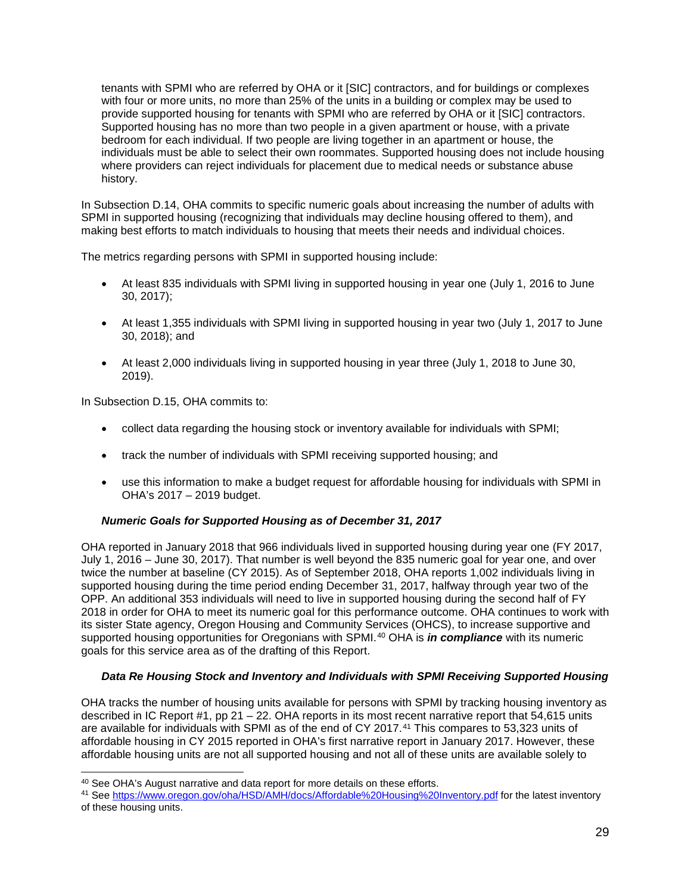> tenants with SPMI who are referred by OHA or it [SIC] contractors, and for buildings or complexes with four or more units, no more than 25% of the units in a building or complex may be used to provide supported housing for tenants with SPMI who are referred by OHA or it [SIC] contractors. Supported housing has no more than two people in a given apartment or house, with a private bedroom for each individual. If two people are living together in an apartment or house, the individuals must be able to select their own roommates. Supported housing does not include housing where providers can reject individuals for placement due to medical needs or substance abuse history.

In Subsection D.14, OHA commits to specific numeric goals about increasing the number of adults with SPMI in supported housing (recognizing that individuals may decline housing offered to them), and making best efforts to match individuals to housing that meets their needs and individual choices.

The metrics regarding persons with SPMI in supported housing include:

- At least 835 individuals with SPMI living in supported housing in year one (July 1, 2016 to June 30, 2017);
- At least 1,355 individuals with SPMI living in supported housing in year two (July 1, 2017 to June 30, 2018); and
- At least 2,000 individuals living in supported housing in year three (July 1, 2018 to June 30, 2019).

In Subsection D.15, OHA commits to:

- collect data regarding the housing stock or inventory available for individuals with SPMI;
- track the number of individuals with SPMI receiving supported housing; and
- use this information to make a budget request for affordable housing for individuals with SPMI in OHA's 2017 – 2019 budget.

#### *Numeric Goals for Supported Housing as of December 31, 2017*

OHA reported in January 2018 that 966 individuals lived in supported housing during year one (FY 2017, July 1, 2016 – June 30, 2017). That number is well beyond the 835 numeric goal for year one, and over twice the number at baseline (CY 2015). As of September 2018, OHA reports 1,002 individuals living in supported housing during the time period ending December 31, 2017, halfway through year two of the OPP. An additional 353 individuals will need to live in supported housing during the second half of FY 2018 in order for OHA to meet its numeric goal for this performance outcome. OHA continues to work with its sister State agency, Oregon Housing and Community Services (OHCS), to increase supportive and supported housing opportunities for Oregonians with SPMI.[40] OHA is ***in compliance*** with its numeric goals for this service area as of the drafting of this Report.

#### *Data Re Housing Stock and Inventory and Individuals with SPMI Receiving Supported Housing*

OHA tracks the number of housing units available for persons with SPMI by tracking housing inventory as described in IC Report #1, pp 21 – 22. OHA reports in its most recent narrative report that 54,615 units are available for individuals with SPMI as of the end of CY 2017.[41] This compares to 53,323 units of affordable housing in CY 2015 reported in OHA's first narrative report in January 2017. However, these affordable housing units are not all supported housing and not all of these units are available solely to

---

[40] See OHA's August narrative and data report for more details on these efforts.

[41] See https://www.oregon.gov/oha/HSD/AMH/docs/Affordable%20Housing%20Inventory.pdf for the latest inventory of these housing units.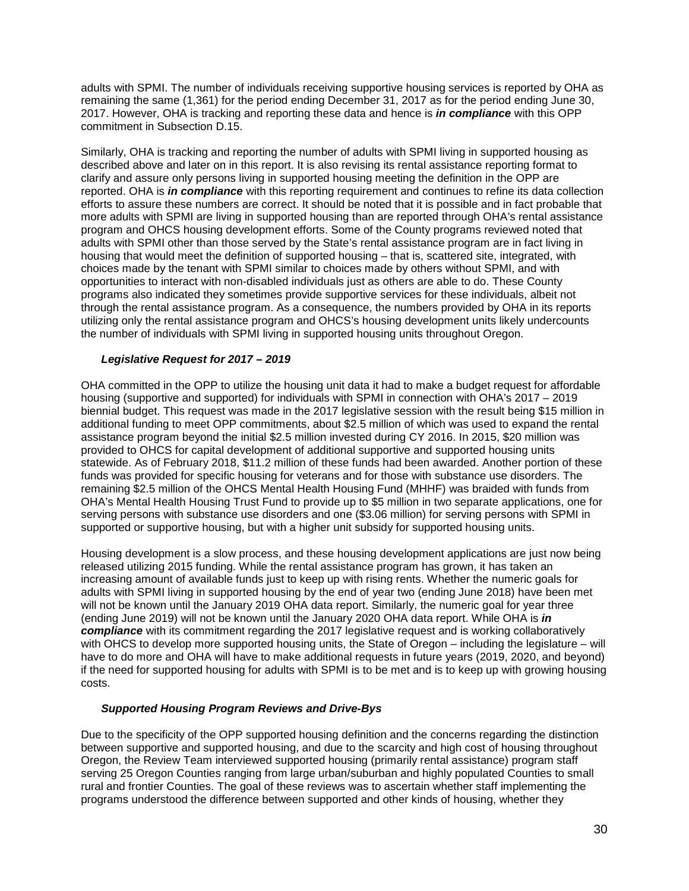adults with SPMI. The number of individuals receiving supportive housing services is reported by OHA as remaining the same (1,361) for the period ending December 31, 2017 as for the period ending June 30, 2017. However, OHA is tracking and reporting these data and hence is ***in compliance*** with this OPP commitment in Subsection D.15.

Similarly, OHA is tracking and reporting the number of adults with SPMI living in supported housing as described above and later on in this report. It is also revising its rental assistance reporting format to clarify and assure only persons living in supported housing meeting the definition in the OPP are reported. OHA is ***in compliance*** with this reporting requirement and continues to refine its data collection efforts to assure these numbers are correct. It should be noted that it is possible and in fact probable that more adults with SPMI are living in supported housing than are reported through OHA's rental assistance program and OHCS housing development efforts. Some of the County programs reviewed noted that adults with SPMI other than those served by the State's rental assistance program are in fact living in housing that would meet the definition of supported housing – that is, scattered site, integrated, with choices made by the tenant with SPMI similar to choices made by others without SPMI, and with opportunities to interact with non-disabled individuals just as others are able to do. These County programs also indicated they sometimes provide supportive services for these individuals, albeit not through the rental assistance program. As a consequence, the numbers provided by OHA in its reports utilizing only the rental assistance program and OHCS's housing development units likely undercounts the number of individuals with SPMI living in supported housing units throughout Oregon.

### *Legislative Request for 2017 – 2019*

OHA committed in the OPP to utilize the housing unit data it had to make a budget request for affordable housing (supportive and supported) for individuals with SPMI in connection with OHA's 2017 – 2019 biennial budget. This request was made in the 2017 legislative session with the result being $15 million in additional funding to meet OPP commitments, about $2.5 million of which was used to expand the rental assistance program beyond the initial $2.5 million invested during CY 2016. In 2015, $20 million was provided to OHCS for capital development of additional supportive and supported housing units statewide. As of February 2018, $11.2 million of these funds had been awarded. Another portion of these funds was provided for specific housing for veterans and for those with substance use disorders. The remaining $2.5 million of the OHCS Mental Health Housing Fund (MHHF) was braided with funds from OHA's Mental Health Housing Trust Fund to provide up to $5 million in two separate applications, one for serving persons with substance use disorders and one ($3.06 million) for serving persons with SPMI in supported or supportive housing, but with a higher unit subsidy for supported housing units.

Housing development is a slow process, and these housing development applications are just now being released utilizing 2015 funding. While the rental assistance program has grown, it has taken an increasing amount of available funds just to keep up with rising rents. Whether the numeric goals for adults with SPMI living in supported housing by the end of year two (ending June 2018) have been met will not be known until the January 2019 OHA data report. Similarly, the numeric goal for year three (ending June 2019) will not be known until the January 2020 OHA data report. While OHA is ***in compliance*** with its commitment regarding the 2017 legislative request and is working collaboratively with OHCS to develop more supported housing units, the State of Oregon – including the legislature – will have to do more and OHA will have to make additional requests in future years (2019, 2020, and beyond) if the need for supported housing for adults with SPMI is to be met and is to keep up with growing housing costs.

### *Supported Housing Program Reviews and Drive-Bys*

Due to the specificity of the OPP supported housing definition and the concerns regarding the distinction between supportive and supported housing, and due to the scarcity and high cost of housing throughout Oregon, the Review Team interviewed supported housing (primarily rental assistance) program staff serving 25 Oregon Counties ranging from large urban/suburban and highly populated Counties to small rural and frontier Counties. The goal of these reviews was to ascertain whether staff implementing the programs understood the difference between supported and other kinds of housing, whether they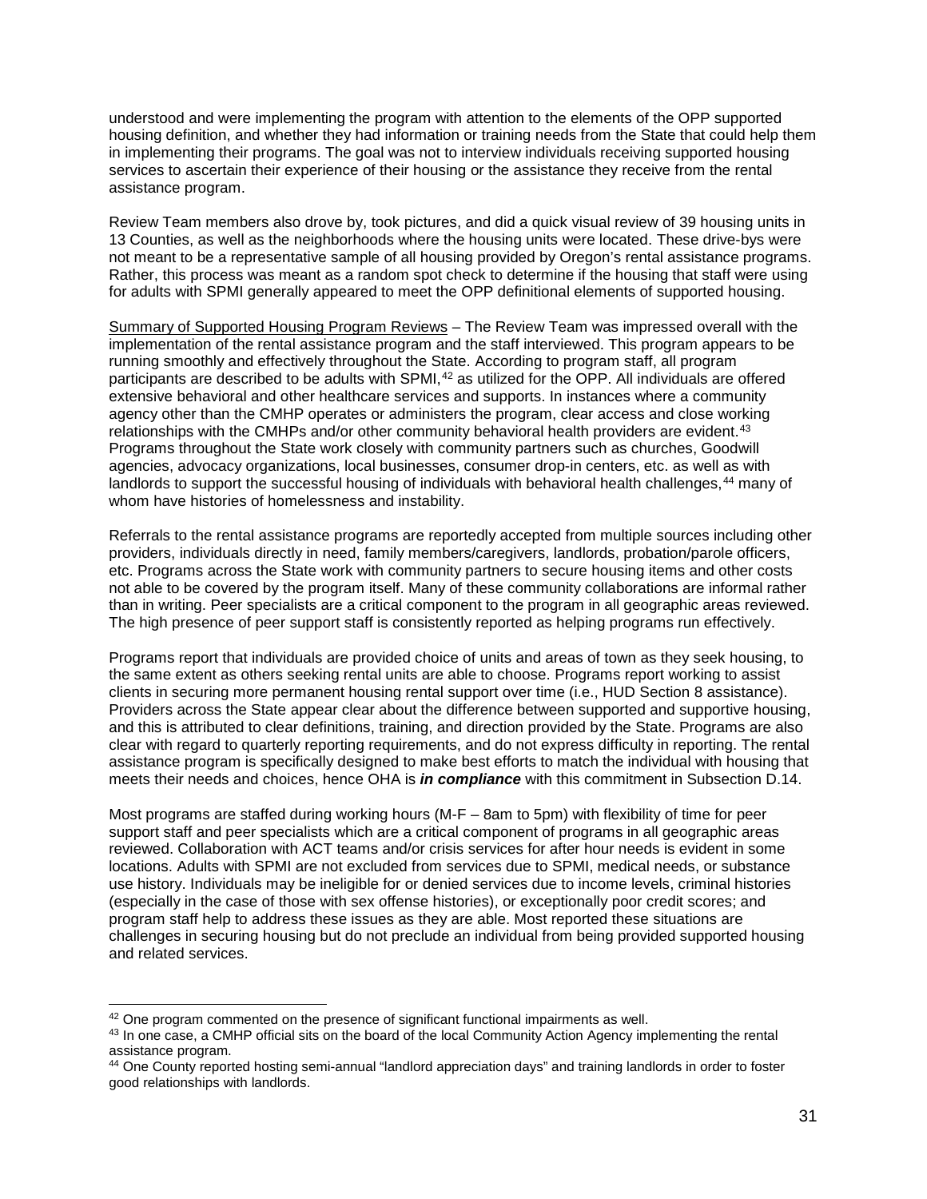understood and were implementing the program with attention to the elements of the OPP supported housing definition, and whether they had information or training needs from the State that could help them in implementing their programs. The goal was not to interview individuals receiving supported housing services to ascertain their experience of their housing or the assistance they receive from the rental assistance program.

Review Team members also drove by, took pictures, and did a quick visual review of 39 housing units in 13 Counties, as well as the neighborhoods where the housing units were located. These drive-bys were not meant to be a representative sample of all housing provided by Oregon's rental assistance programs. Rather, this process was meant as a random spot check to determine if the housing that staff were using for adults with SPMI generally appeared to meet the OPP definitional elements of supported housing.

<u>Summary of Supported Housing Program Reviews</u> – The Review Team was impressed overall with the implementation of the rental assistance program and the staff interviewed. This program appears to be running smoothly and effectively throughout the State. According to program staff, all program participants are described to be adults with SPMI,[42] as utilized for the OPP. All individuals are offered extensive behavioral and other healthcare services and supports. In instances where a community agency other than the CMHP operates or administers the program, clear access and close working relationships with the CMHPs and/or other community behavioral health providers are evident.[43] Programs throughout the State work closely with community partners such as churches, Goodwill agencies, advocacy organizations, local businesses, consumer drop-in centers, etc. as well as with landlords to support the successful housing of individuals with behavioral health challenges,[44] many of whom have histories of homelessness and instability.

Referrals to the rental assistance programs are reportedly accepted from multiple sources including other providers, individuals directly in need, family members/caregivers, landlords, probation/parole officers, etc. Programs across the State work with community partners to secure housing items and other costs not able to be covered by the program itself. Many of these community collaborations are informal rather than in writing. Peer specialists are a critical component to the program in all geographic areas reviewed. The high presence of peer support staff is consistently reported as helping programs run effectively.

Programs report that individuals are provided choice of units and areas of town as they seek housing, to the same extent as others seeking rental units are able to choose. Programs report working to assist clients in securing more permanent housing rental support over time (i.e., HUD Section 8 assistance). Providers across the State appear clear about the difference between supported and supportive housing, and this is attributed to clear definitions, training, and direction provided by the State. Programs are also clear with regard to quarterly reporting requirements, and do not express difficulty in reporting. The rental assistance program is specifically designed to make best efforts to match the individual with housing that meets their needs and choices, hence OHA is ***in compliance*** with this commitment in Subsection D.14.

Most programs are staffed during working hours (M-F – 8am to 5pm) with flexibility of time for peer support staff and peer specialists which are a critical component of programs in all geographic areas reviewed. Collaboration with ACT teams and/or crisis services for after hour needs is evident in some locations. Adults with SPMI are not excluded from services due to SPMI, medical needs, or substance use history. Individuals may be ineligible for or denied services due to income levels, criminal histories (especially in the case of those with sex offense histories), or exceptionally poor credit scores; and program staff help to address these issues as they are able. Most reported these situations are challenges in securing housing but do not preclude an individual from being provided supported housing and related services.

---

[42] One program commented on the presence of significant functional impairments as well.

[43] In one case, a CMHP official sits on the board of the local Community Action Agency implementing the rental assistance program.

[44] One County reported hosting semi-annual "landlord appreciation days" and training landlords in order to foster good relationships with landlords.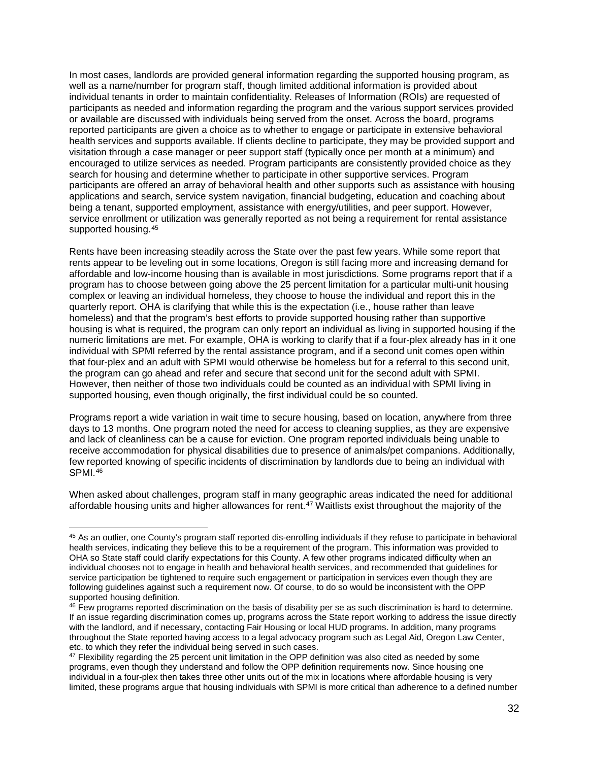In most cases, landlords are provided general information regarding the supported housing program, as well as a name/number for program staff, though limited additional information is provided about individual tenants in order to maintain confidentiality. Releases of Information (ROIs) are requested of participants as needed and information regarding the program and the various support services provided or available are discussed with individuals being served from the onset. Across the board, programs reported participants are given a choice as to whether to engage or participate in extensive behavioral health services and supports available. If clients decline to participate, they may be provided support and visitation through a case manager or peer support staff (typically once per month at a minimum) and encouraged to utilize services as needed. Program participants are consistently provided choice as they search for housing and determine whether to participate in other supportive services. Program participants are offered an array of behavioral health and other supports such as assistance with housing applications and search, service system navigation, financial budgeting, education and coaching about being a tenant, supported employment, assistance with energy/utilities, and peer support. However, service enrollment or utilization was generally reported as not being a requirement for rental assistance supported housing.[45]

Rents have been increasing steadily across the State over the past few years. While some report that rents appear to be leveling out in some locations, Oregon is still facing more and increasing demand for affordable and low-income housing than is available in most jurisdictions. Some programs report that if a program has to choose between going above the 25 percent limitation for a particular multi-unit housing complex or leaving an individual homeless, they choose to house the individual and report this in the quarterly report. OHA is clarifying that while this is the expectation (i.e., house rather than leave homeless) and that the program's best efforts to provide supported housing rather than supportive housing is what is required, the program can only report an individual as living in supported housing if the numeric limitations are met. For example, OHA is working to clarify that if a four-plex already has in it one individual with SPMI referred by the rental assistance program, and if a second unit comes open within that four-plex and an adult with SPMI would otherwise be homeless but for a referral to this second unit, the program can go ahead and refer and secure that second unit for the second adult with SPMI. However, then neither of those two individuals could be counted as an individual with SPMI living in supported housing, even though originally, the first individual could be so counted.

Programs report a wide variation in wait time to secure housing, based on location, anywhere from three days to 13 months. One program noted the need for access to cleaning supplies, as they are expensive and lack of cleanliness can be a cause for eviction. One program reported individuals being unable to receive accommodation for physical disabilities due to presence of animals/pet companions. Additionally, few reported knowing of specific incidents of discrimination by landlords due to being an individual with SPMI.[46]

When asked about challenges, program staff in many geographic areas indicated the need for additional affordable housing units and higher allowances for rent.[47] Waitlists exist throughout the majority of the

---

[45] As an outlier, one County's program staff reported dis-enrolling individuals if they refuse to participate in behavioral health services, indicating they believe this to be a requirement of the program. This information was provided to OHA so State staff could clarify expectations for this County. A few other programs indicated difficulty when an individual chooses not to engage in health and behavioral health services, and recommended that guidelines for service participation be tightened to require such engagement or participation in services even though they are following guidelines against such a requirement now. Of course, to do so would be inconsistent with the OPP supported housing definition.

[46] Few programs reported discrimination on the basis of disability per se as such discrimination is hard to determine. If an issue regarding discrimination comes up, programs across the State report working to address the issue directly with the landlord, and if necessary, contacting Fair Housing or local HUD programs. In addition, many programs throughout the State reported having access to a legal advocacy program such as Legal Aid, Oregon Law Center, etc. to which they refer the individual being served in such cases.

[47] Flexibility regarding the 25 percent unit limitation in the OPP definition was also cited as needed by some programs, even though they understand and follow the OPP definition requirements now. Since housing one individual in a four-plex then takes three other units out of the mix in locations where affordable housing is very limited, these programs argue that housing individuals with SPMI is more critical than adherence to a defined number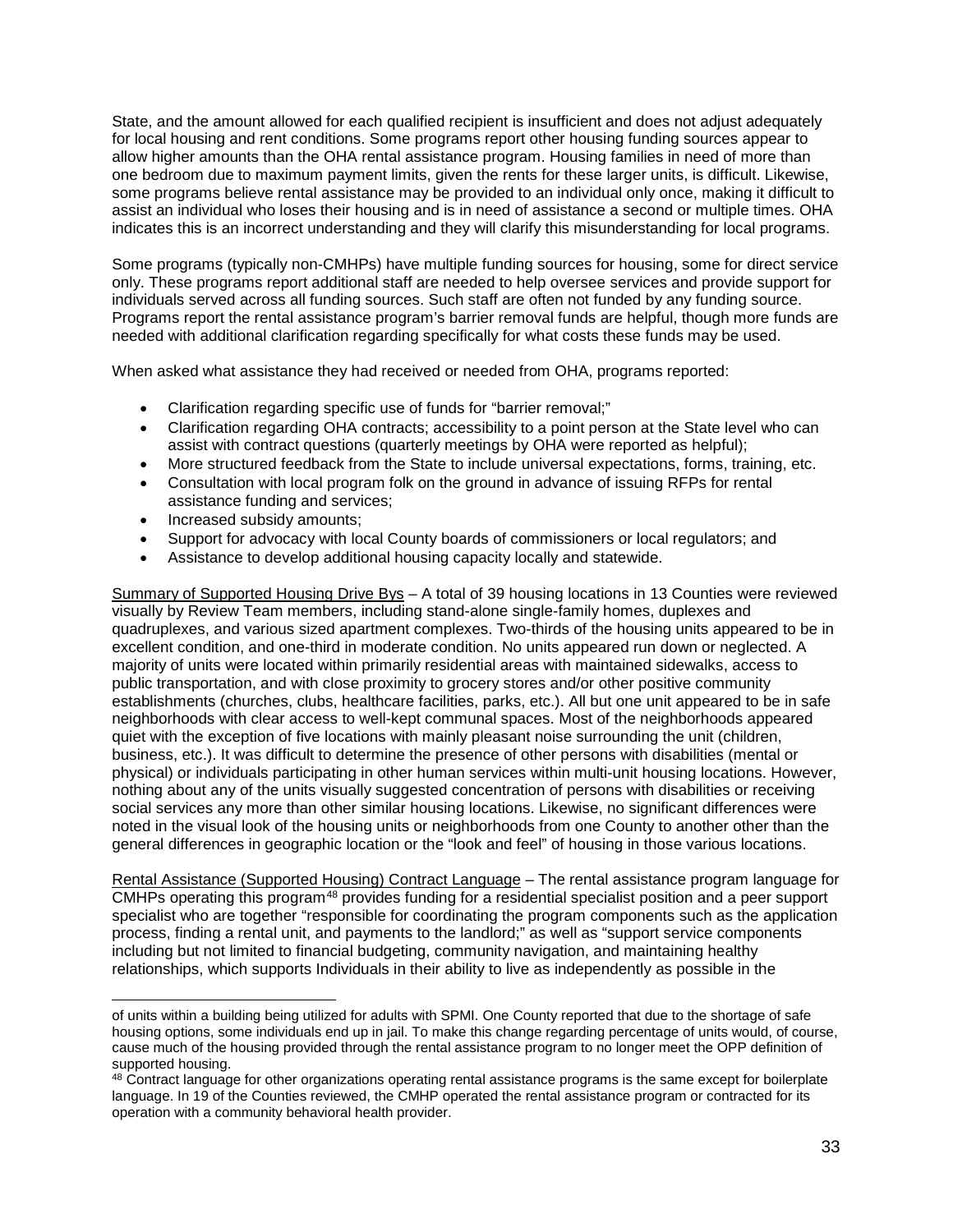State, and the amount allowed for each qualified recipient is insufficient and does not adjust adequately for local housing and rent conditions. Some programs report other housing funding sources appear to allow higher amounts than the OHA rental assistance program. Housing families in need of more than one bedroom due to maximum payment limits, given the rents for these larger units, is difficult. Likewise, some programs believe rental assistance may be provided to an individual only once, making it difficult to assist an individual who loses their housing and is in need of assistance a second or multiple times. OHA indicates this is an incorrect understanding and they will clarify this misunderstanding for local programs.

Some programs (typically non-CMHPs) have multiple funding sources for housing, some for direct service only. These programs report additional staff are needed to help oversee services and provide support for individuals served across all funding sources. Such staff are often not funded by any funding source. Programs report the rental assistance program's barrier removal funds are helpful, though more funds are needed with additional clarification regarding specifically for what costs these funds may be used.

When asked what assistance they had received or needed from OHA, programs reported:

- Clarification regarding specific use of funds for "barrier removal;"
- Clarification regarding OHA contracts; accessibility to a point person at the State level who can assist with contract questions (quarterly meetings by OHA were reported as helpful);
- More structured feedback from the State to include universal expectations, forms, training, etc.
- Consultation with local program folk on the ground in advance of issuing RFPs for rental assistance funding and services;
- Increased subsidy amounts;
- Support for advocacy with local County boards of commissioners or local regulators; and
- Assistance to develop additional housing capacity locally and statewide.

Summary of Supported Housing Drive Bys – A total of 39 housing locations in 13 Counties were reviewed visually by Review Team members, including stand-alone single-family homes, duplexes and quadruplexes, and various sized apartment complexes. Two-thirds of the housing units appeared to be in excellent condition, and one-third in moderate condition. No units appeared run down or neglected. A majority of units were located within primarily residential areas with maintained sidewalks, access to public transportation, and with close proximity to grocery stores and/or other positive community establishments (churches, clubs, healthcare facilities, parks, etc.). All but one unit appeared to be in safe neighborhoods with clear access to well-kept communal spaces. Most of the neighborhoods appeared quiet with the exception of five locations with mainly pleasant noise surrounding the unit (children, business, etc.). It was difficult to determine the presence of other persons with disabilities (mental or physical) or individuals participating in other human services within multi-unit housing locations. However, nothing about any of the units visually suggested concentration of persons with disabilities or receiving social services any more than other similar housing locations. Likewise, no significant differences were noted in the visual look of the housing units or neighborhoods from one County to another other than the general differences in geographic location or the "look and feel" of housing in those various locations.

Rental Assistance (Supported Housing) Contract Language – The rental assistance program language for CMHPs operating this program[48] provides funding for a residential specialist position and a peer support specialist who are together "responsible for coordinating the program components such as the application process, finding a rental unit, and payments to the landlord;" as well as "support service components including but not limited to financial budgeting, community navigation, and maintaining healthy relationships, which supports Individuals in their ability to live as independently as possible in the

---

of units within a building being utilized for adults with SPMI. One County reported that due to the shortage of safe housing options, some individuals end up in jail. To make this change regarding percentage of units would, of course, cause much of the housing provided through the rental assistance program to no longer meet the OPP definition of supported housing.

[48] Contract language for other organizations operating rental assistance programs is the same except for boilerplate language. In 19 of the Counties reviewed, the CMHP operated the rental assistance program or contracted for its operation with a community behavioral health provider.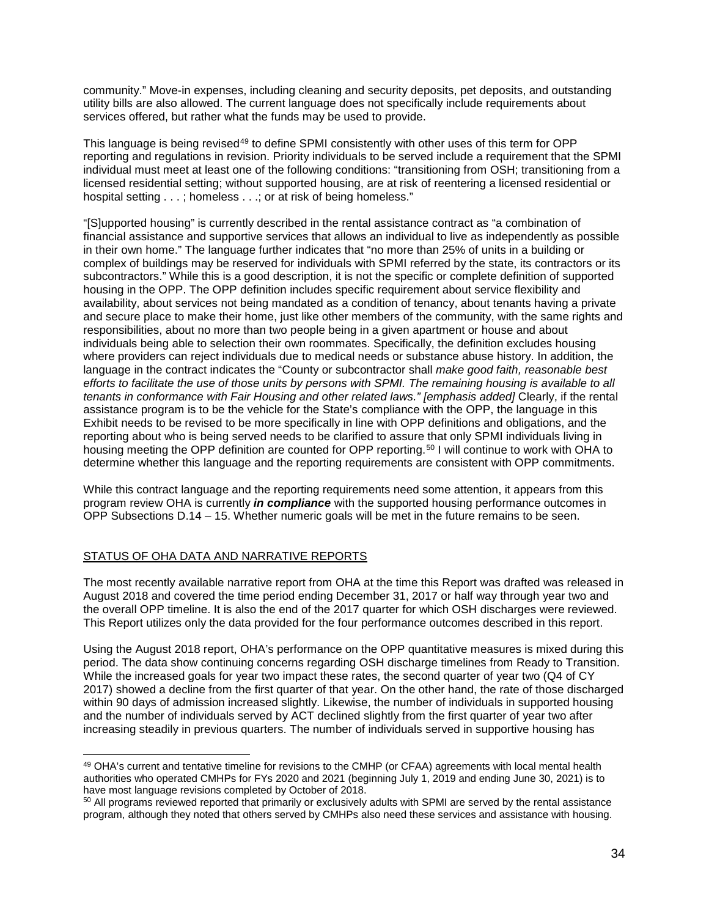community." Move-in expenses, including cleaning and security deposits, pet deposits, and outstanding utility bills are also allowed. The current language does not specifically include requirements about services offered, but rather what the funds may be used to provide.

This language is being revised[49] to define SPMI consistently with other uses of this term for OPP reporting and regulations in revision. Priority individuals to be served include a requirement that the SPMI individual must meet at least one of the following conditions: "transitioning from OSH; transitioning from a licensed residential setting; without supported housing, are at risk of reentering a licensed residential or hospital setting . . . ; homeless . . .; or at risk of being homeless."

"[S]upported housing" is currently described in the rental assistance contract as "a combination of financial assistance and supportive services that allows an individual to live as independently as possible in their own home." The language further indicates that "no more than 25% of units in a building or complex of buildings may be reserved for individuals with SPMI referred by the state, its contractors or its subcontractors." While this is a good description, it is not the specific or complete definition of supported housing in the OPP. The OPP definition includes specific requirement about service flexibility and availability, about services not being mandated as a condition of tenancy, about tenants having a private and secure place to make their home, just like other members of the community, with the same rights and responsibilities, about no more than two people being in a given apartment or house and about individuals being able to selection their own roommates. Specifically, the definition excludes housing where providers can reject individuals due to medical needs or substance abuse history. In addition, the language in the contract indicates the "County or subcontractor shall *make good faith, reasonable best efforts to facilitate the use of those units by persons with SPMI. The remaining housing is available to all tenants in conformance with Fair Housing and other related laws." [emphasis added]* Clearly, if the rental assistance program is to be the vehicle for the State's compliance with the OPP, the language in this Exhibit needs to be revised to be more specifically in line with OPP definitions and obligations, and the reporting about who is being served needs to be clarified to assure that only SPMI individuals living in housing meeting the OPP definition are counted for OPP reporting.[50] I will continue to work with OHA to determine whether this language and the reporting requirements are consistent with OPP commitments.

While this contract language and the reporting requirements need some attention, it appears from this program review OHA is currently ***in compliance*** with the supported housing performance outcomes in OPP Subsections D.14 – 15. Whether numeric goals will be met in the future remains to be seen.

## STATUS OF OHA DATA AND NARRATIVE REPORTS

The most recently available narrative report from OHA at the time this Report was drafted was released in August 2018 and covered the time period ending December 31, 2017 or half way through year two and the overall OPP timeline. It is also the end of the 2017 quarter for which OSH discharges were reviewed. This Report utilizes only the data provided for the four performance outcomes described in this report.

Using the August 2018 report, OHA's performance on the OPP quantitative measures is mixed during this period. The data show continuing concerns regarding OSH discharge timelines from Ready to Transition. While the increased goals for year two impact these rates, the second quarter of year two (Q4 of CY 2017) showed a decline from the first quarter of that year. On the other hand, the rate of those discharged within 90 days of admission increased slightly. Likewise, the number of individuals in supported housing and the number of individuals served by ACT declined slightly from the first quarter of year two after increasing steadily in previous quarters. The number of individuals served in supportive housing has

[49] OHA's current and tentative timeline for revisions to the CMHP (or CFAA) agreements with local mental health authorities who operated CMHPs for FYs 2020 and 2021 (beginning July 1, 2019 and ending June 30, 2021) is to have most language revisions completed by October of 2018.

[50] All programs reviewed reported that primarily or exclusively adults with SPMI are served by the rental assistance program, although they noted that others served by CMHPs also need these services and assistance with housing.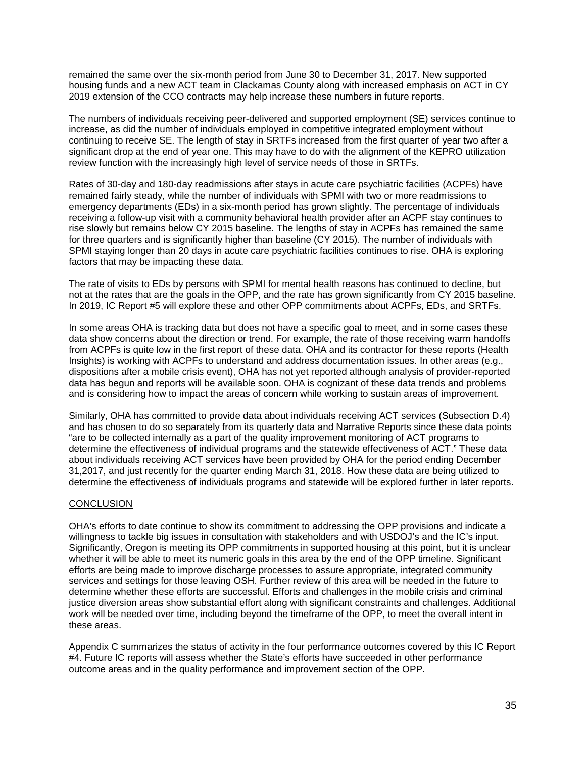remained the same over the six-month period from June 30 to December 31, 2017. New supported housing funds and a new ACT team in Clackamas County along with increased emphasis on ACT in CY 2019 extension of the CCO contracts may help increase these numbers in future reports.

The numbers of individuals receiving peer-delivered and supported employment (SE) services continue to increase, as did the number of individuals employed in competitive integrated employment without continuing to receive SE. The length of stay in SRTFs increased from the first quarter of year two after a significant drop at the end of year one. This may have to do with the alignment of the KEPRO utilization review function with the increasingly high level of service needs of those in SRTFs.

Rates of 30-day and 180-day readmissions after stays in acute care psychiatric facilities (ACPFs) have remained fairly steady, while the number of individuals with SPMI with two or more readmissions to emergency departments (EDs) in a six-month period has grown slightly. The percentage of individuals receiving a follow-up visit with a community behavioral health provider after an ACPF stay continues to rise slowly but remains below CY 2015 baseline. The lengths of stay in ACPFs has remained the same for three quarters and is significantly higher than baseline (CY 2015). The number of individuals with SPMI staying longer than 20 days in acute care psychiatric facilities continues to rise. OHA is exploring factors that may be impacting these data.

The rate of visits to EDs by persons with SPMI for mental health reasons has continued to decline, but not at the rates that are the goals in the OPP, and the rate has grown significantly from CY 2015 baseline. In 2019, IC Report #5 will explore these and other OPP commitments about ACPFs, EDs, and SRTFs.

In some areas OHA is tracking data but does not have a specific goal to meet, and in some cases these data show concerns about the direction or trend. For example, the rate of those receiving warm handoffs from ACPFs is quite low in the first report of these data. OHA and its contractor for these reports (Health Insights) is working with ACPFs to understand and address documentation issues. In other areas (e.g., dispositions after a mobile crisis event), OHA has not yet reported although analysis of provider-reported data has begun and reports will be available soon. OHA is cognizant of these data trends and problems and is considering how to impact the areas of concern while working to sustain areas of improvement.

Similarly, OHA has committed to provide data about individuals receiving ACT services (Subsection D.4) and has chosen to do so separately from its quarterly data and Narrative Reports since these data points "are to be collected internally as a part of the quality improvement monitoring of ACT programs to determine the effectiveness of individual programs and the statewide effectiveness of ACT." These data about individuals receiving ACT services have been provided by OHA for the period ending December 31,2017, and just recently for the quarter ending March 31, 2018. How these data are being utilized to determine the effectiveness of individuals programs and statewide will be explored further in later reports.

## CONCLUSION

OHA's efforts to date continue to show its commitment to addressing the OPP provisions and indicate a willingness to tackle big issues in consultation with stakeholders and with USDOJ's and the IC's input. Significantly, Oregon is meeting its OPP commitments in supported housing at this point, but it is unclear whether it will be able to meet its numeric goals in this area by the end of the OPP timeline. Significant efforts are being made to improve discharge processes to assure appropriate, integrated community services and settings for those leaving OSH. Further review of this area will be needed in the future to determine whether these efforts are successful. Efforts and challenges in the mobile crisis and criminal justice diversion areas show substantial effort along with significant constraints and challenges. Additional work will be needed over time, including beyond the timeframe of the OPP, to meet the overall intent in these areas.

Appendix C summarizes the status of activity in the four performance outcomes covered by this IC Report #4. Future IC reports will assess whether the State's efforts have succeeded in other performance outcome areas and in the quality performance and improvement section of the OPP.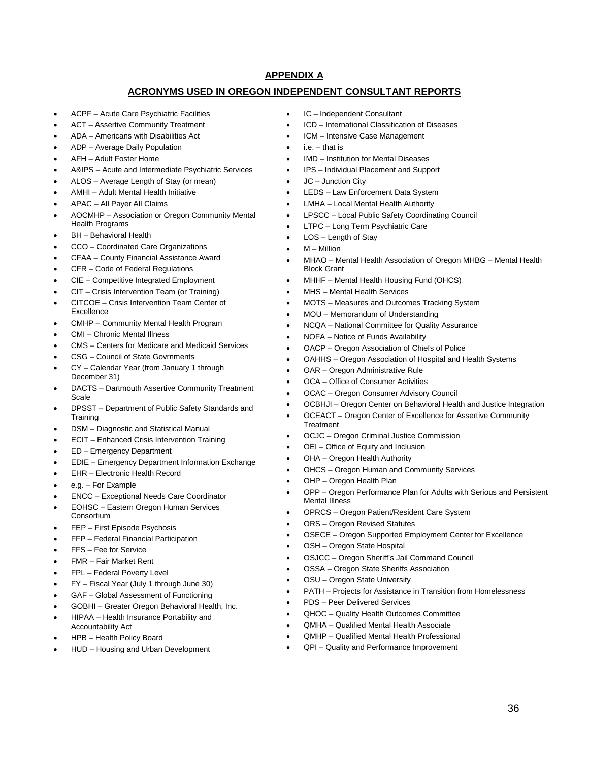## APPENDIX A

## ACRONYMS USED IN OREGON INDEPENDENT CONSULTANT REPORTS

- ACPF – Acute Care Psychiatric Facilities
- ACT – Assertive Community Treatment
- ADA – Americans with Disabilities Act
- ADP – Average Daily Population
- AFH – Adult Foster Home
- A&IPS – Acute and Intermediate Psychiatric Services
- ALOS – Average Length of Stay (or mean)
- AMHI – Adult Mental Health Initiative
- APAC – All Payer All Claims
- AOCMHP – Association or Oregon Community Mental Health Programs
- BH – Behavioral Health
- CCO – Coordinated Care Organizations
- CFAA – County Financial Assistance Award
- CFR – Code of Federal Regulations
- CIE – Competitive Integrated Employment
- CIT – Crisis Intervention Team (or Training)
- CITCOE – Crisis Intervention Team Center of Excellence
- CMHP – Community Mental Health Program
- CMI – Chronic Mental Illness
- CMS – Centers for Medicare and Medicaid Services
- CSG – Council of State Govrnments
- CY – Calendar Year (from January 1 through December 31)
- DACTS – Dartmouth Assertive Community Treatment Scale
- DPSST – Department of Public Safety Standards and Training
- DSM – Diagnostic and Statistical Manual
- ECIT – Enhanced Crisis Intervention Training
- ED – Emergency Department
- EDIE – Emergency Department Information Exchange
- EHR – Electronic Health Record
- e.g. – For Example
- ENCC – Exceptional Needs Care Coordinator
- EOHSC – Eastern Oregon Human Services Consortium
- FEP – First Episode Psychosis
- FFP – Federal Financial Participation
- FFS – Fee for Service
- FMR – Fair Market Rent
- FPL – Federal Poverty Level
- FY – Fiscal Year (July 1 through June 30)
- GAF – Global Assessment of Functioning
- GOBHI – Greater Oregon Behavioral Health, Inc.
- HIPAA – Health Insurance Portability and Accountability Act
- HPB – Health Policy Board
- HUD – Housing and Urban Development
- IC – Independent Consultant
- ICD – International Classification of Diseases
- ICM – Intensive Case Management
- i.e. – that is
- IMD – Institution for Mental Diseases
- IPS – Individual Placement and Support
- JC – Junction City
- LEDS – Law Enforcement Data System
- LMHA – Local Mental Health Authority
- LPSCC – Local Public Safety Coordinating Council
- LTPC – Long Term Psychiatric Care
- LOS – Length of Stay
- M – Million
- MHAO – Mental Health Association of Oregon MHBG – Mental Health Block Grant
- MHHF – Mental Health Housing Fund (OHCS)
- MHS – Mental Health Services
- MOTS – Measures and Outcomes Tracking System
- MOU – Memorandum of Understanding
- NCQA – National Committee for Quality Assurance
- NOFA – Notice of Funds Availability
- OACP – Oregon Association of Chiefs of Police
- OAHHS – Oregon Association of Hospital and Health Systems
- OAR – Oregon Administrative Rule
- OCA – Office of Consumer Activities
- OCAC – Oregon Consumer Advisory Council
- OCBHJI – Oregon Center on Behavioral Health and Justice Integration
- OCEACT – Oregon Center of Excellence for Assertive Community Treatment
- OCJC – Oregon Criminal Justice Commission
- OEI – Office of Equity and Inclusion
- OHA – Oregon Health Authority
- OHCS – Oregon Human and Community Services
- OHP – Oregon Health Plan
- OPP – Oregon Performance Plan for Adults with Serious and Persistent Mental Illness
- OPRCS – Oregon Patient/Resident Care System
- ORS – Oregon Revised Statutes
- OSECE – Oregon Supported Employment Center for Excellence
- OSH – Oregon State Hospital
- OSJCC – Oregon Sheriff's Jail Command Council
- OSSA – Oregon State Sheriffs Association
- OSU – Oregon State University
- PATH – Projects for Assistance in Transition from Homelessness
- PDS – Peer Delivered Services
- QHOC – Quality Health Outcomes Committee
- QMHA – Qualified Mental Health Associate
- QMHP – Qualified Mental Health Professional
- QPI – Quality and Performance Improvement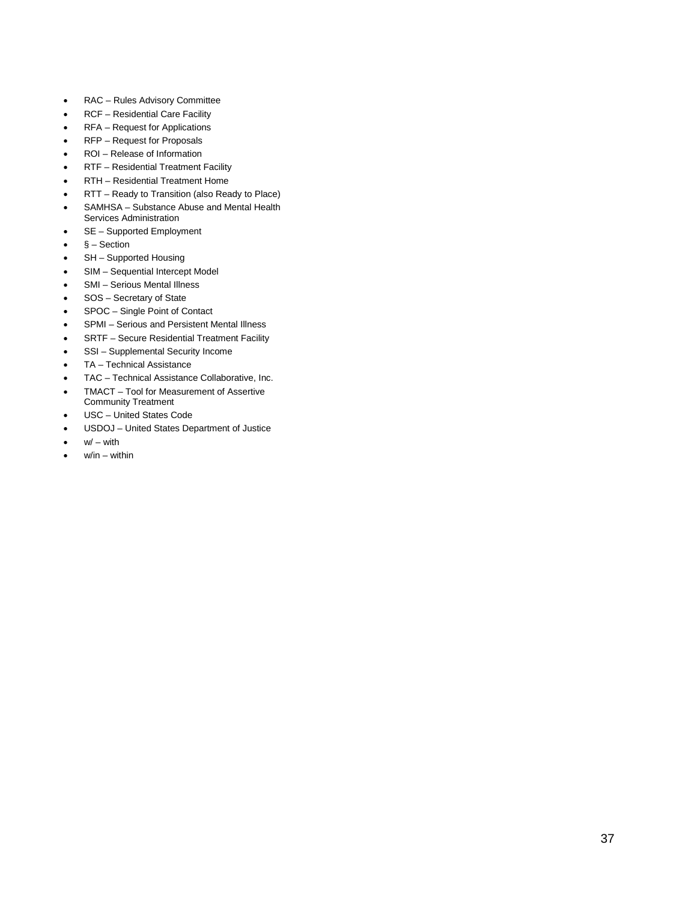- RAC – Rules Advisory Committee
- RCF – Residential Care Facility
- RFA – Request for Applications
- RFP – Request for Proposals
- ROI – Release of Information
- RTF – Residential Treatment Facility
- RTH – Residential Treatment Home
- RTT – Ready to Transition (also Ready to Place)
- SAMHSA – Substance Abuse and Mental Health Services Administration
- SE – Supported Employment
- § – Section
- SH – Supported Housing
- SIM – Sequential Intercept Model
- SMI – Serious Mental Illness
- SOS – Secretary of State
- SPOC – Single Point of Contact
- SPMI – Serious and Persistent Mental Illness
- SRTF – Secure Residential Treatment Facility
- SSI – Supplemental Security Income
- TA – Technical Assistance
- TAC – Technical Assistance Collaborative, Inc.
- TMACT – Tool for Measurement of Assertive Community Treatment
- USC – United States Code
- USDOJ – United States Department of Justice
- w/ – with
- w/in – within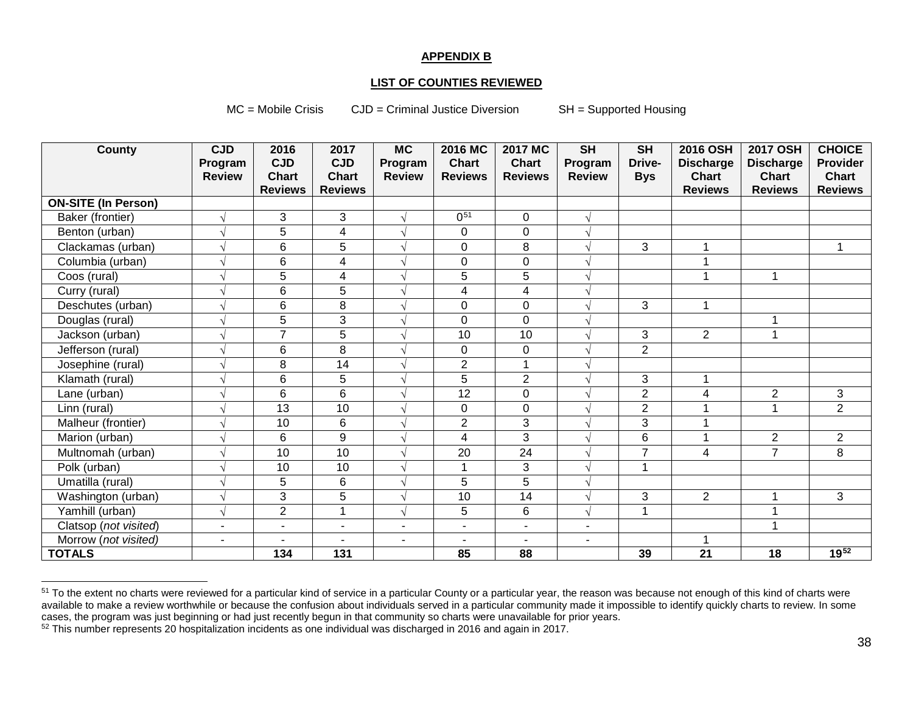**APPENDIX B**

**LIST OF COUNTIES REVIEWED**

MC = Mobile Crisis CJD = Criminal Justice Diversion SH = Supported Housing

| County | CJD Program Review | 2016 CJD Chart Reviews | 2017 CJD Chart Reviews | MC Program Review | 2016 MC Chart Reviews | 2017 MC Chart Reviews | SH Program Review | SH Drive-Bys | 2016 OSH Discharge Chart Reviews | 2017 OSH Discharge Chart Reviews | CHOICE Provider Chart Reviews |
|---|---|---|---|---|---|---|---|---|---|---|---|
| **ON-SITE (In Person)** | | | | | | | | | | | |
| Baker (frontier) | √ | 3 | 3 | √ | 0[51] | 0 | √ | | | | |
| Benton (urban) | √ | 5 | 4 | √ | 0 | 0 | √ | | | | |
| Clackamas (urban) | √ | 6 | 5 | √ | 0 | 8 | √ | 3 | 1 | | 1 |
| Columbia (urban) | √ | 6 | 4 | √ | 0 | 0 | √ | | 1 | | |
| Coos (rural) | √ | 5 | 4 | √ | 5 | 5 | √ | | 1 | 1 | |
| Curry (rural) | √ | 6 | 5 | √ | 4 | 4 | √ | | | | |
| Deschutes (urban) | √ | 6 | 8 | √ | 0 | 0 | √ | 3 | 1 | | |
| Douglas (rural) | √ | 5 | 3 | √ | 0 | 0 | √ | | | 1 | |
| Jackson (urban) | √ | 7 | 5 | √ | 10 | 10 | √ | 3 | 2 | 1 | |
| Jefferson (rural) | √ | 6 | 8 | √ | 0 | 0 | √ | 2 | | | |
| Josephine (rural) | √ | 8 | 14 | √ | 2 | 1 | √ | | | | |
| Klamath (rural) | √ | 6 | 5 | √ | 5 | 2 | √ | 3 | 1 | | |
| Lane (urban) | √ | 6 | 6 | √ | 12 | 0 | √ | 2 | 4 | 2 | 3 |
| Linn (rural) | √ | 13 | 10 | √ | 0 | 0 | √ | 2 | 1 | 1 | 2 |
| Malheur (frontier) | √ | 10 | 6 | √ | 2 | 3 | √ | 3 | 1 | | |
| Marion (urban) | √ | 6 | 9 | √ | 4 | 3 | √ | 6 | 1 | 2 | 2 |
| Multnomah (urban) | √ | 10 | 10 | √ | 20 | 24 | √ | 7 | 4 | 7 | 8 |
| Polk (urban) | √ | 10 | 10 | √ | 1 | 3 | √ | 1 | | | |
| Umatilla (rural) | √ | 5 | 6 | √ | 5 | 5 | √ | | | | |
| Washington (urban) | √ | 3 | 5 | √ | 10 | 14 | √ | 3 | 2 | 1 | 3 |
| Yamhill (urban) | √ | 2 | 1 | √ | 5 | 6 | √ | 1 | | 1 | |
| Clatsop (*not visited*) | - | - | - | - | - | - | - | | | 1 | |
| Morrow (*not visited*) | - | - | - | - | - | - | - | | 1 | | |
| **TOTALS** | | **134** | **131** | | **85** | **88** | | **39** | **21** | **18** | **19[52]** |

[51] To the extent no charts were reviewed for a particular kind of service in a particular County or a particular year, the reason was because not enough of this kind of charts were available to make a review worthwhile or because the confusion about individuals served in a particular community made it impossible to identify quickly charts to review. In some cases, the program was just beginning or had just recently begun in that community so charts were unavailable for prior years.

[52] This number represents 20 hospitalization incidents as one individual was discharged in 2016 and again in 2017.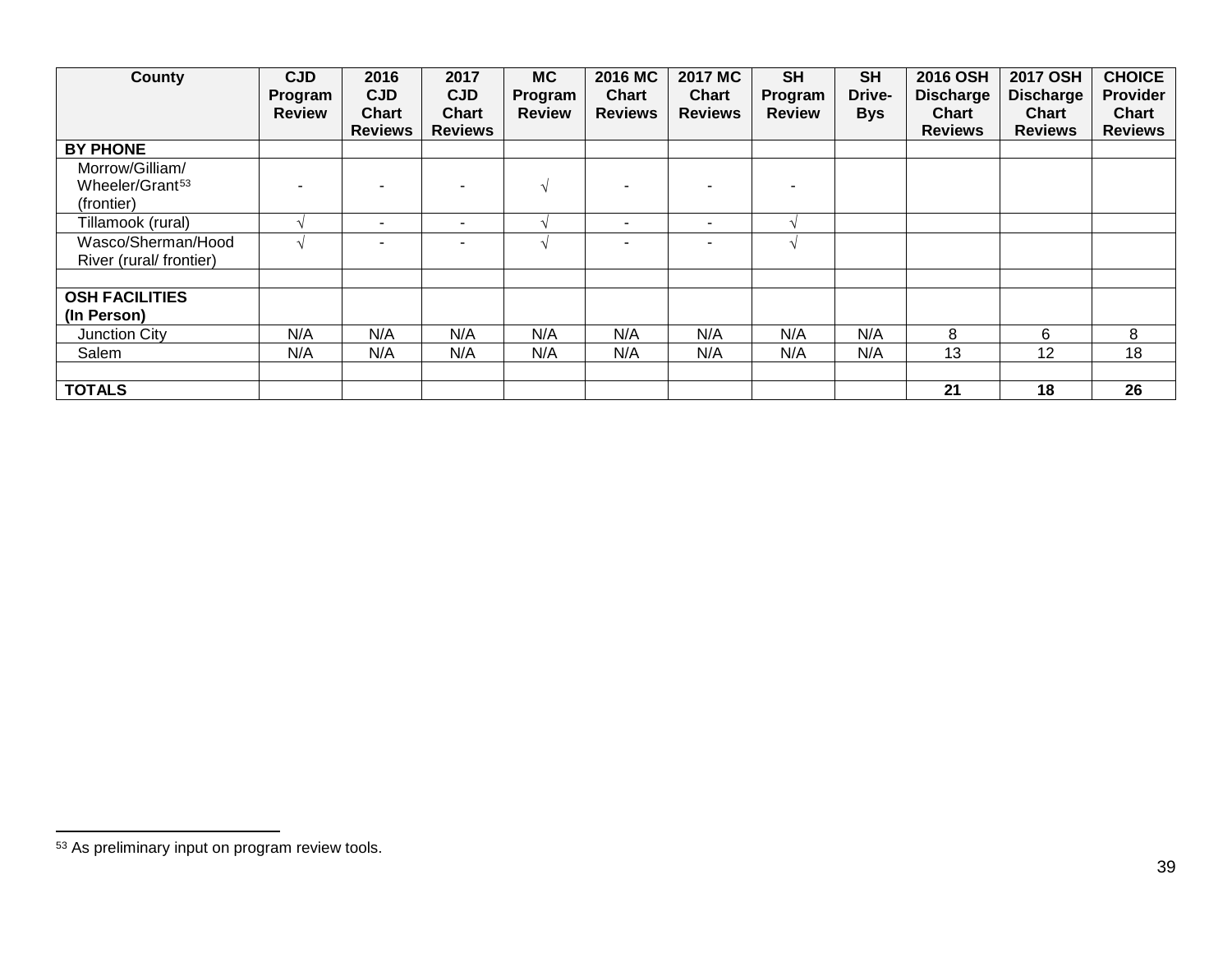| County | CJD Program Review | 2016 CJD Chart Reviews | 2017 CJD Chart Reviews | MC Program Review | 2016 MC Chart Reviews | 2017 MC Chart Reviews | SH Program Review | SH Drive-Bys | 2016 OSH Discharge Chart Reviews | 2017 OSH Discharge Chart Reviews | CHOICE Provider Chart Reviews |
|---|---|---|---|---|---|---|---|---|---|---|---|
| **BY PHONE** | | | | | | | | | | | |
| Morrow/Gilliam/ Wheeler/Grant[53] (frontier) | - | - | - | √ | - | - | - | | | | |
| Tillamook (rural) | √ | - | - | √ | - | - | √ | | | | |
| Wasco/Sherman/Hood River (rural/ frontier) | √ | - | - | √ | - | - | √ | | | | |
| | | | | | | | | | | | |
| **OSH FACILITIES (In Person)** | | | | | | | | | | | |
| Junction City | N/A | N/A | N/A | N/A | N/A | N/A | N/A | N/A | 8 | 6 | 8 |
| Salem | N/A | N/A | N/A | N/A | N/A | N/A | N/A | N/A | 13 | 12 | 18 |
| | | | | | | | | | | | |
| **TOTALS** | | | | | | | | | **21** | **18** | **26** |

[53] As preliminary input on program review tools.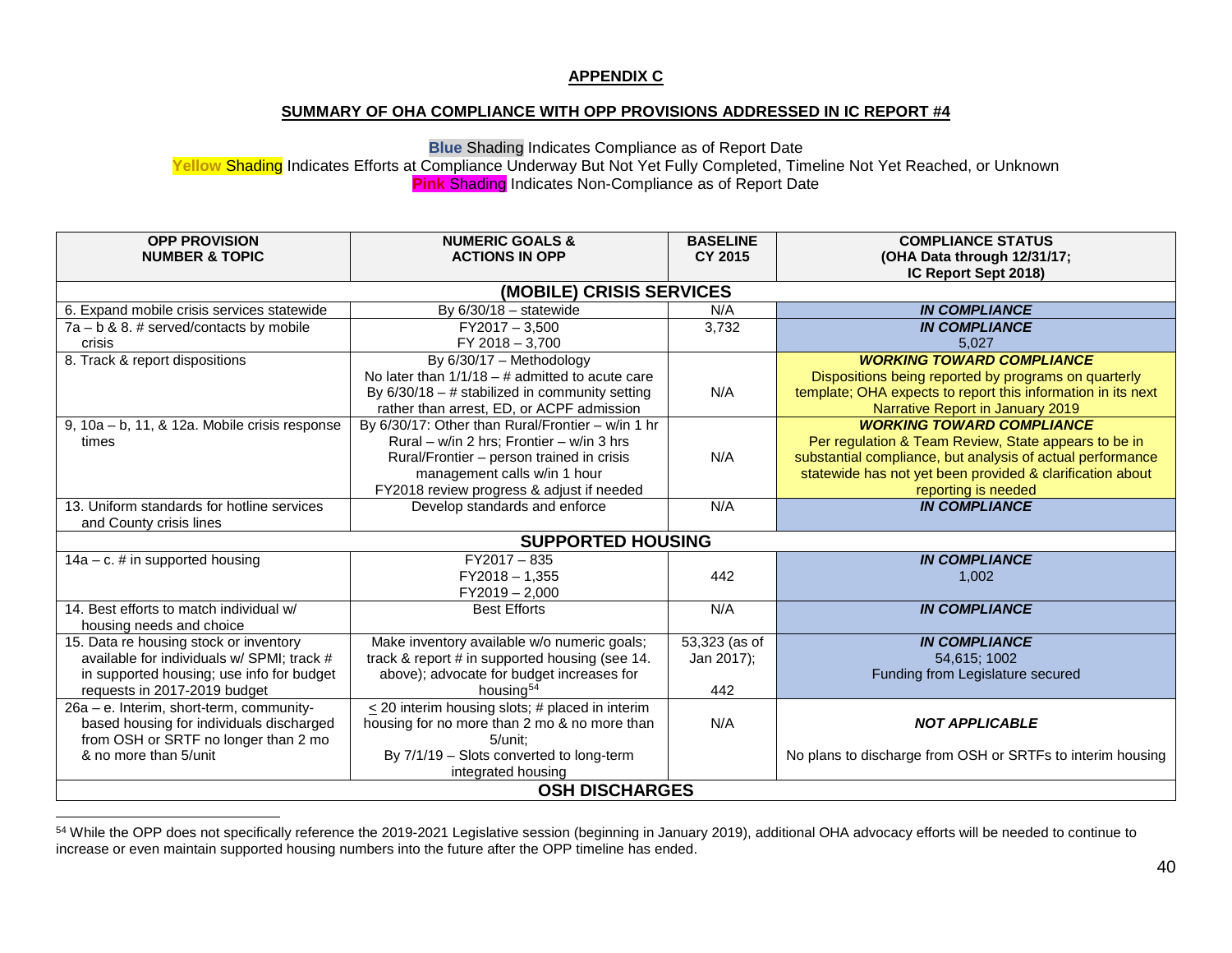**APPENDIX C**

**SUMMARY OF OHA COMPLIANCE WITH OPP PROVISIONS ADDRESSED IN IC REPORT #4**

**Blue** Shading Indicates Compliance as of Report Date
**Yellow** Shading Indicates Efforts at Compliance Underway But Not Yet Fully Completed, Timeline Not Yet Reached, or Unknown
**Pink** Shading Indicates Non-Compliance as of Report Date

| OPP PROVISION NUMBER & TOPIC | NUMERIC GOALS & ACTIONS IN OPP | BASELINE CY 2015 | COMPLIANCE STATUS (OHA Data through 12/31/17; IC Report Sept 2018) |
|---|---|---|---|
| **(MOBILE) CRISIS SERVICES** | | | |
| 6. Expand mobile crisis services statewide | By 6/30/18 – statewide | N/A | ***IN COMPLIANCE*** |
| 7a – b & 8. # served/contacts by mobile crisis | FY2017 – 3,500<br>FY 2018 – 3,700 | 3,732 | ***IN COMPLIANCE***<br>5,027 |
| 8. Track & report dispositions | By 6/30/17 – Methodology<br>No later than 1/1/18 – # admitted to acute care<br>By 6/30/18 – # stabilized in community setting rather than arrest, ED, or ACPF admission | N/A | ***WORKING TOWARD COMPLIANCE***<br>Dispositions being reported by programs on quarterly template; OHA expects to report this information in its next Narrative Report in January 2019 |
| 9, 10a – b, 11, & 12a. Mobile crisis response times | By 6/30/17: Other than Rural/Frontier – w/in 1 hr<br>Rural – w/in 2 hrs; Frontier – w/in 3 hrs<br>Rural/Frontier – person trained in crisis management calls w/in 1 hour<br>FY2018 review progress & adjust if needed | N/A | ***WORKING TOWARD COMPLIANCE***<br>Per regulation & Team Review, State appears to be in substantial compliance, but analysis of actual performance statewide has not yet been provided & clarification about reporting is needed |
| 13. Uniform standards for hotline services and County crisis lines | Develop standards and enforce | N/A | ***IN COMPLIANCE*** |
| **SUPPORTED HOUSING** | | | |
| 14a – c. # in supported housing | FY2017 – 835<br>FY2018 – 1,355<br>FY2019 – 2,000 | 442 | ***IN COMPLIANCE***<br>1,002 |
| 14. Best efforts to match individual w/ housing needs and choice | Best Efforts | N/A | ***IN COMPLIANCE*** |
| 15. Data re housing stock or inventory available for individuals w/ SPMI; track # in supported housing; use info for budget requests in 2017-2019 budget | Make inventory available w/o numeric goals; track & report # in supported housing (see 14. above); advocate for budget increases for housing[54] | 53,323 (as of Jan 2017);<br><br>442 | ***IN COMPLIANCE***<br>54,615; 1002<br>Funding from Legislature secured |
| 26a – e. Interim, short-term, community-based housing for individuals discharged from OSH or SRTF no longer than 2 mo & no more than 5/unit | ≤ 20 interim housing slots; # placed in interim housing for no more than 2 mo & no more than 5/unit;<br>By 7/1/19 – Slots converted to long-term integrated housing | N/A | ***NOT APPLICABLE***<br><br>No plans to discharge from OSH or SRTFs to interim housing |
| **OSH DISCHARGES** | | | |

[54] While the OPP does not specifically reference the 2019-2021 Legislative session (beginning in January 2019), additional OHA advocacy efforts will be needed to continue to increase or even maintain supported housing numbers into the future after the OPP timeline has ended.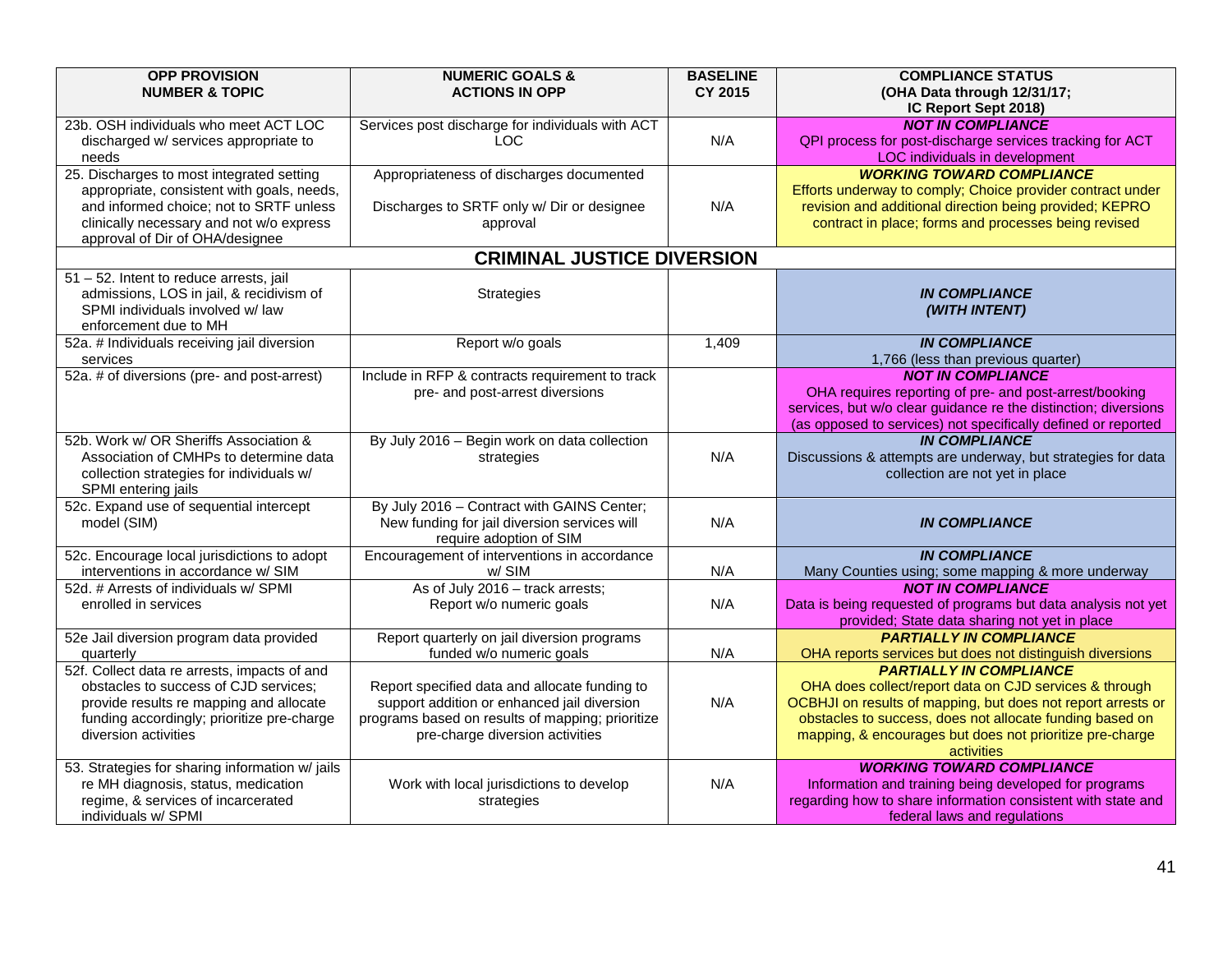| OPP PROVISION NUMBER & TOPIC | NUMERIC GOALS & ACTIONS IN OPP | BASELINE CY 2015 | COMPLIANCE STATUS (OHA Data through 12/31/17; IC Report Sept 2018) |
|---|---|---|---|
| 23b. OSH individuals who meet ACT LOC discharged w/ services appropriate to needs | Services post discharge for individuals with ACT LOC | N/A | ***NOT IN COMPLIANCE*** QPI process for post-discharge services tracking for ACT LOC individuals in development |
| 25. Discharges to most integrated setting appropriate, consistent with goals, needs, and informed choice; not to SRTF unless clinically necessary and not w/o express approval of Dir of OHA/designee | Appropriateness of discharges documented<br><br>Discharges to SRTF only w/ Dir or designee approval | N/A | ***WORKING TOWARD COMPLIANCE*** Efforts underway to comply; Choice provider contract under revision and additional direction being provided; KEPRO contract in place; forms and processes being revised |
| **CRIMINAL JUSTICE DIVERSION** | | | |
| 51 – 52. Intent to reduce arrests, jail admissions, LOS in jail, & recidivism of SPMI individuals involved w/ law enforcement due to MH | Strategies | | ***IN COMPLIANCE (WITH INTENT)*** |
| 52a. # Individuals receiving jail diversion services | Report w/o goals | 1,409 | ***IN COMPLIANCE*** 1,766 (less than previous quarter) |
| 52a. # of diversions (pre- and post-arrest) | Include in RFP & contracts requirement to track pre- and post-arrest diversions | | ***NOT IN COMPLIANCE*** OHA requires reporting of pre- and post-arrest/booking services, but w/o clear guidance re the distinction; diversions (as opposed to services) not specifically defined or reported |
| 52b. Work w/ OR Sheriffs Association & Association of CMHPs to determine data collection strategies for individuals w/ SPMI entering jails | By July 2016 – Begin work on data collection strategies | N/A | ***IN COMPLIANCE*** Discussions & attempts are underway, but strategies for data collection are not yet in place |
| 52c. Expand use of sequential intercept model (SIM) | By July 2016 – Contract with GAINS Center; New funding for jail diversion services will require adoption of SIM | N/A | ***IN COMPLIANCE*** |
| 52c. Encourage local jurisdictions to adopt interventions in accordance w/ SIM | Encouragement of interventions in accordance w/ SIM | N/A | ***IN COMPLIANCE*** Many Counties using; some mapping & more underway |
| 52d. # Arrests of individuals w/ SPMI enrolled in services | As of July 2016 – track arrests; Report w/o numeric goals | N/A | ***NOT IN COMPLIANCE*** Data is being requested of programs but data analysis not yet provided; State data sharing not yet in place |
| 52e Jail diversion program data provided quarterly | Report quarterly on jail diversion programs funded w/o numeric goals | N/A | ***PARTIALLY IN COMPLIANCE*** OHA reports services but does not distinguish diversions |
| 52f. Collect data re arrests, impacts of and obstacles to success of CJD services; provide results re mapping and allocate funding accordingly; prioritize pre-charge diversion activities | Report specified data and allocate funding to support addition or enhanced jail diversion programs based on results of mapping; prioritize pre-charge diversion activities | N/A | ***PARTIALLY IN COMPLIANCE*** OHA does collect/report data on CJD services & through OCBHJI on results of mapping, but does not report arrests or obstacles to success, does not allocate funding based on mapping, & encourages but does not prioritize pre-charge activities |
| 53. Strategies for sharing information w/ jails re MH diagnosis, status, medication regime, & services of incarcerated individuals w/ SPMI | Work with local jurisdictions to develop strategies | N/A | ***WORKING TOWARD COMPLIANCE*** Information and training being developed for programs regarding how to share information consistent with state and federal laws and regulations |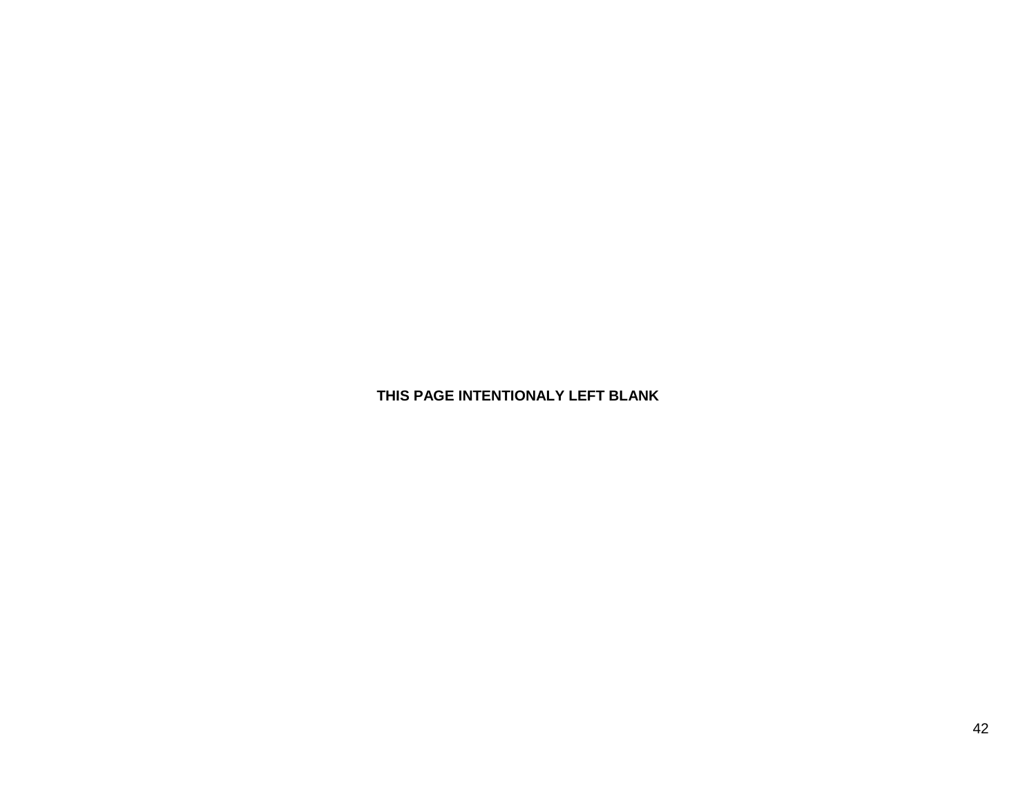**THIS PAGE INTENTIONALY LEFT BLANK**